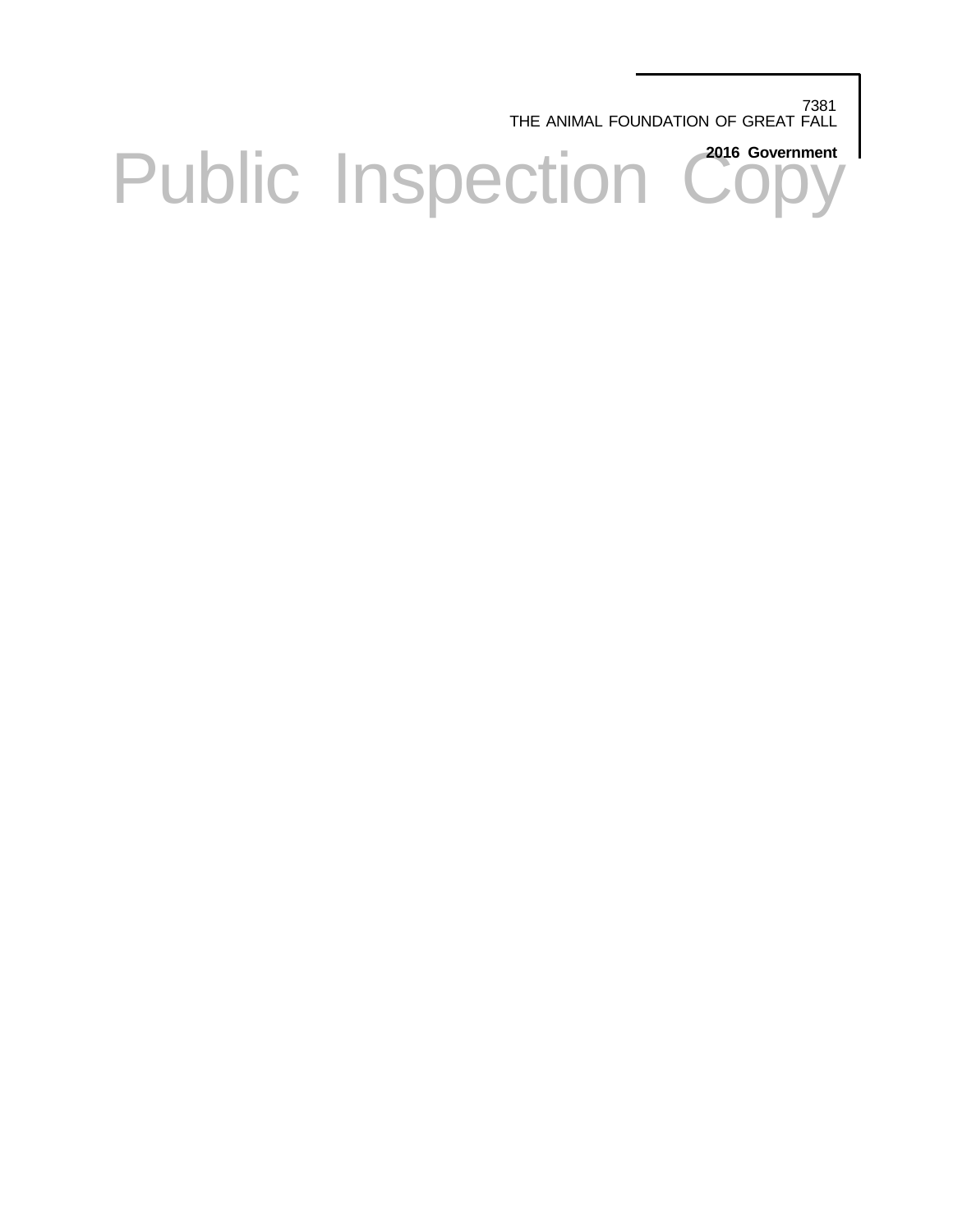7381
THE ANIMAL FOUNDATION OF GREAT FALL

**2016 Government**

# Public Inspection Copy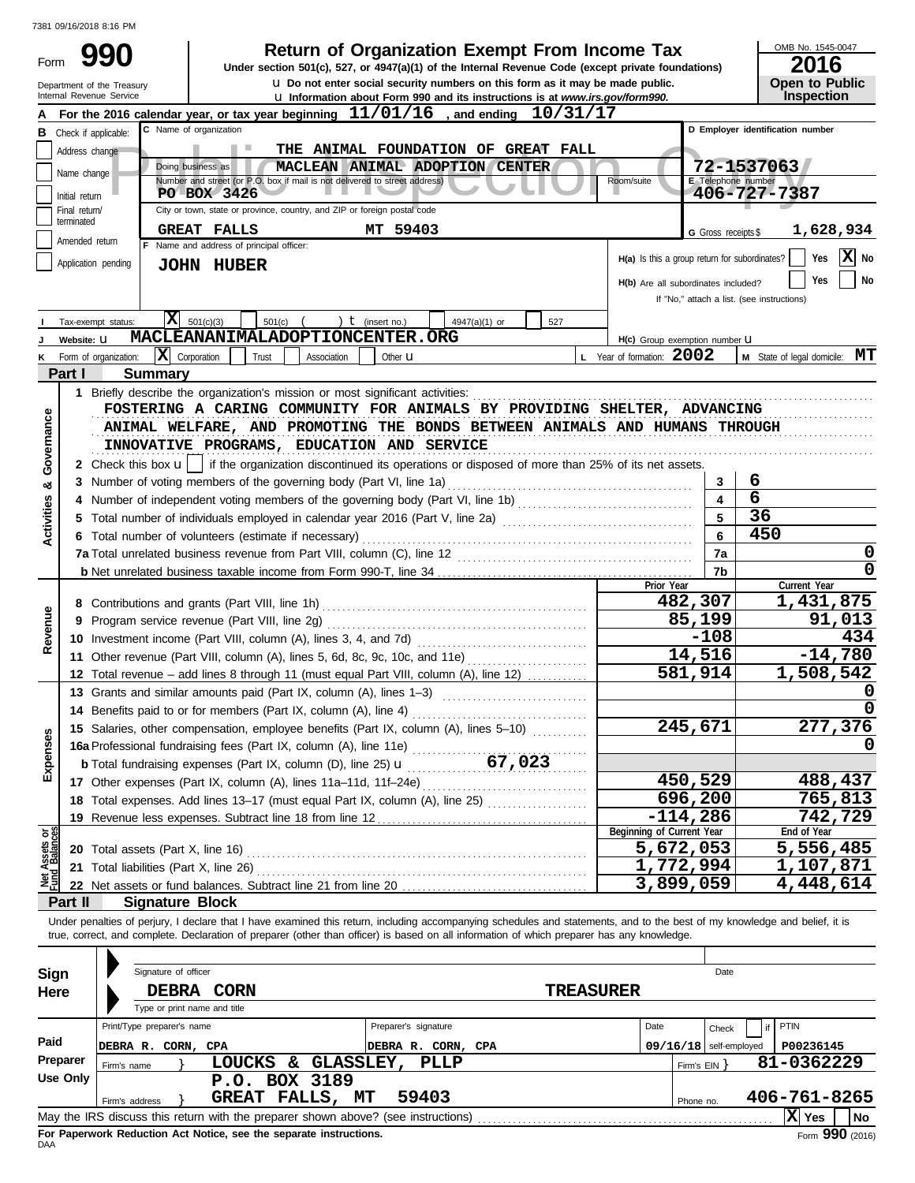7381 09/16/2018 8:16 PM

# Form 990 — Return of Organization Exempt From Income Tax

Under section 501(c), 527, or 4947(a)(1) of the Internal Revenue Code (except private foundations)

u Do not enter social security numbers on this form as it may be made public.

u Information about Form 990 and its instructions is at *www.irs.gov/form990.*

Department of the Treasury
Internal Revenue Service

OMB No. 1545-0047
**2016**
**Open to Public Inspection**

**A** For the 2016 calendar year, or tax year beginning **11/01/16**, and ending **10/31/17**

**B** Check if applicable: Address change / Name change / Initial return / Final return/terminated / Amended return / Application pending

**C** Name of organization: **THE ANIMAL FOUNDATION OF GREAT FALL**

Doing business as: **MACLEAN ANIMAL ADOPTION CENTER**

Number and street (or P.O. box if mail is not delivered to street address): **PO BOX 3426** Room/suite

City or town, state or province, country, and ZIP or foreign postal code: **GREAT FALLS MT 59403**

**D** Employer identification number: **72-1537063**

**E** Telephone number: **406-727-7387**

**G** Gross receipts $ **1,628,934**

**F** Name and address of principal officer: **JOHN HUBER**

**H(a)** Is this a group return for subordinates? Yes [ ] No [X]

**H(b)** Are all subordinates included? Yes [ ] No [ ]
If "No," attach a list. (see instructions)

**I** Tax-exempt status: [X] 501(c)(3) [ ] 501(c) ( ) t (insert no.) [ ] 4947(a)(1) or [ ] 527

**J** Website: u **MACLEANANIMALADOPTIONCENTER.ORG**

**H(c)** Group exemption number u

**K** Form of organization: [X] Corporation [ ] Trust [ ] Association [ ] Other u

**L** Year of formation: **2002**

**M** State of legal domicile: **MT**

## Part I Summary

**Activities & Governance**

1 Briefly describe the organization's mission or most significant activities:
FOSTERING A CARING COMMUNITY FOR ANIMALS BY PROVIDING SHELTER, ADVANCING ANIMAL WELFARE, AND PROMOTING THE BONDS BETWEEN ANIMALS AND HUMANS THROUGH INNOVATIVE PROGRAMS, EDUCATION AND SERVICE

2 Check this box u [ ] if the organization discontinued its operations or disposed of more than 25% of its net assets.

| Line | Description | No. | Value |
|---|---|---|---|
| 3 | Number of voting members of the governing body (Part VI, line 1a) | 3 | 6 |
| 4 | Number of independent voting members of the governing body (Part VI, line 1b) | 4 | 6 |
| 5 | Total number of individuals employed in calendar year 2016 (Part V, line 2a) | 5 | 36 |
| 6 | Total number of volunteers (estimate if necessary) | 6 | 450 |
| 7a | Total unrelated business revenue from Part VIII, column (C), line 12 | 7a | 0 |
| b | Net unrelated business taxable income from Form 990-T, line 34 | 7b | 0 |

| Section | Line | Description | Prior Year | Current Year |
|---|---|---|---|---|
| Revenue | 8 | Contributions and grants (Part VIII, line 1h) | 482,307 | 1,431,875 |
| | 9 | Program service revenue (Part VIII, line 2g) | 85,199 | 91,013 |
| | 10 | Investment income (Part VIII, column (A), lines 3, 4, and 7d) | -108 | 434 |
| | 11 | Other revenue (Part VIII, column (A), lines 5, 6d, 8c, 9c, 10c, and 11e) | 14,516 | -14,780 |
| | 12 | Total revenue – add lines 8 through 11 (must equal Part VIII, column (A), line 12) | 581,914 | 1,508,542 |
| Expenses | 13 | Grants and similar amounts paid (Part IX, column (A), lines 1–3) | | 0 |
| | 14 | Benefits paid to or for members (Part IX, column (A), line 4) | | 0 |
| | 15 | Salaries, other compensation, employee benefits (Part IX, column (A), lines 5–10) | 245,671 | 277,376 |
| | 16a | Professional fundraising fees (Part IX, column (A), line 11e) | | 0 |
| | b | Total fundraising expenses (Part IX, column (D), line 25) u 67,023 | | |
| | 17 | Other expenses (Part IX, column (A), lines 11a–11d, 11f–24e) | 450,529 | 488,437 |
| | 18 | Total expenses. Add lines 13–17 (must equal Part IX, column (A), line 25) | 696,200 | 765,813 |
| | 19 | Revenue less expenses. Subtract line 18 from line 12 | -114,286 | 742,729 |

| Section | Line | Description | Beginning of Current Year | End of Year |
|---|---|---|---|---|
| Net Assets or Fund Balances | 20 | Total assets (Part X, line 16) | 5,672,053 | 5,556,485 |
| | 21 | Total liabilities (Part X, line 26) | 1,772,994 | 1,107,871 |
| | 22 | Net assets or fund balances. Subtract line 21 from line 20 | 3,899,059 | 4,448,614 |

## Part II Signature Block

Under penalties of perjury, I declare that I have examined this return, including accompanying schedules and statements, and to the best of my knowledge and belief, it is true, correct, and complete. Declaration of preparer (other than officer) is based on all information of which preparer has any knowledge.

**Sign Here**

Signature of officer — Date

**DEBRA CORN** — **TREASURER**
Type or print name and title

**Paid Preparer Use Only**

| Print/Type preparer's name | Preparer's signature | Date | Check [ ] if self-employed | PTIN |
|---|---|---|---|---|
| DEBRA R. CORN, CPA | DEBRA R. CORN, CPA | 09/16/18 | | P00236145 |

Firm's name } **LOUCKS & GLASSLEY, PLLP** — Firm's EIN } **81-0362229**

Firm's address } **P.O. BOX 3189, GREAT FALLS, MT 59403** — Phone no. **406-761-8265**

May the IRS discuss this return with the preparer shown above? (see instructions) [X] Yes [ ] No

**For Paperwork Reduction Act Notice, see the separate instructions.**

DAA — Form **990** (2016)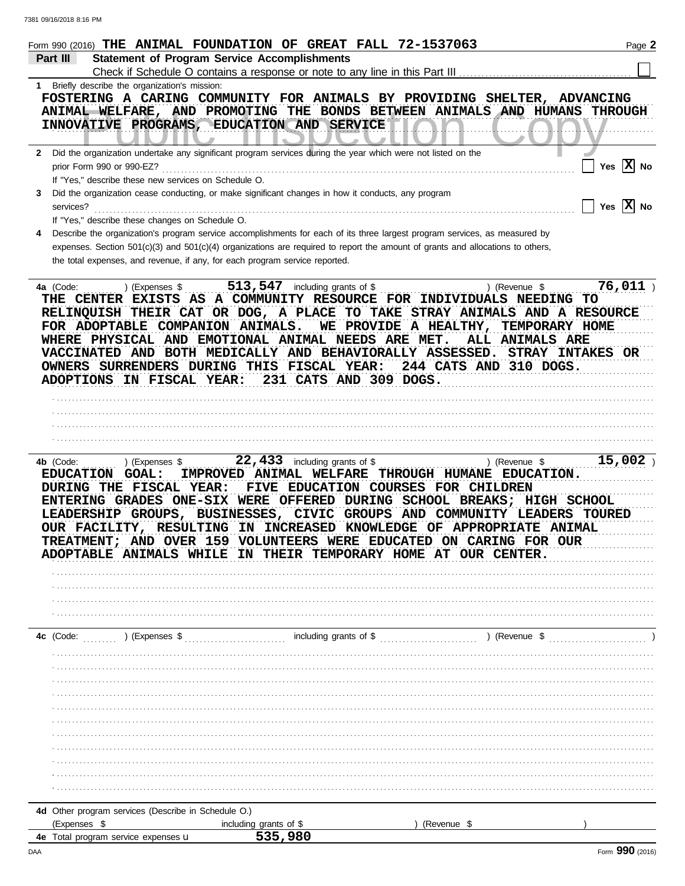Form 990 (2016) THE ANIMAL FOUNDATION OF GREAT FALL 72-1537063

## Part III Statement of Program Service Accomplishments

Check if Schedule O contains a response or note to any line in this Part III ☐

**1** Briefly describe the organization's mission:

FOSTERING A CARING COMMUNITY FOR ANIMALS BY PROVIDING SHELTER, ADVANCING ANIMAL WELFARE, AND PROMOTING THE BONDS BETWEEN ANIMALS AND HUMANS THROUGH INNOVATIVE PROGRAMS, EDUCATION AND SERVICE

**2** Did the organization undertake any significant program services during the year which were not listed on the prior Form 990 or 990-EZ? ☐ Yes ☒ No

If "Yes," describe these new services on Schedule O.

**3** Did the organization cease conducting, or make significant changes in how it conducts, any program services? ☐ Yes ☒ No

If "Yes," describe these changes on Schedule O.

**4** Describe the organization's program service accomplishments for each of its three largest program services, as measured by expenses. Section 501(c)(3) and 501(c)(4) organizations are required to report the amount of grants and allocations to others, the total expenses, and revenue, if any, for each program service reported.

**4a** (Code: ) (Expenses $ 513,547 including grants of $ ) (Revenue $ 76,011 )

THE CENTER EXISTS AS A COMMUNITY RESOURCE FOR INDIVIDUALS NEEDING TO RELINQUISH THEIR CAT OR DOG, A PLACE TO TAKE STRAY ANIMALS AND A RESOURCE FOR ADOPTABLE COMPANION ANIMALS. WE PROVIDE A HEALTHY, TEMPORARY HOME WHERE PHYSICAL AND EMOTIONAL ANIMAL NEEDS ARE MET. ALL ANIMALS ARE VACCINATED AND BOTH MEDICALLY AND BEHAVIORALLY ASSESSED. STRAY INTAKES OR OWNERS SURRENDERS DURING THIS FISCAL YEAR: 244 CATS AND 310 DOGS. ADOPTIONS IN FISCAL YEAR: 231 CATS AND 309 DOGS.

**4b** (Code: ) (Expenses $ 22,433 including grants of $ ) (Revenue $ 15,002 )

EDUCATION GOAL: IMPROVED ANIMAL WELFARE THROUGH HUMANE EDUCATION. DURING THE FISCAL YEAR: FIVE EDUCATION COURSES FOR CHILDREN ENTERING GRADES ONE-SIX WERE OFFERED DURING SCHOOL BREAKS; HIGH SCHOOL LEADERSHIP GROUPS, BUSINESSES, CIVIC GROUPS AND COMMUNITY LEADERS TOURED OUR FACILITY, RESULTING IN INCREASED KNOWLEDGE OF APPROPRIATE ANIMAL TREATMENT; AND OVER 159 VOLUNTEERS WERE EDUCATED ON CARING FOR OUR ADOPTABLE ANIMALS WHILE IN THEIR TEMPORARY HOME AT OUR CENTER.

**4c** (Code: ) (Expenses $ including grants of $ ) (Revenue $ )

**4d** Other program services (Describe in Schedule O.)

(Expenses $ including grants of $ ) (Revenue $ )

**4e** Total program service expenses ▶ 535,980

Form **990** (2016)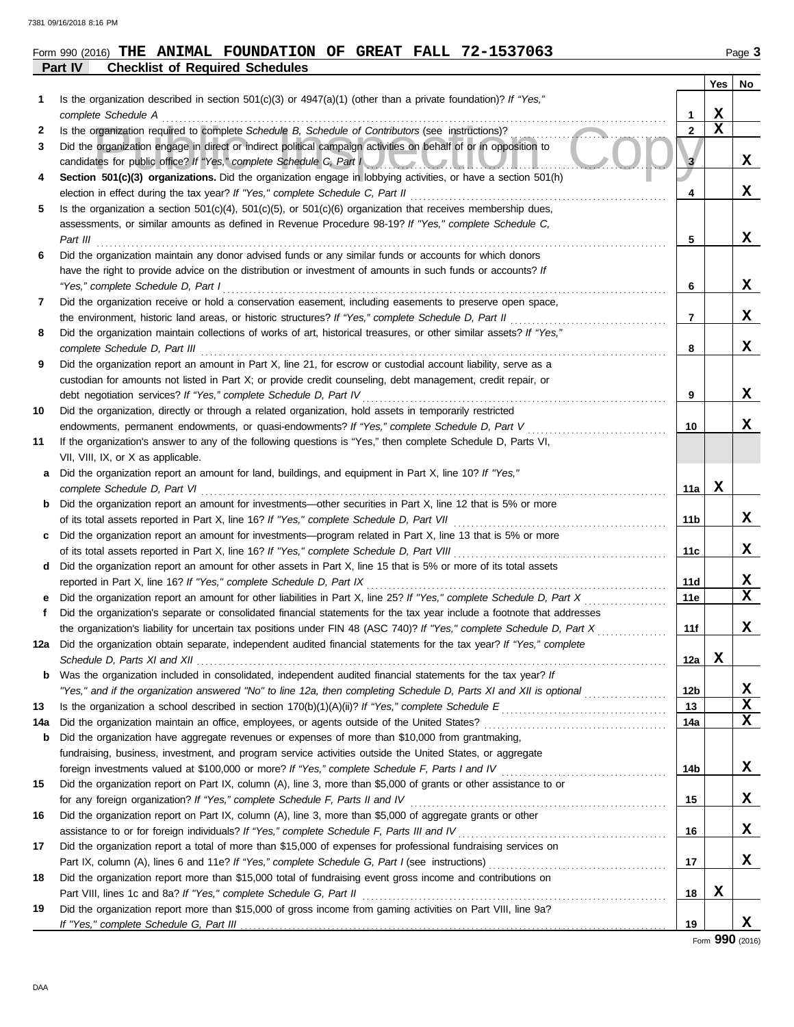Form 990 (2016) **THE ANIMAL FOUNDATION OF GREAT FALL 72-1537063**

**Part IV Checklist of Required Schedules**

| | | | Yes | No |
|---|---|---|---|---|
| 1 | Is the organization described in section 501(c)(3) or 4947(a)(1) (other than a private foundation)? *If "Yes," complete Schedule A* | 1 | X | |
| 2 | Is the organization required to complete *Schedule B, Schedule of Contributors* (see instructions)? | 2 | X | |
| 3 | Did the organization engage in direct or indirect political campaign activities on behalf of or in opposition to candidates for public office? *If "Yes," complete Schedule C, Part I* | 3 | | X |
| 4 | **Section 501(c)(3) organizations.** Did the organization engage in lobbying activities, or have a section 501(h) election in effect during the tax year? *If "Yes," complete Schedule C, Part II* | 4 | | X |
| 5 | Is the organization a section 501(c)(4), 501(c)(5), or 501(c)(6) organization that receives membership dues, assessments, or similar amounts as defined in Revenue Procedure 98-19? *If "Yes," complete Schedule C, Part III* | 5 | | X |
| 6 | Did the organization maintain any donor advised funds or any similar funds or accounts for which donors have the right to provide advice on the distribution or investment of amounts in such funds or accounts? *If "Yes," complete Schedule D, Part I* | 6 | | X |
| 7 | Did the organization receive or hold a conservation easement, including easements to preserve open space, the environment, historic land areas, or historic structures? *If "Yes," complete Schedule D, Part II* | 7 | | X |
| 8 | Did the organization maintain collections of works of art, historical treasures, or other similar assets? *If "Yes," complete Schedule D, Part III* | 8 | | X |
| 9 | Did the organization report an amount in Part X, line 21, for escrow or custodial account liability, serve as a custodian for amounts not listed in Part X; or provide credit counseling, debt management, credit repair, or debt negotiation services? *If "Yes," complete Schedule D, Part IV* | 9 | | X |
| 10 | Did the organization, directly or through a related organization, hold assets in temporarily restricted endowments, permanent endowments, or quasi-endowments? *If "Yes," complete Schedule D, Part V* | 10 | | X |
| 11 | If the organization's answer to any of the following questions is "Yes," then complete Schedule D, Parts VI, VII, VIII, IX, or X as applicable. | | | |
| a | Did the organization report an amount for land, buildings, and equipment in Part X, line 10? *If "Yes," complete Schedule D, Part VI* | 11a | X | |
| b | Did the organization report an amount for investments—other securities in Part X, line 12 that is 5% or more of its total assets reported in Part X, line 16? *If "Yes," complete Schedule D, Part VII* | 11b | | X |
| c | Did the organization report an amount for investments—program related in Part X, line 13 that is 5% or more of its total assets reported in Part X, line 16? *If "Yes," complete Schedule D, Part VIII* | 11c | | X |
| d | Did the organization report an amount for other assets in Part X, line 15 that is 5% or more of its total assets reported in Part X, line 16? *If "Yes," complete Schedule D, Part IX* | 11d | | X |
| e | Did the organization report an amount for other liabilities in Part X, line 25? *If "Yes," complete Schedule D, Part X* | 11e | | X |
| f | Did the organization's separate or consolidated financial statements for the tax year include a footnote that addresses the organization's liability for uncertain tax positions under FIN 48 (ASC 740)? *If "Yes," complete Schedule D, Part X* | 11f | | X |
| 12a | Did the organization obtain separate, independent audited financial statements for the tax year? *If "Yes," complete Schedule D, Parts XI and XII* | 12a | X | |
| b | Was the organization included in consolidated, independent audited financial statements for the tax year? *If "Yes," and if the organization answered "No" to line 12a, then completing Schedule D, Parts XI and XII is optional* | 12b | | X |
| 13 | Is the organization a school described in section 170(b)(1)(A)(ii)? *If "Yes," complete Schedule E* | 13 | | X |
| 14a | Did the organization maintain an office, employees, or agents outside of the United States? | 14a | | X |
| b | Did the organization have aggregate revenues or expenses of more than $10,000 from grantmaking, fundraising, business, investment, and program service activities outside the United States, or aggregate foreign investments valued at $100,000 or more? *If "Yes," complete Schedule F, Parts I and IV* | 14b | | X |
| 15 | Did the organization report on Part IX, column (A), line 3, more than $5,000 of grants or other assistance to or for any foreign organization? *If "Yes," complete Schedule F, Parts II and IV* | 15 | | X |
| 16 | Did the organization report on Part IX, column (A), line 3, more than $5,000 of aggregate grants or other assistance to or for foreign individuals? *If "Yes," complete Schedule F, Parts III and IV* | 16 | | X |
| 17 | Did the organization report a total of more than $15,000 of expenses for professional fundraising services on Part IX, column (A), lines 6 and 11e? *If "Yes," complete Schedule G, Part I* (see instructions) | 17 | | X |
| 18 | Did the organization report more than $15,000 total of fundraising event gross income and contributions on Part VIII, lines 1c and 8a? *If "Yes," complete Schedule G, Part II* | 18 | X | |
| 19 | Did the organization report more than $15,000 of gross income from gaming activities on Part VIII, line 9a? *If "Yes," complete Schedule G, Part III* | 19 | | X |

Form **990** (2016)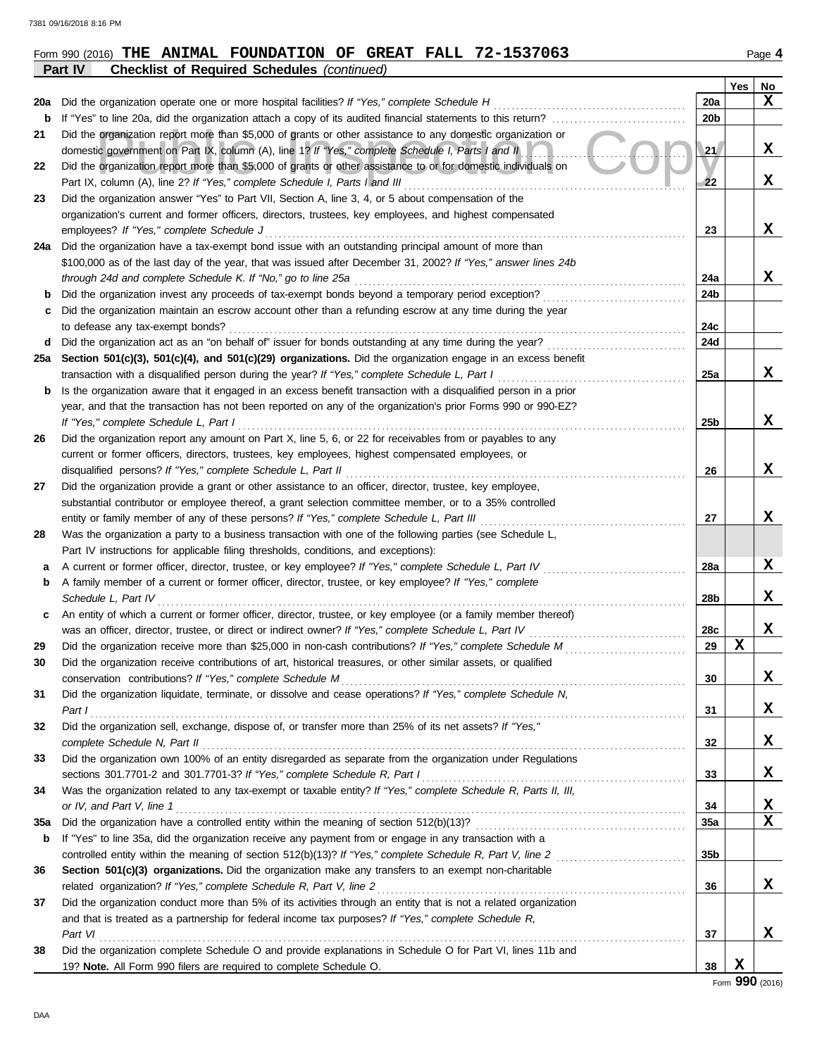Form 990 (2016) **THE ANIMAL FOUNDATION OF GREAT FALL 72-1537063** Page **4**

**Part IV Checklist of Required Schedules** *(continued)*

| | | | Yes | No |
|---|---|---|---|---|
| **20a** | Did the organization operate one or more hospital facilities? *If "Yes," complete Schedule H* | **20a** | | **X** |
| **b** | If "Yes" to line 20a, did the organization attach a copy of its audited financial statements to this return? | **20b** | | |
| **21** | Did the organization report more than $5,000 of grants or other assistance to any domestic organization or domestic government on Part IX, column (A), line 1? *If "Yes," complete Schedule I, Parts I and II* | **21** | | **X** |
| **22** | Did the organization report more than $5,000 of grants or other assistance to or for domestic individuals on Part IX, column (A), line 2? *If "Yes," complete Schedule I, Parts I and III* | **22** | | **X** |
| **23** | Did the organization answer "Yes" to Part VII, Section A, line 3, 4, or 5 about compensation of the organization's current and former officers, directors, trustees, key employees, and highest compensated employees? *If "Yes," complete Schedule J* | **23** | | **X** |
| **24a** | Did the organization have a tax-exempt bond issue with an outstanding principal amount of more than $100,000 as of the last day of the year, that was issued after December 31, 2002? *If "Yes," answer lines 24b through 24d and complete Schedule K. If "No," go to line 25a* | **24a** | | **X** |
| **b** | Did the organization invest any proceeds of tax-exempt bonds beyond a temporary period exception? | **24b** | | |
| **c** | Did the organization maintain an escrow account other than a refunding escrow at any time during the year to defease any tax-exempt bonds? | **24c** | | |
| **d** | Did the organization act as an "on behalf of" issuer for bonds outstanding at any time during the year? | **24d** | | |
| **25a** | **Section 501(c)(3), 501(c)(4), and 501(c)(29) organizations.** Did the organization engage in an excess benefit transaction with a disqualified person during the year? *If "Yes," complete Schedule L, Part I* | **25a** | | **X** |
| **b** | Is the organization aware that it engaged in an excess benefit transaction with a disqualified person in a prior year, and that the transaction has not been reported on any of the organization's prior Forms 990 or 990-EZ? *If "Yes," complete Schedule L, Part I* | **25b** | | **X** |
| **26** | Did the organization report any amount on Part X, line 5, 6, or 22 for receivables from or payables to any current or former officers, directors, trustees, key employees, highest compensated employees, or disqualified persons? *If "Yes," complete Schedule L, Part II* | **26** | | **X** |
| **27** | Did the organization provide a grant or other assistance to an officer, director, trustee, key employee, substantial contributor or employee thereof, a grant selection committee member, or to a 35% controlled entity or family member of any of these persons? *If "Yes," complete Schedule L, Part III* | **27** | | **X** |
| **28** | Was the organization a party to a business transaction with one of the following parties (see Schedule L, Part IV instructions for applicable filing thresholds, conditions, and exceptions): | | | |
| **a** | A current or former officer, director, trustee, or key employee? *If "Yes," complete Schedule L, Part IV* | **28a** | | **X** |
| **b** | A family member of a current or former officer, director, trustee, or key employee? *If "Yes," complete Schedule L, Part IV* | **28b** | | **X** |
| **c** | An entity of which a current or former officer, director, trustee, or key employee (or a family member thereof) was an officer, director, trustee, or direct or indirect owner? *If "Yes," complete Schedule L, Part IV* | **28c** | | **X** |
| **29** | Did the organization receive more than $25,000 in non-cash contributions? *If "Yes," complete Schedule M* | **29** | **X** | |
| **30** | Did the organization receive contributions of art, historical treasures, or other similar assets, or qualified conservation contributions? *If "Yes," complete Schedule M* | **30** | | **X** |
| **31** | Did the organization liquidate, terminate, or dissolve and cease operations? *If "Yes," complete Schedule N, Part I* | **31** | | **X** |
| **32** | Did the organization sell, exchange, dispose of, or transfer more than 25% of its net assets? *If "Yes," complete Schedule N, Part II* | **32** | | **X** |
| **33** | Did the organization own 100% of an entity disregarded as separate from the organization under Regulations sections 301.7701-2 and 301.7701-3? *If "Yes," complete Schedule R, Part I* | **33** | | **X** |
| **34** | Was the organization related to any tax-exempt or taxable entity? *If "Yes," complete Schedule R, Parts II, III, or IV, and Part V, line 1* | **34** | | **X** |
| **35a** | Did the organization have a controlled entity within the meaning of section 512(b)(13)? | **35a** | | **X** |
| **b** | If "Yes" to line 35a, did the organization receive any payment from or engage in any transaction with a controlled entity within the meaning of section 512(b)(13)? *If "Yes," complete Schedule R, Part V, line 2* | **35b** | | |
| **36** | **Section 501(c)(3) organizations.** Did the organization make any transfers to an exempt non-charitable related organization? *If "Yes," complete Schedule R, Part V, line 2* | **36** | | **X** |
| **37** | Did the organization conduct more than 5% of its activities through an entity that is not a related organization and that is treated as a partnership for federal income tax purposes? *If "Yes," complete Schedule R, Part VI* | **37** | | **X** |
| **38** | Did the organization complete Schedule O and provide explanations in Schedule O for Part VI, lines 11b and 19? **Note.** All Form 990 filers are required to complete Schedule O. | **38** | **X** | |

Form **990** (2016)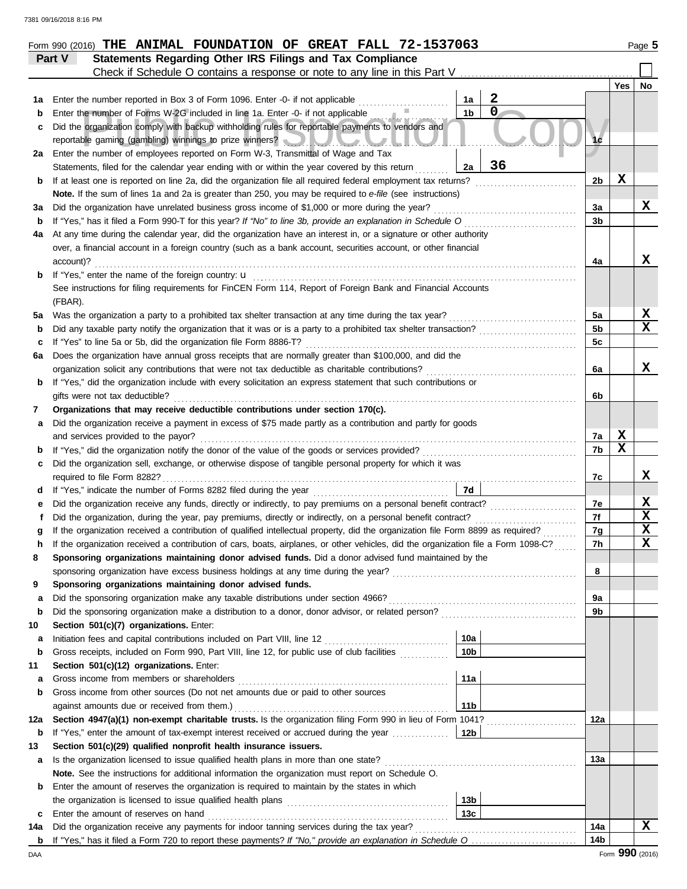Form 990 (2016) **THE ANIMAL FOUNDATION OF GREAT FALL 72-1537063**

## Part V Statements Regarding Other IRS Filings and Tax Compliance

Check if Schedule O contains a response or note to any line in this Part V ☐

| | | | | | Yes | No |
|---|---|---|---|---|---|---|
| 1a | Enter the number reported in Box 3 of Form 1096. Enter -0- if not applicable | 1a | 2 | | | |
| b | Enter the number of Forms W-2G included in line 1a. Enter -0- if not applicable | 1b | 0 | | | |
| c | Did the organization comply with backup withholding rules for reportable payments to vendors and reportable gaming (gambling) winnings to prize winners? | | | 1c | | |
| 2a | Enter the number of employees reported on Form W-3, Transmittal of Wage and Tax Statements, filed for the calendar year ending with or within the year covered by this return | 2a | 36 | | | |
| b | If at least one is reported on line 2a, did the organization file all required federal employment tax returns? | | | 2b | X | |
| | **Note.** If the sum of lines 1a and 2a is greater than 250, you may be required to *e-file* (see instructions) | | | | | |
| 3a | Did the organization have unrelated business gross income of $1,000 or more during the year? | | | 3a | | X |
| b | If "Yes," has it filed a Form 990-T for this year? *If "No" to line 3b, provide an explanation in Schedule O* | | | 3b | | |
| 4a | At any time during the calendar year, did the organization have an interest in, or a signature or other authority over, a financial account in a foreign country (such as a bank account, securities account, or other financial account)? | | | 4a | | X |
| b | If "Yes," enter the name of the foreign country: u | | | | | |
| | See instructions for filing requirements for FinCEN Form 114, Report of Foreign Bank and Financial Accounts (FBAR). | | | | | |
| 5a | Was the organization a party to a prohibited tax shelter transaction at any time during the tax year? | | | 5a | | X |
| b | Did any taxable party notify the organization that it was or is a party to a prohibited tax shelter transaction? | | | 5b | | X |
| c | If "Yes" to line 5a or 5b, did the organization file Form 8886-T? | | | 5c | | |
| 6a | Does the organization have annual gross receipts that are normally greater than $100,000, and did the organization solicit any contributions that were not tax deductible as charitable contributions? | | | 6a | | X |
| b | If "Yes," did the organization include with every solicitation an express statement that such contributions or gifts were not tax deductible? | | | 6b | | |
| 7 | **Organizations that may receive deductible contributions under section 170(c).** | | | | | |
| a | Did the organization receive a payment in excess of $75 made partly as a contribution and partly for goods and services provided to the payor? | | | 7a | X | |
| b | If "Yes," did the organization notify the donor of the value of the goods or services provided? | | | 7b | X | |
| c | Did the organization sell, exchange, or otherwise dispose of tangible personal property for which it was required to file Form 8282? | | | 7c | | X |
| d | If "Yes," indicate the number of Forms 8282 filed during the year | 7d | | | | |
| e | Did the organization receive any funds, directly or indirectly, to pay premiums on a personal benefit contract? | | | 7e | | X |
| f | Did the organization, during the year, pay premiums, directly or indirectly, on a personal benefit contract? | | | 7f | | X |
| g | If the organization received a contribution of qualified intellectual property, did the organization file Form 8899 as required? | | | 7g | | X |
| h | If the organization received a contribution of cars, boats, airplanes, or other vehicles, did the organization file a Form 1098-C? | | | 7h | | X |
| 8 | **Sponsoring organizations maintaining donor advised funds.** Did a donor advised fund maintained by the sponsoring organization have excess business holdings at any time during the year? | | | 8 | | |
| 9 | **Sponsoring organizations maintaining donor advised funds.** | | | | | |
| a | Did the sponsoring organization make any taxable distributions under section 4966? | | | 9a | | |
| b | Did the sponsoring organization make a distribution to a donor, donor advisor, or related person? | | | 9b | | |
| 10 | **Section 501(c)(7) organizations.** Enter: | | | | | |
| a | Initiation fees and capital contributions included on Part VIII, line 12 | 10a | | | | |
| b | Gross receipts, included on Form 990, Part VIII, line 12, for public use of club facilities | 10b | | | | |
| 11 | **Section 501(c)(12) organizations.** Enter: | | | | | |
| a | Gross income from members or shareholders | 11a | | | | |
| b | Gross income from other sources (Do not net amounts due or paid to other sources against amounts due or received from them.) | 11b | | | | |
| 12a | **Section 4947(a)(1) non-exempt charitable trusts.** Is the organization filing Form 990 in lieu of Form 1041? | | | 12a | | |
| b | If "Yes," enter the amount of tax-exempt interest received or accrued during the year | 12b | | | | |
| 13 | **Section 501(c)(29) qualified nonprofit health insurance issuers.** | | | | | |
| a | Is the organization licensed to issue qualified health plans in more than one state? | | | 13a | | |
| | **Note.** See the instructions for additional information the organization must report on Schedule O. | | | | | |
| b | Enter the amount of reserves the organization is required to maintain by the states in which the organization is licensed to issue qualified health plans | 13b | | | | |
| c | Enter the amount of reserves on hand | 13c | | | | |
| 14a | Did the organization receive any payments for indoor tanning services during the tax year? | | | 14a | | X |
| b | If "Yes," has it filed a Form 720 to report these payments? *If "No," provide an explanation in Schedule O* | | | 14b | | |

Form **990** (2016)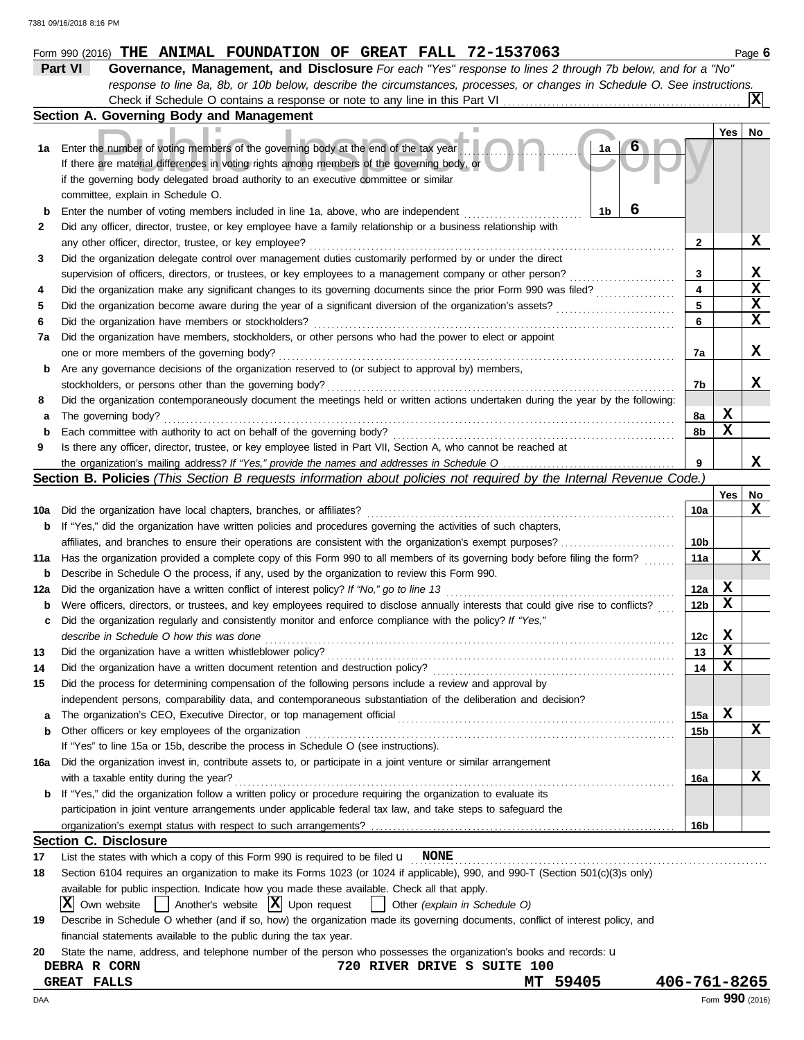Form 990 (2016) **THE ANIMAL FOUNDATION OF GREAT FALL 72-1537063**

## Part VI Governance, Management, and Disclosure

*For each "Yes" response to lines 2 through 7b below, and for a "No" response to line 8a, 8b, or 10b below, describe the circumstances, processes, or changes in Schedule O. See instructions.*

Check if Schedule O contains a response or note to any line in this Part VI ... [X]

### Section A. Governing Body and Management

| | | | Yes | No |
|---|---|---|---|---|
| 1a | Enter the number of voting members of the governing body at the end of the tax year ... 1a: **6**. If there are material differences in voting rights among members of the governing body, or if the governing body delegated broad authority to an executive committee or similar committee, explain in Schedule O. | | | |
| b | Enter the number of voting members included in line 1a, above, who are independent ... 1b: **6** | | | |
| 2 | Did any officer, director, trustee, or key employee have a family relationship or a business relationship with any other officer, director, trustee, or key employee? | 2 | | X |
| 3 | Did the organization delegate control over management duties customarily performed by or under the direct supervision of officers, directors, or trustees, or key employees to a management company or other person? | 3 | | X |
| 4 | Did the organization make any significant changes to its governing documents since the prior Form 990 was filed? | 4 | | X |
| 5 | Did the organization become aware during the year of a significant diversion of the organization's assets? | 5 | | X |
| 6 | Did the organization have members or stockholders? | 6 | | X |
| 7a | Did the organization have members, stockholders, or other persons who had the power to elect or appoint one or more members of the governing body? | 7a | | X |
| b | Are any governance decisions of the organization reserved to (or subject to approval by) members, stockholders, or persons other than the governing body? | 7b | | X |
| 8 | Did the organization contemporaneously document the meetings held or written actions undertaken during the year by the following: | | | |
| a | The governing body? | 8a | X | |
| b | Each committee with authority to act on behalf of the governing body? | 8b | X | |
| 9 | Is there any officer, director, trustee, or key employee listed in Part VII, Section A, who cannot be reached at the organization's mailing address? *If "Yes," provide the names and addresses in Schedule O* | 9 | | X |

### Section B. Policies *(This Section B requests information about policies not required by the Internal Revenue Code.)*

| | | | Yes | No |
|---|---|---|---|---|
| 10a | Did the organization have local chapters, branches, or affiliates? | 10a | | X |
| b | If "Yes," did the organization have written policies and procedures governing the activities of such chapters, affiliates, and branches to ensure their operations are consistent with the organization's exempt purposes? | 10b | | |
| 11a | Has the organization provided a complete copy of this Form 990 to all members of its governing body before filing the form? | 11a | | X |
| b | Describe in Schedule O the process, if any, used by the organization to review this Form 990. | | | |
| 12a | Did the organization have a written conflict of interest policy? *If "No," go to line 13* | 12a | X | |
| b | Were officers, directors, or trustees, and key employees required to disclose annually interests that could give rise to conflicts? | 12b | X | |
| c | Did the organization regularly and consistently monitor and enforce compliance with the policy? *If "Yes," describe in Schedule O how this was done* | 12c | X | |
| 13 | Did the organization have a written whistleblower policy? | 13 | X | |
| 14 | Did the organization have a written document retention and destruction policy? | 14 | X | |
| 15 | Did the process for determining compensation of the following persons include a review and approval by independent persons, comparability data, and contemporaneous substantiation of the deliberation and decision? | | | |
| a | The organization's CEO, Executive Director, or top management official | 15a | X | |
| b | Other officers or key employees of the organization | 15b | | X |
| | If "Yes" to line 15a or 15b, describe the process in Schedule O (see instructions). | | | |
| 16a | Did the organization invest in, contribute assets to, or participate in a joint venture or similar arrangement with a taxable entity during the year? | 16a | | X |
| b | If "Yes," did the organization follow a written policy or procedure requiring the organization to evaluate its participation in joint venture arrangements under applicable federal tax law, and take steps to safeguard the organization's exempt status with respect to such arrangements? | 16b | | |

### Section C. Disclosure

17 List the states with which a copy of this Form 990 is required to be filed u **NONE**

18 Section 6104 requires an organization to make its Forms 1023 (or 1024 if applicable), 990, and 990-T (Section 501(c)(3)s only) available for public inspection. Indicate how you made these available. Check all that apply.

[X] Own website [ ] Another's website [X] Upon request [ ] Other *(explain in Schedule O)*

19 Describe in Schedule O whether (and if so, how) the organization made its governing documents, conflict of interest policy, and financial statements available to the public during the tax year.

20 State the name, address, and telephone number of the person who possesses the organization's books and records: u

**DEBRA R CORN** **720 RIVER DRIVE S SUITE 100**
**GREAT FALLS MT 59405 406-761-8265**

Form **990** (2016)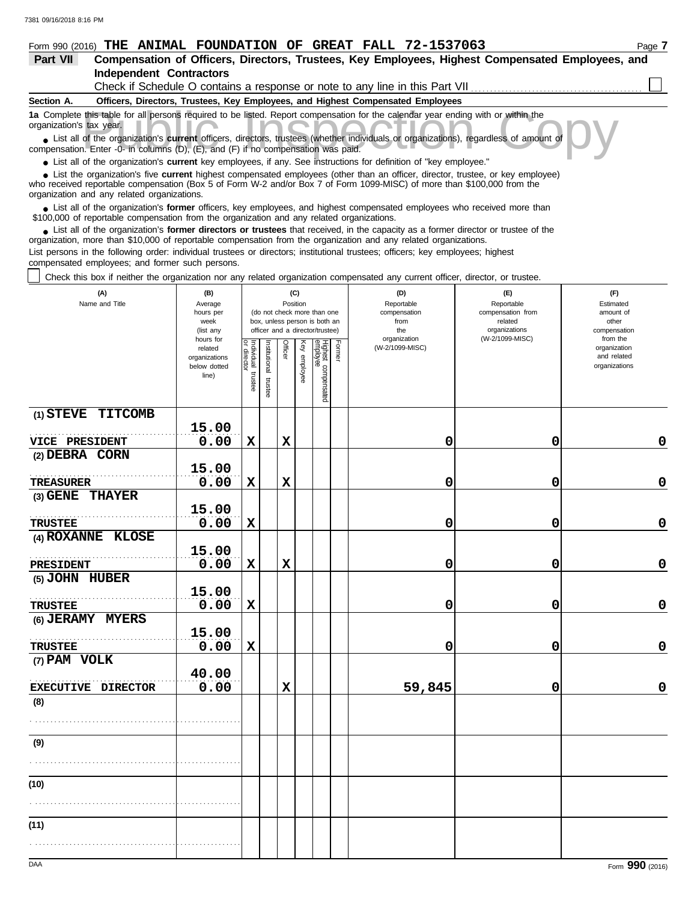Form 990 (2016) **THE ANIMAL FOUNDATION OF GREAT FALL 72-1537063**

## Part VII Compensation of Officers, Directors, Trustees, Key Employees, Highest Compensated Employees, and Independent Contractors

Check if Schedule O contains a response or note to any line in this Part VII

### Section A. Officers, Directors, Trustees, Key Employees, and Highest Compensated Employees

**1a** Complete this table for all persons required to be listed. Report compensation for the calendar year ending with or within the organization's tax year.

- List all of the organization's **current** officers, directors, trustees (whether individuals or organizations), regardless of amount of compensation. Enter -0- in columns (D), (E), and (F) if no compensation was paid.
- List all of the organization's **current** key employees, if any. See instructions for definition of "key employee."
- List the organization's five **current** highest compensated employees (other than an officer, director, trustee, or key employee) who received reportable compensation (Box 5 of Form W-2 and/or Box 7 of Form 1099-MISC) of more than $100,000 from the organization and any related organizations.
- List all of the organization's **former** officers, key employees, and highest compensated employees who received more than $100,000 of reportable compensation from the organization and any related organizations.
- List all of the organization's **former directors or trustees** that received, in the capacity as a former director or trustee of the organization, more than $10,000 of reportable compensation from the organization and any related organizations.

List persons in the following order: individual trustees or directors; institutional trustees; officers; key employees; highest compensated employees; and former such persons.

Check this box if neither the organization nor any related organization compensated any current officer, director, or trustee.

| (A) Name and Title | (B) Average hours per week (list any hours for related organizations below dotted line) | (C) Position: Individual trustee or director | Institutional trustee | Officer | Key employee | Highest compensated employee | Former | (D) Reportable compensation from the organization (W-2/1099-MISC) | (E) Reportable compensation from related organizations (W-2/1099-MISC) | (F) Estimated amount of other compensation from the organization and related organizations |
|---|---|---|---|---|---|---|---|---|---|---|
| (1) STEVE TITCOMB<br>VICE PRESIDENT | 15.00<br>0.00 | X | | X | | | | 0 | 0 | 0 |
| (2) DEBRA CORN<br>TREASURER | 15.00<br>0.00 | X | | X | | | | 0 | 0 | 0 |
| (3) GENE THAYER<br>TRUSTEE | 15.00<br>0.00 | X | | | | | | 0 | 0 | 0 |
| (4) ROXANNE KLOSE<br>PRESIDENT | 15.00<br>0.00 | X | | X | | | | 0 | 0 | 0 |
| (5) JOHN HUBER<br>TRUSTEE | 15.00<br>0.00 | X | | | | | | 0 | 0 | 0 |
| (6) JERAMY MYERS<br>TRUSTEE | 15.00<br>0.00 | X | | | | | | 0 | 0 | 0 |
| (7) PAM VOLK<br>EXECUTIVE DIRECTOR | 40.00<br>0.00 | | | X | | | | 59,845 | 0 | 0 |
| (8) | | | | | | | | | | |
| (9) | | | | | | | | | | |
| (10) | | | | | | | | | | |
| (11) | | | | | | | | | | |

Form **990** (2016)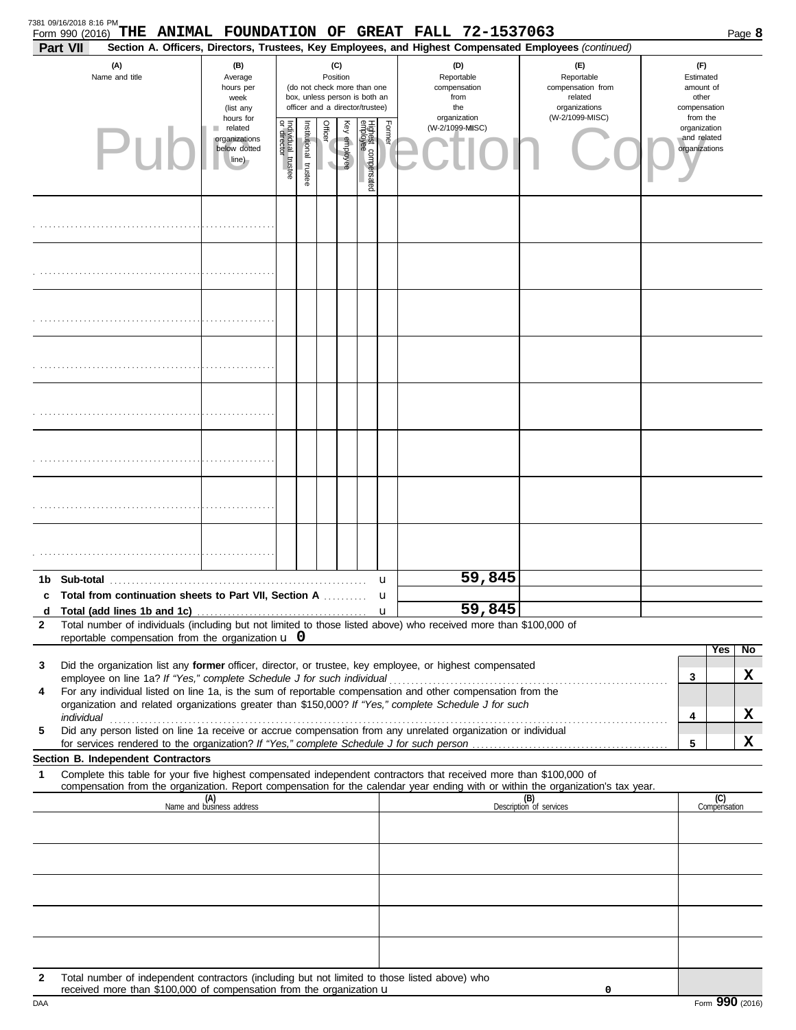7381 09/16/2018 8:16 PM

Form 990 (2016) **THE ANIMAL FOUNDATION OF GREAT FALL 72-1537063** Page **8**

**Part VII** **Section A. Officers, Directors, Trustees, Key Employees, and Highest Compensated Employees** *(continued)*

| (A) Name and title | (B) Average hours per week (list any hours for related organizations below dotted line) | (C) Position (do not check more than one box, unless person is both an officer and a director/trustee) | | | | | | (D) Reportable compensation from the organization (W-2/1099-MISC) | (E) Reportable compensation from related organizations (W-2/1099-MISC) | (F) Estimated amount of other compensation from the organization and related organizations |
|---|---|---|---|---|---|---|---|---|---|---|
| | | Individual trustee or director | Institutional trustee | Officer | Key employee | Highest compensated employee | Former | | | |
| | | | | | | | | | | |
| | | | | | | | | | | |
| | | | | | | | | | | |
| | | | | | | | | | | |
| | | | | | | | | | | |
| | | | | | | | | | | |
| | | | | | | | | | | |
| | | | | | | | | | | |

| | | (D) | (E) | (F) |
|---|---|---|---|---|
| **1b** | **Sub-total** | 59,845 | | |
| **c** | **Total from continuation sheets to Part VII, Section A** | | | |
| **d** | **Total (add lines 1b and 1c)** | 59,845 | | |

**2** Total number of individuals (including but not limited to those listed above) who received more than $100,000 of reportable compensation from the organization **0**

| | | | Yes | No |
|---|---|---|---|---|
| **3** | Did the organization list any **former** officer, director, or trustee, key employee, or highest compensated employee on line 1a? *If "Yes," complete Schedule J for such individual* | 3 | | X |
| **4** | For any individual listed on line 1a, is the sum of reportable compensation and other compensation from the organization and related organizations greater than $150,000? *If "Yes," complete Schedule J for such individual* | 4 | | X |
| **5** | Did any person listed on line 1a receive or accrue compensation from any unrelated organization or individual for services rendered to the organization? *If "Yes," complete Schedule J for such person* | 5 | | X |

**Section B. Independent Contractors**

**1** Complete this table for your five highest compensated independent contractors that received more than $100,000 of compensation from the organization. Report compensation for the calendar year ending with or within the organization's tax year.

| (A) Name and business address | (B) Description of services | (C) Compensation |
|---|---|---|
| | | |
| | | |
| | | |
| | | |
| | | |

**2** Total number of independent contractors (including but not limited to those listed above) who received more than $100,000 of compensation from the organization **0**

DAA Form **990** (2016)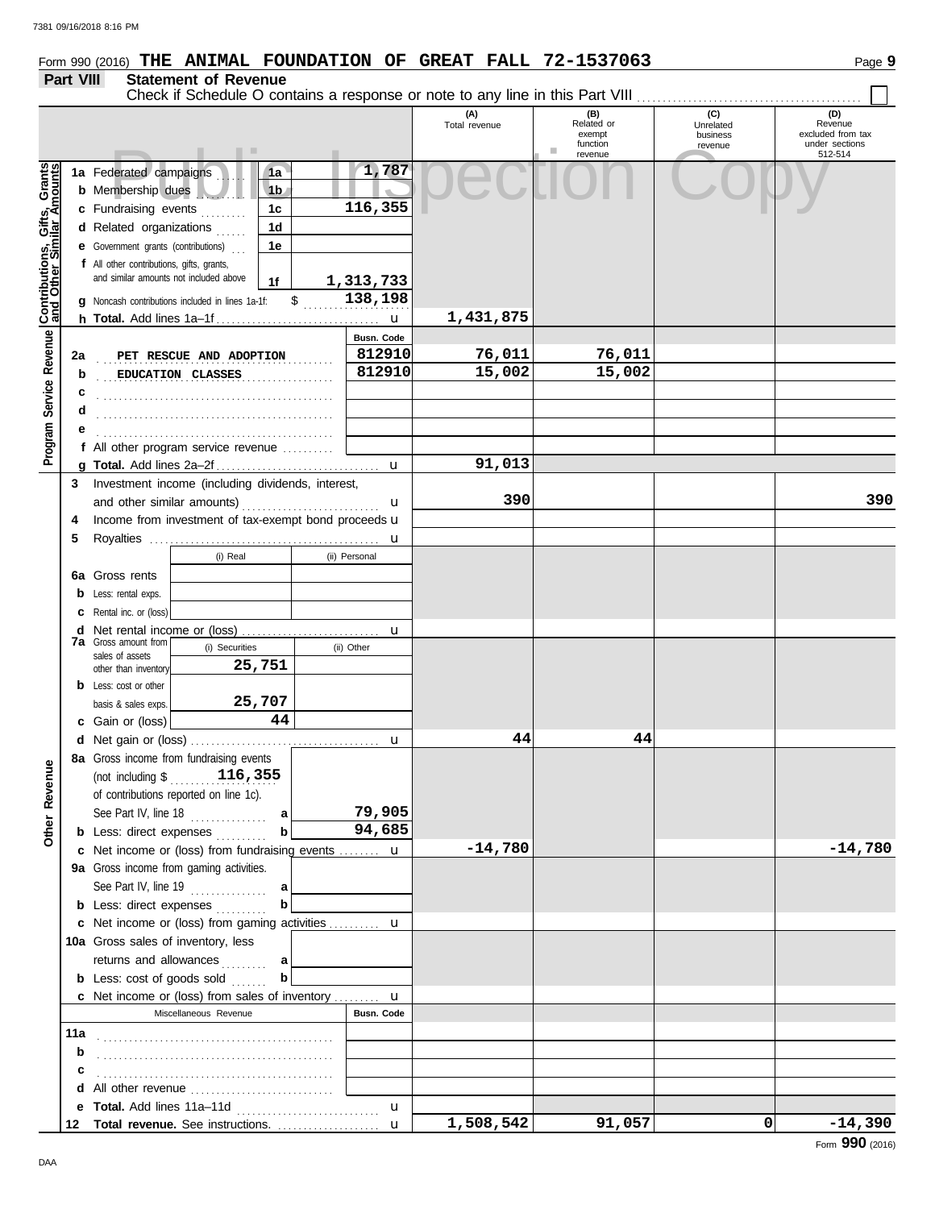7381 09/16/2018 8:16 PM

Form 990 (2016) **THE ANIMAL FOUNDATION OF GREAT FALL 72-1537063** Page **9**

## Part VIII Statement of Revenue

Check if Schedule O contains a response or note to any line in this Part VIII ☐

| | | | (A) Total revenue | (B) Related or exempt function revenue | (C) Unrelated business revenue | (D) Revenue excluded from tax under sections 512-514 |
|---|---|---|---|---|---|---|
| **Contributions, Gifts, Grants and Other Similar Amounts** | 1a Federated campaigns **1a** | 1,787 | | | | |
| | b Membership dues **1b** | | | | | |
| | c Fundraising events **1c** | 116,355 | | | | |
| | d Related organizations **1d** | | | | | |
| | e Government grants (contributions) **1e** | | | | | |
| | f All other contributions, gifts, grants, and similar amounts not included above **1f** | 1,313,733 | | | | |
| | g Noncash contributions included in lines 1a-1f: $ | 138,198 | | | | |
| | h **Total.** Add lines 1a–1f u | | 1,431,875 | | | |
| **Program Service Revenue** | | Busn. Code | | | | |
| | 2a PET RESCUE AND ADOPTION | 812910 | 76,011 | 76,011 | | |
| | b EDUCATION CLASSES | 812910 | 15,002 | 15,002 | | |
| | c | | | | | |
| | d | | | | | |
| | e | | | | | |
| | f All other program service revenue | | | | | |
| | g **Total.** Add lines 2a–2f u | | 91,013 | | | |
| **Other Revenue** | 3 Investment income (including dividends, interest, and other similar amounts) u | | 390 | | | 390 |
| | 4 Income from investment of tax-exempt bond proceeds u | | | | | |
| | 5 Royalties u | | | | | |
| | 6a Gross rents — (i) Real / (ii) Personal | | | | | |
| | b Less: rental exps. | | | | | |
| | c Rental inc. or (loss) | | | | | |
| | d Net rental income or (loss) u | | | | | |
| | 7a Gross amount from sales of assets other than inventory — (i) Securities: 25,751; (ii) Other: | | | | | |
| | b Less: cost or other basis & sales exps. — (i) Securities: 25,707 | | | | | |
| | c Gain or (loss) — (i) Securities: 44 | | | | | |
| | d Net gain or (loss) u | | 44 | 44 | | |
| | 8a Gross income from fundraising events (not including $ 116,355 of contributions reported on line 1c). See Part IV, line 18 **a** | 79,905 | | | | |
| | b Less: direct expenses **b** | 94,685 | | | | |
| | c Net income or (loss) from fundraising events u | | -14,780 | | | -14,780 |
| | 9a Gross income from gaming activities. See Part IV, line 19 **a** | | | | | |
| | b Less: direct expenses **b** | | | | | |
| | c Net income or (loss) from gaming activities u | | | | | |
| | 10a Gross sales of inventory, less returns and allowances **a** | | | | | |
| | b Less: cost of goods sold **b** | | | | | |
| | c Net income or (loss) from sales of inventory u | | | | | |
| | Miscellaneous Revenue | Busn. Code | | | | |
| | 11a | | | | | |
| | b | | | | | |
| | c | | | | | |
| | d All other revenue | | | | | |
| | e **Total.** Add lines 11a–11d u | | | | | |
| | 12 **Total revenue.** See instructions. u | | 1,508,542 | 91,057 | 0 | -14,390 |

Form **990** (2016)

DAA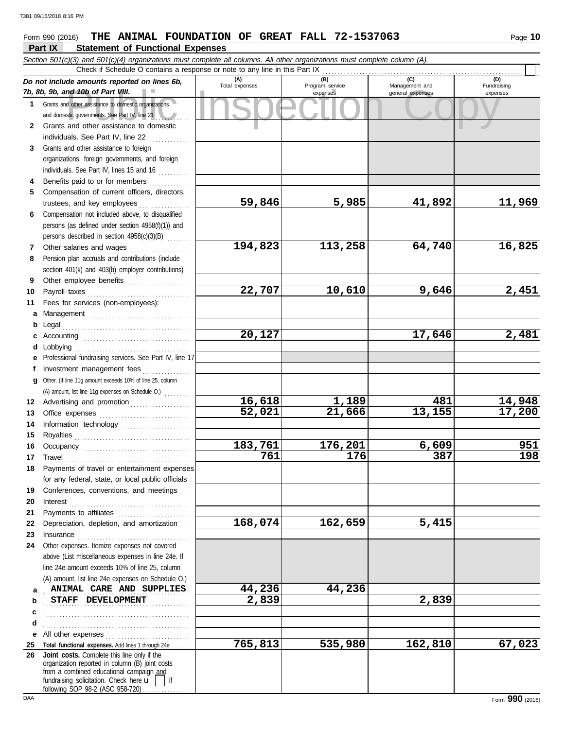Form 990 (2016) **THE ANIMAL FOUNDATION OF GREAT FALL 72-1537063**

## Part IX — Statement of Functional Expenses

*Section 501(c)(3) and 501(c)(4) organizations must complete all columns. All other organizations must complete column (A).*

Check if Schedule O contains a response or note to any line in this Part IX ☐

| *Do not include amounts reported on lines 6b, 7b, 8b, 9b, and 10b of Part VIII.* | (A) Total expenses | (B) Program service expenses | (C) Management and general expenses | (D) Fundraising expenses |
|---|---|---|---|---|
| **1** Grants and other assistance to domestic organizations and domestic governments. See Part IV, line 21 | | | | |
| **2** Grants and other assistance to domestic individuals. See Part IV, line 22 | | | | |
| **3** Grants and other assistance to foreign organizations, foreign governments, and foreign individuals. See Part IV, lines 15 and 16 | | | | |
| **4** Benefits paid to or for members | | | | |
| **5** Compensation of current officers, directors, trustees, and key employees | 59,846 | 5,985 | 41,892 | 11,969 |
| **6** Compensation not included above, to disqualified persons (as defined under section 4958(f)(1)) and persons described in section 4958(c)(3)(B) | | | | |
| **7** Other salaries and wages | 194,823 | 113,258 | 64,740 | 16,825 |
| **8** Pension plan accruals and contributions (include section 401(k) and 403(b) employer contributions) | | | | |
| **9** Other employee benefits | | | | |
| **10** Payroll taxes | 22,707 | 10,610 | 9,646 | 2,451 |
| **11** Fees for services (non-employees): | | | | |
| **a** Management | | | | |
| **b** Legal | | | | |
| **c** Accounting | 20,127 | | 17,646 | 2,481 |
| **d** Lobbying | | | | |
| **e** Professional fundraising services. See Part IV, line 17 | | | | |
| **f** Investment management fees | | | | |
| **g** Other. (If line 11g amount exceeds 10% of line 25, column (A) amount, list line 11g expenses on Schedule O.) | | | | |
| **12** Advertising and promotion | 16,618 | 1,189 | 481 | 14,948 |
| **13** Office expenses | 52,021 | 21,666 | 13,155 | 17,200 |
| **14** Information technology | | | | |
| **15** Royalties | | | | |
| **16** Occupancy | 183,761 | 176,201 | 6,609 | 951 |
| **17** Travel | 761 | 176 | 387 | 198 |
| **18** Payments of travel or entertainment expenses for any federal, state, or local public officials | | | | |
| **19** Conferences, conventions, and meetings | | | | |
| **20** Interest | | | | |
| **21** Payments to affiliates | | | | |
| **22** Depreciation, depletion, and amortization | 168,074 | 162,659 | 5,415 | |
| **23** Insurance | | | | |
| **24** Other expenses. Itemize expenses not covered above (List miscellaneous expenses in line 24e. If line 24e amount exceeds 10% of line 25, column (A) amount, list line 24e expenses on Schedule O.) | | | | |
| **a** ANIMAL CARE AND SUPPLIES | 44,236 | 44,236 | | |
| **b** STAFF DEVELOPMENT | 2,839 | | 2,839 | |
| **c** | | | | |
| **d** | | | | |
| **e** All other expenses | | | | |
| **25** **Total functional expenses.** Add lines 1 through 24e | 765,813 | 535,980 | 162,810 | 67,023 |
| **26** **Joint costs.** Complete this line only if the organization reported in column (B) joint costs from a combined educational campaign and fundraising solicitation. Check here ☐ if following SOP 98-2 (ASC 958-720) | | | | |

Form **990** (2016)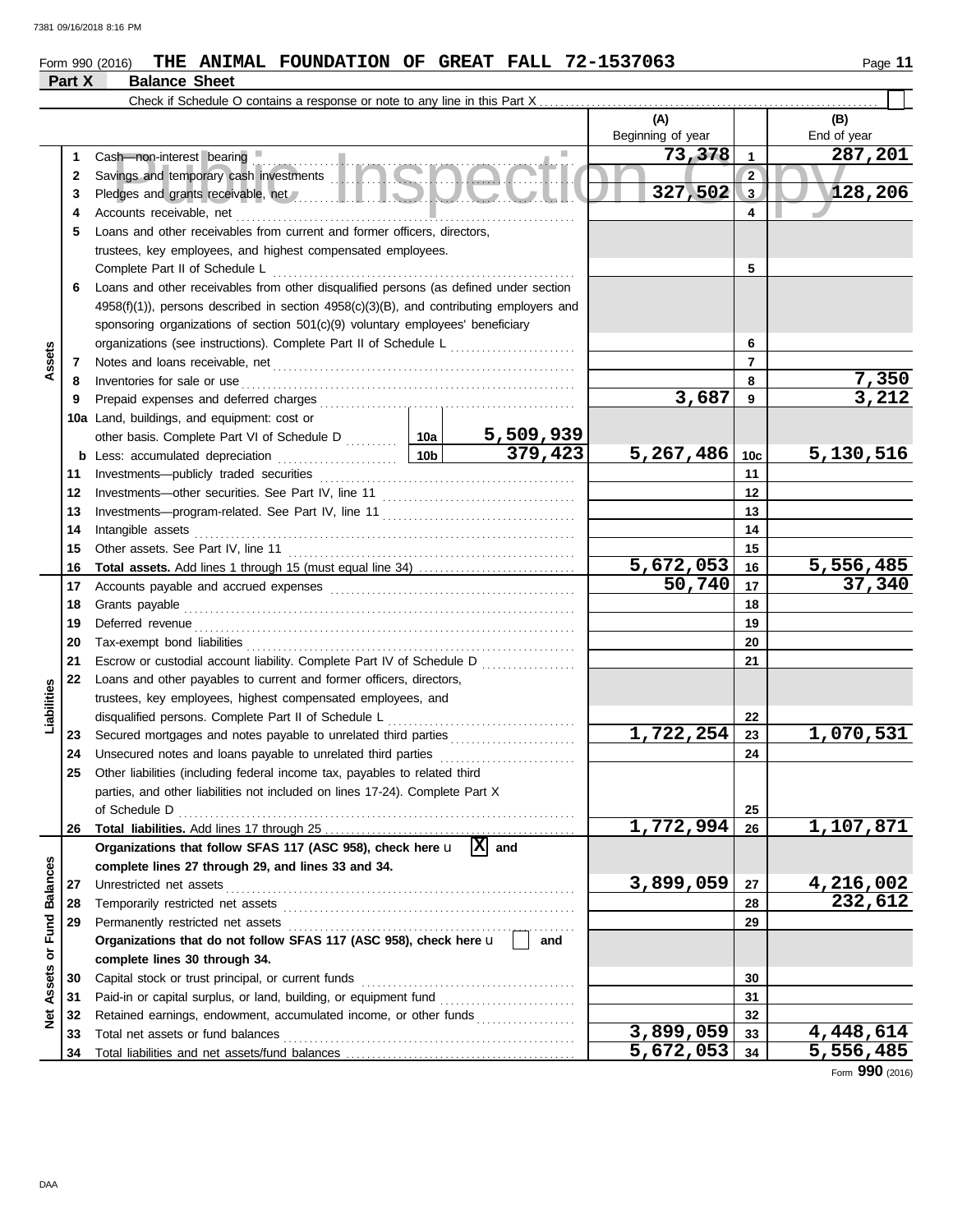Form 990 (2016) **THE ANIMAL FOUNDATION OF GREAT FALL 72-1537063** Page **11**

## Part X Balance Sheet

Check if Schedule O contains a response or note to any line in this Part X ☐

| | | | | (A) Beginning of year | | (B) End of year |
|---|---|---|---|---|---|---|
| **Assets** | 1 | Cash—non-interest bearing | | 73,378 | 1 | 287,201 |
| | 2 | Savings and temporary cash investments | | | 2 | |
| | 3 | Pledges and grants receivable, net | | 327,502 | 3 | 128,206 |
| | 4 | Accounts receivable, net | | | 4 | |
| | 5 | Loans and other receivables from current and former officers, directors, trustees, key employees, and highest compensated employees. Complete Part II of Schedule L | | | 5 | |
| | 6 | Loans and other receivables from other disqualified persons (as defined under section 4958(f)(1)), persons described in section 4958(c)(3)(B), and contributing employers and sponsoring organizations of section 501(c)(9) voluntary employees' beneficiary organizations (see instructions). Complete Part II of Schedule L | | | 6 | |
| | 7 | Notes and loans receivable, net | | | 7 | |
| | 8 | Inventories for sale or use | | | 8 | 7,350 |
| | 9 | Prepaid expenses and deferred charges | | 3,687 | 9 | 3,212 |
| | 10a | Land, buildings, and equipment: cost or other basis. Complete Part VI of Schedule D | 10a 5,509,939 | | | |
| | b | Less: accumulated depreciation | 10b 379,423 | 5,267,486 | 10c | 5,130,516 |
| | 11 | Investments—publicly traded securities | | | 11 | |
| | 12 | Investments—other securities. See Part IV, line 11 | | | 12 | |
| | 13 | Investments—program-related. See Part IV, line 11 | | | 13 | |
| | 14 | Intangible assets | | | 14 | |
| | 15 | Other assets. See Part IV, line 11 | | | 15 | |
| | 16 | **Total assets.** Add lines 1 through 15 (must equal line 34) | | 5,672,053 | 16 | 5,556,485 |
| **Liabilities** | 17 | Accounts payable and accrued expenses | | 50,740 | 17 | 37,340 |
| | 18 | Grants payable | | | 18 | |
| | 19 | Deferred revenue | | | 19 | |
| | 20 | Tax-exempt bond liabilities | | | 20 | |
| | 21 | Escrow or custodial account liability. Complete Part IV of Schedule D | | | 21 | |
| | 22 | Loans and other payables to current and former officers, directors, trustees, key employees, highest compensated employees, and disqualified persons. Complete Part II of Schedule L | | | 22 | |
| | 23 | Secured mortgages and notes payable to unrelated third parties | | 1,722,254 | 23 | 1,070,531 |
| | 24 | Unsecured notes and loans payable to unrelated third parties | | | 24 | |
| | 25 | Other liabilities (including federal income tax, payables to related third parties, and other liabilities not included on lines 17-24). Complete Part X of Schedule D | | | 25 | |
| | 26 | **Total liabilities.** Add lines 17 through 25 | | 1,772,994 | 26 | 1,107,871 |
| **Net Assets or Fund Balances** | | **Organizations that follow SFAS 117 (ASC 958), check here** ☒ **and complete lines 27 through 29, and lines 33 and 34.** | | | | |
| | 27 | Unrestricted net assets | | 3,899,059 | 27 | 4,216,002 |
| | 28 | Temporarily restricted net assets | | | 28 | 232,612 |
| | 29 | Permanently restricted net assets | | | 29 | |
| | | **Organizations that do not follow SFAS 117 (ASC 958), check here** ☐ **and complete lines 30 through 34.** | | | | |
| | 30 | Capital stock or trust principal, or current funds | | | 30 | |
| | 31 | Paid-in or capital surplus, or land, building, or equipment fund | | | 31 | |
| | 32 | Retained earnings, endowment, accumulated income, or other funds | | | 32 | |
| | 33 | Total net assets or fund balances | | 3,899,059 | 33 | 4,448,614 |
| | 34 | Total liabilities and net assets/fund balances | | 5,672,053 | 34 | 5,556,485 |

Form **990** (2016)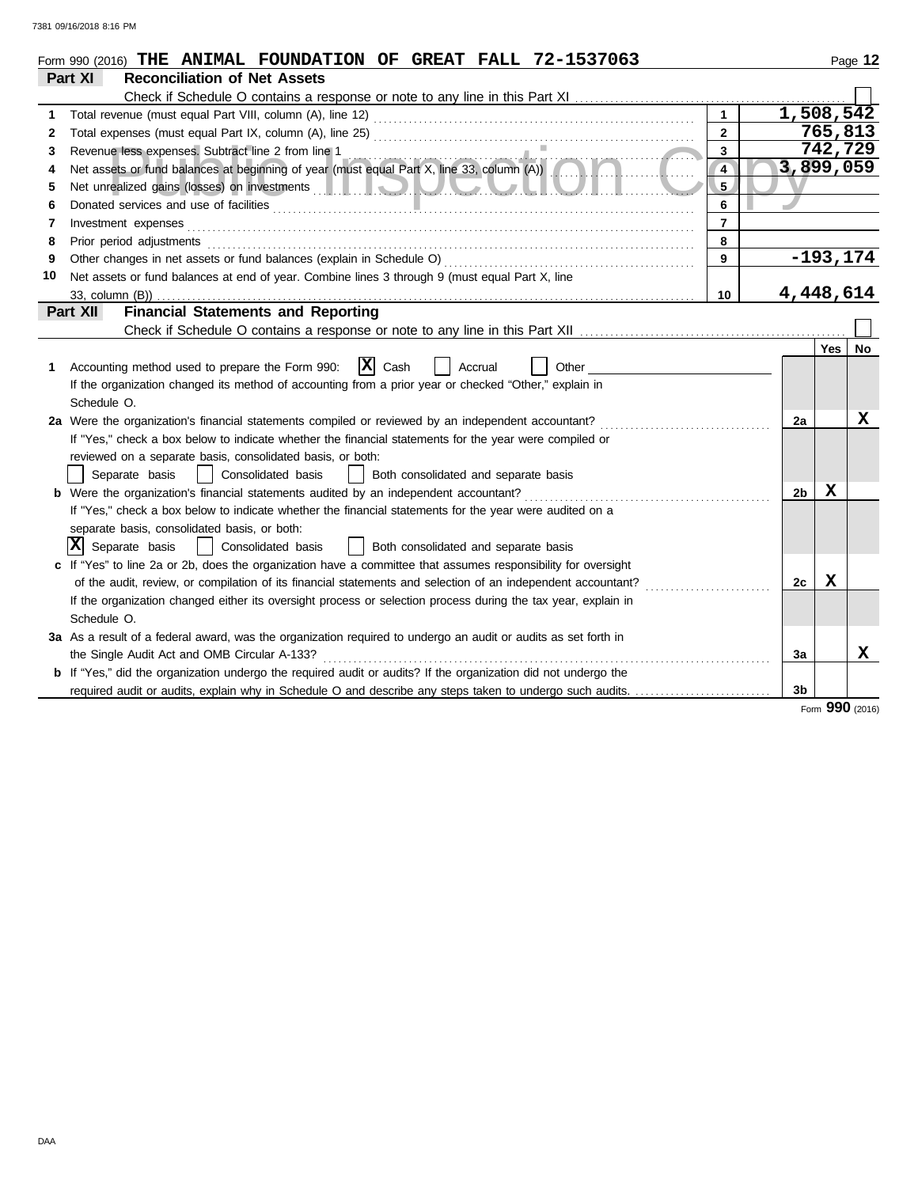Form 990 (2016) **THE ANIMAL FOUNDATION OF GREAT FALL 72-1537063**

## Part XI — Reconciliation of Net Assets

Check if Schedule O contains a response or note to any line in this Part XI ☐

| | | | |
|---|---|---|---|
| 1 | Total revenue (must equal Part VIII, column (A), line 12) | 1 | 1,508,542 |
| 2 | Total expenses (must equal Part IX, column (A), line 25) | 2 | 765,813 |
| 3 | Revenue less expenses. Subtract line 2 from line 1 | 3 | 742,729 |
| 4 | Net assets or fund balances at beginning of year (must equal Part X, line 33, column (A)) | 4 | 3,899,059 |
| 5 | Net unrealized gains (losses) on investments | 5 | |
| 6 | Donated services and use of facilities | 6 | |
| 7 | Investment expenses | 7 | |
| 8 | Prior period adjustments | 8 | |
| 9 | Other changes in net assets or fund balances (explain in Schedule O) | 9 | -193,174 |
| 10 | Net assets or fund balances at end of year. Combine lines 3 through 9 (must equal Part X, line 33, column (B)) | 10 | 4,448,614 |

## Part XII — Financial Statements and Reporting

Check if Schedule O contains a response or note to any line in this Part XII ☐

| | | | Yes | No |
|---|---|---|---|---|
| 1 | Accounting method used to prepare the Form 990: ☒ Cash ☐ Accrual ☐ Other<br>If the organization changed its method of accounting from a prior year or checked "Other," explain in Schedule O. | | | |
| 2a | Were the organization's financial statements compiled or reviewed by an independent accountant?<br>If "Yes," check a box below to indicate whether the financial statements for the year were compiled or reviewed on a separate basis, consolidated basis, or both:<br>☐ Separate basis ☐ Consolidated basis ☐ Both consolidated and separate basis | 2a | | X |
| b | Were the organization's financial statements audited by an independent accountant?<br>If "Yes," check a box below to indicate whether the financial statements for the year were audited on a separate basis, consolidated basis, or both:<br>☒ Separate basis ☐ Consolidated basis ☐ Both consolidated and separate basis | 2b | X | |
| c | If "Yes" to line 2a or 2b, does the organization have a committee that assumes responsibility for oversight of the audit, review, or compilation of its financial statements and selection of an independent accountant?<br>If the organization changed either its oversight process or selection process during the tax year, explain in Schedule O. | 2c | X | |
| 3a | As a result of a federal award, was the organization required to undergo an audit or audits as set forth in the Single Audit Act and OMB Circular A-133? | 3a | | X |
| b | If "Yes," did the organization undergo the required audit or audits? If the organization did not undergo the required audit or audits, explain why in Schedule O and describe any steps taken to undergo such audits. | 3b | | |

Form **990** (2016)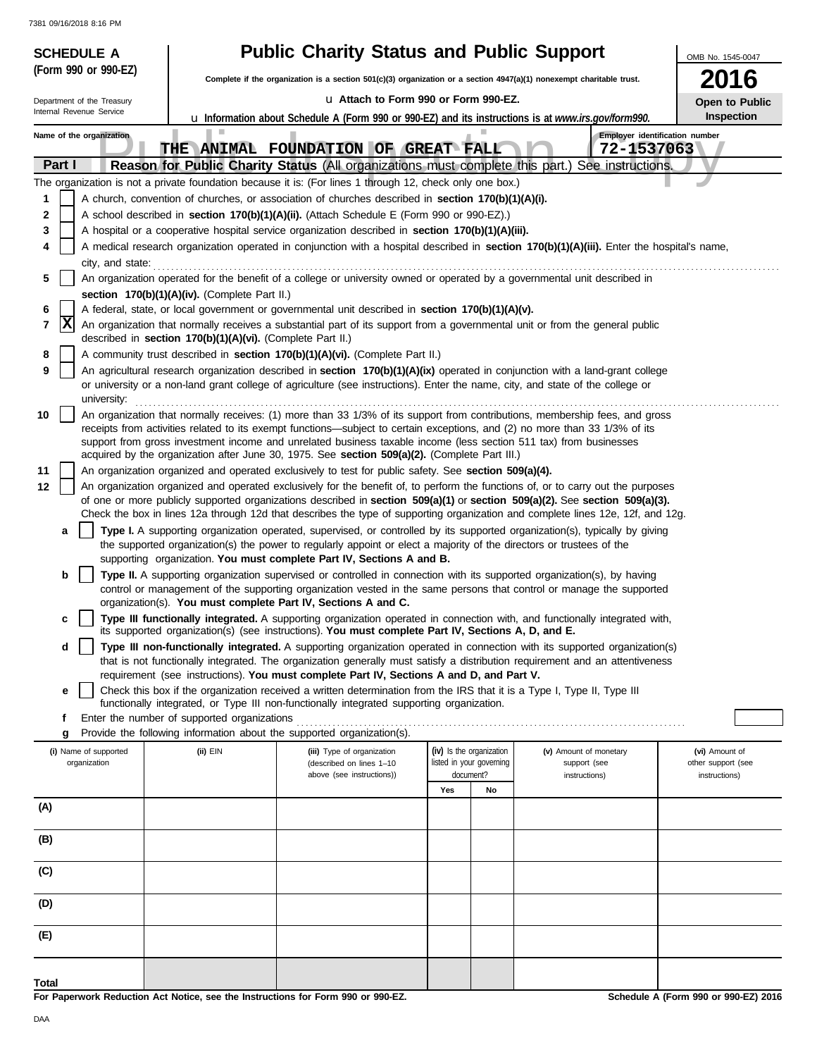7381 09/16/2018 8:16 PM

**SCHEDULE A**
**(Form 990 or 990-EZ)**

Department of the Treasury
Internal Revenue Service

# Public Charity Status and Public Support

**Complete if the organization is a section 501(c)(3) organization or a section 4947(a)(1) nonexempt charitable trust.**

u Attach to Form 990 or Form 990-EZ.

u **Information about Schedule A (Form 990 or 990-EZ) and its instructions is at *www.irs.gov/form990.***

OMB No. 1545-0047

**2016**

**Open to Public Inspection**

Name of the organization: **THE ANIMAL FOUNDATION OF GREAT FALL**

Employer identification number: **72-1537063**

Public Inspection Copy

**Part I** **Reason for Public Charity Status** (All organizations must complete this part.) See instructions.

The organization is not a private foundation because it is: (For lines 1 through 12, check only one box.)

1 [ ] A church, convention of churches, or association of churches described in **section 170(b)(1)(A)(i).**

2 [ ] A school described in **section 170(b)(1)(A)(ii).** (Attach Schedule E (Form 990 or 990-EZ).)

3 [ ] A hospital or a cooperative hospital service organization described in **section 170(b)(1)(A)(iii).**

4 [ ] A medical research organization operated in conjunction with a hospital described in **section 170(b)(1)(A)(iii).** Enter the hospital's name, city, and state: ..........

5 [ ] An organization operated for the benefit of a college or university owned or operated by a governmental unit described in **section 170(b)(1)(A)(iv).** (Complete Part II.)

6 [ ] A federal, state, or local government or governmental unit described in **section 170(b)(1)(A)(v).**

7 [X] An organization that normally receives a substantial part of its support from a governmental unit or from the general public described in **section 170(b)(1)(A)(vi).** (Complete Part II.)

8 [ ] A community trust described in **section 170(b)(1)(A)(vi).** (Complete Part II.)

9 [ ] An agricultural research organization described in **section 170(b)(1)(A)(ix)** operated in conjunction with a land-grant college or university or a non-land grant college of agriculture (see instructions). Enter the name, city, and state of the college or university: ..........

10 [ ] An organization that normally receives: (1) more than 33 1/3% of its support from contributions, membership fees, and gross receipts from activities related to its exempt functions—subject to certain exceptions, and (2) no more than 33 1/3% of its support from gross investment income and unrelated business taxable income (less section 511 tax) from businesses acquired by the organization after June 30, 1975. See **section 509(a)(2).** (Complete Part III.)

11 [ ] An organization organized and operated exclusively to test for public safety. See **section 509(a)(4).**

12 [ ] An organization organized and operated exclusively for the benefit of, to perform the functions of, or to carry out the purposes of one or more publicly supported organizations described in **section 509(a)(1)** or **section 509(a)(2).** See **section 509(a)(3).** Check the box in lines 12a through 12d that describes the type of supporting organization and complete lines 12e, 12f, and 12g.

a [ ] **Type I.** A supporting organization operated, supervised, or controlled by its supported organization(s), typically by giving the supported organization(s) the power to regularly appoint or elect a majority of the directors or trustees of the supporting organization. **You must complete Part IV, Sections A and B.**

b [ ] **Type II.** A supporting organization supervised or controlled in connection with its supported organization(s), by having control or management of the supporting organization vested in the same persons that control or manage the supported organization(s). **You must complete Part IV, Sections A and C.**

c [ ] **Type III functionally integrated.** A supporting organization operated in connection with, and functionally integrated with, its supported organization(s) (see instructions). **You must complete Part IV, Sections A, D, and E.**

d [ ] **Type III non-functionally integrated.** A supporting organization operated in connection with its supported organization(s) that is not functionally integrated. The organization generally must satisfy a distribution requirement and an attentiveness requirement (see instructions). **You must complete Part IV, Sections A and D, and Part V.**

e [ ] Check this box if the organization received a written determination from the IRS that it is a Type I, Type II, Type III functionally integrated, or Type III non-functionally integrated supporting organization.

f Enter the number of supported organizations ..........

g Provide the following information about the supported organization(s).

| (i) Name of supported organization | (ii) EIN | (iii) Type of organization (described on lines 1–10 above (see instructions)) | (iv) Is the organization listed in your governing document? | | (v) Amount of monetary support (see instructions) | (vi) Amount of other support (see instructions) |
|---|---|---|---|---|---|---|
| | | | Yes | No | | |
| (A) | | | | | | |
| (B) | | | | | | |
| (C) | | | | | | |
| (D) | | | | | | |
| (E) | | | | | | |
| Total | | | | | | |

**For Paperwork Reduction Act Notice, see the Instructions for Form 990 or 990-EZ.**

**Schedule A (Form 990 or 990-EZ) 2016**

DAA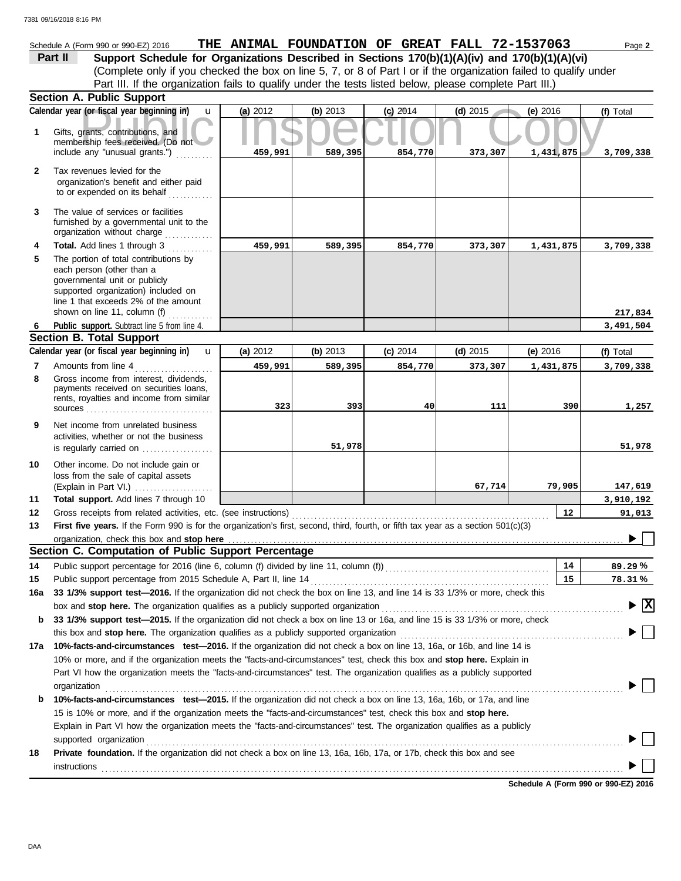Schedule A (Form 990 or 990-EZ) 2016 **THE ANIMAL FOUNDATION OF GREAT FALL 72-1537063** Page **2**

**Part II** **Support Schedule for Organizations Described in Sections 170(b)(1)(A)(iv) and 170(b)(1)(A)(vi)**

(Complete only if you checked the box on line 5, 7, or 8 of Part I or if the organization failed to qualify under Part III. If the organization fails to qualify under the tests listed below, please complete Part III.)

## Section A. Public Support

| Calendar year (or fiscal year beginning in) | (a) 2012 | (b) 2013 | (c) 2014 | (d) 2015 | (e) 2016 | (f) Total |
|---|---|---|---|---|---|---|
| **1** Gifts, grants, contributions, and membership fees received. (Do not include any "unusual grants.") | 459,991 | 589,395 | 854,770 | 373,307 | 1,431,875 | 3,709,338 |
| **2** Tax revenues levied for the organization's benefit and either paid to or expended on its behalf | | | | | | |
| **3** The value of services or facilities furnished by a governmental unit to the organization without charge | | | | | | |
| **4** **Total.** Add lines 1 through 3 | 459,991 | 589,395 | 854,770 | 373,307 | 1,431,875 | 3,709,338 |
| **5** The portion of total contributions by each person (other than a governmental unit or publicly supported organization) included on line 1 that exceeds 2% of the amount shown on line 11, column (f) | | | | | | 217,834 |
| **6** **Public support.** Subtract line 5 from line 4. | | | | | | 3,491,504 |

## Section B. Total Support

| Calendar year (or fiscal year beginning in) | (a) 2012 | (b) 2013 | (c) 2014 | (d) 2015 | (e) 2016 | (f) Total |
|---|---|---|---|---|---|---|
| **7** Amounts from line 4 | 459,991 | 589,395 | 854,770 | 373,307 | 1,431,875 | 3,709,338 |
| **8** Gross income from interest, dividends, payments received on securities loans, rents, royalties and income from similar sources | 323 | 393 | 40 | 111 | 390 | 1,257 |
| **9** Net income from unrelated business activities, whether or not the business is regularly carried on | | 51,978 | | | | 51,978 |
| **10** Other income. Do not include gain or loss from the sale of capital assets (Explain in Part VI.) | | | | 67,714 | 79,905 | 147,619 |
| **11** **Total support.** Add lines 7 through 10 | | | | | | 3,910,192 |

**12** Gross receipts from related activities, etc. (see instructions) **12** 91,013

**13** **First five years.** If the Form 990 is for the organization's first, second, third, fourth, or fifth tax year as a section 501(c)(3) organization, check this box and **stop here** ☐

## Section C. Computation of Public Support Percentage

**14** Public support percentage for 2016 (line 6, column (f) divided by line 11, column (f)) **14** 89.29 %

**15** Public support percentage from 2015 Schedule A, Part II, line 14 **15** 78.31 %

**16a** **33 1/3% support test—2016.** If the organization did not check the box on line 13, and line 14 is 33 1/3% or more, check this box and **stop here.** The organization qualifies as a publicly supported organization ☒

**b** **33 1/3% support test—2015.** If the organization did not check a box on line 13 or 16a, and line 15 is 33 1/3% or more, check this box and **stop here.** The organization qualifies as a publicly supported organization ☐

**17a** **10%-facts-and-circumstances test—2016.** If the organization did not check a box on line 13, 16a, or 16b, and line 14 is 10% or more, and if the organization meets the "facts-and-circumstances" test, check this box and **stop here.** Explain in Part VI how the organization meets the "facts-and-circumstances" test. The organization qualifies as a publicly supported organization ☐

**b** **10%-facts-and-circumstances test—2015.** If the organization did not check a box on line 13, 16a, 16b, or 17a, and line 15 is 10% or more, and if the organization meets the "facts-and-circumstances" test, check this box and **stop here.** Explain in Part VI how the organization meets the "facts-and-circumstances" test. The organization qualifies as a publicly supported organization ☐

**18** **Private foundation.** If the organization did not check a box on line 13, 16a, 16b, 17a, or 17b, check this box and see instructions ☐

**Schedule A (Form 990 or 990-EZ) 2016**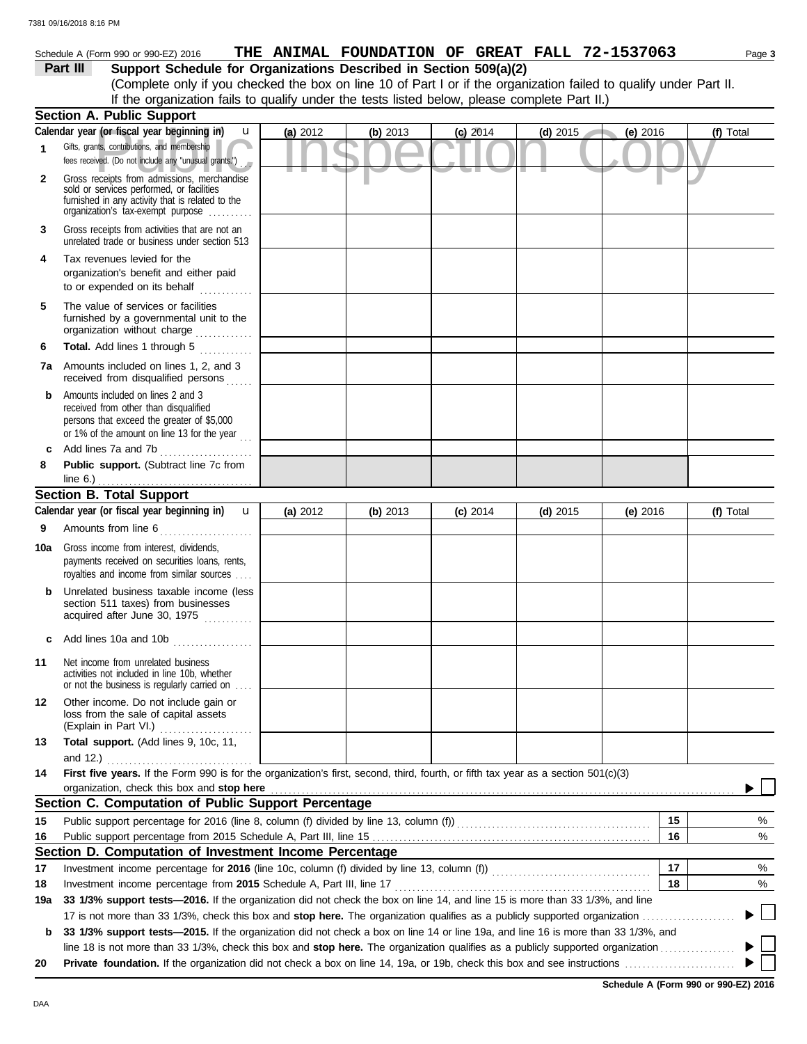Schedule A (Form 990 or 990-EZ) 2016 **THE ANIMAL FOUNDATION OF GREAT FALL 72-1537063** Page **3**

**Part III** **Support Schedule for Organizations Described in Section 509(a)(2)**

(Complete only if you checked the box on line 10 of Part I or if the organization failed to qualify under Part II. If the organization fails to qualify under the tests listed below, please complete Part II.)

## Section A. Public Support

| Calendar year (or fiscal year beginning in) u | (a) 2012 | (b) 2013 | (c) 2014 | (d) 2015 | (e) 2016 | (f) Total |
|---|---|---|---|---|---|---|
| **1** Gifts, grants, contributions, and membership fees received. (Do not include any "unusual grants.") | | | | | | |
| **2** Gross receipts from admissions, merchandise sold or services performed, or facilities furnished in any activity that is related to the organization's tax-exempt purpose | | | | | | |
| **3** Gross receipts from activities that are not an unrelated trade or business under section 513 | | | | | | |
| **4** Tax revenues levied for the organization's benefit and either paid to or expended on its behalf | | | | | | |
| **5** The value of services or facilities furnished by a governmental unit to the organization without charge | | | | | | |
| **6** **Total.** Add lines 1 through 5 | | | | | | |
| **7a** Amounts included on lines 1, 2, and 3 received from disqualified persons | | | | | | |
| **b** Amounts included on lines 2 and 3 received from other than disqualified persons that exceed the greater of $5,000 or 1% of the amount on line 13 for the year | | | | | | |
| **c** Add lines 7a and 7b | | | | | | |
| **8** **Public support.** (Subtract line 7c from line 6.) | | | | | | |

## Section B. Total Support

| Calendar year (or fiscal year beginning in) u | (a) 2012 | (b) 2013 | (c) 2014 | (d) 2015 | (e) 2016 | (f) Total |
|---|---|---|---|---|---|---|
| **9** Amounts from line 6 | | | | | | |
| **10a** Gross income from interest, dividends, payments received on securities loans, rents, royalties and income from similar sources | | | | | | |
| **b** Unrelated business taxable income (less section 511 taxes) from businesses acquired after June 30, 1975 | | | | | | |
| **c** Add lines 10a and 10b | | | | | | |
| **11** Net income from unrelated business activities not included in line 10b, whether or not the business is regularly carried on | | | | | | |
| **12** Other income. Do not include gain or loss from the sale of capital assets (Explain in Part VI.) | | | | | | |
| **13** **Total support.** (Add lines 9, 10c, 11, and 12.) | | | | | | |

**14** **First five years.** If the Form 990 is for the organization's first, second, third, fourth, or fifth tax year as a section 501(c)(3) organization, check this box and **stop here** ▶ ☐

## Section C. Computation of Public Support Percentage

| | | | |
|---|---|---|---|
| **15** | Public support percentage for 2016 (line 8, column (f) divided by line 13, column (f)) | **15** | % |
| **16** | Public support percentage from 2015 Schedule A, Part III, line 15 | **16** | % |

## Section D. Computation of Investment Income Percentage

| | | | |
|---|---|---|---|
| **17** | Investment income percentage for **2016** (line 10c, column (f) divided by line 13, column (f)) | **17** | % |
| **18** | Investment income percentage from **2015** Schedule A, Part III, line 17 | **18** | % |

**19a** **33 1/3% support tests—2016.** If the organization did not check the box on line 14, and line 15 is more than 33 1/3%, and line 17 is not more than 33 1/3%, check this box and **stop here.** The organization qualifies as a publicly supported organization ▶ ☐

**b** **33 1/3% support tests—2015.** If the organization did not check a box on line 14 or line 19a, and line 16 is more than 33 1/3%, and line 18 is not more than 33 1/3%, check this box and **stop here.** The organization qualifies as a publicly supported organization ▶ ☐

**20** **Private foundation.** If the organization did not check a box on line 14, 19a, or 19b, check this box and see instructions ▶ ☐

**Schedule A (Form 990 or 990-EZ) 2016**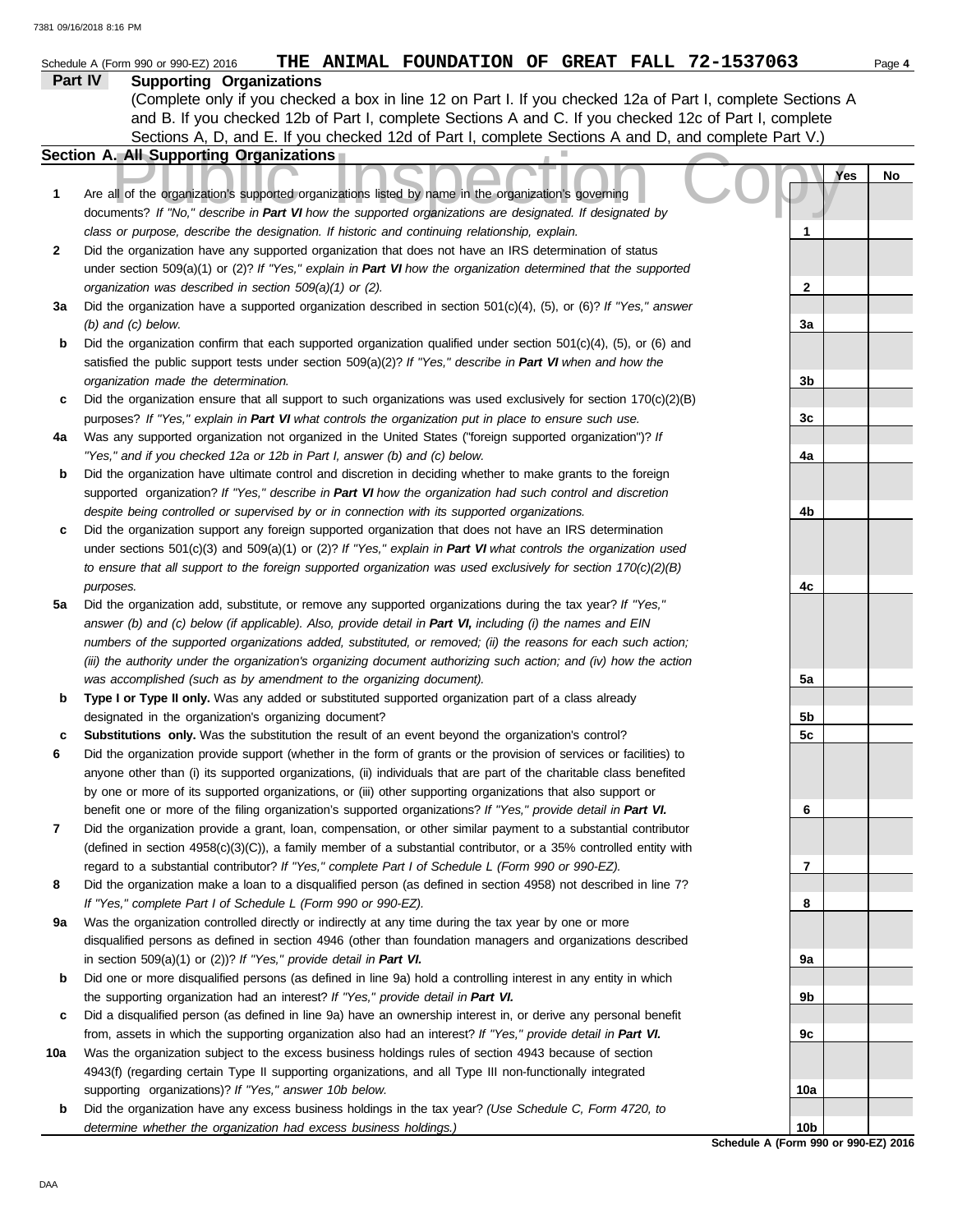Schedule A (Form 990 or 990-EZ) 2016 THE ANIMAL FOUNDATION OF GREAT FALL 72-1537063

**Part IV Supporting Organizations**

(Complete only if you checked a box in line 12 on Part I. If you checked 12a of Part I, complete Sections A and B. If you checked 12b of Part I, complete Sections A and C. If you checked 12c of Part I, complete Sections A, D, and E. If you checked 12d of Part I, complete Sections A and D, and complete Part V.)

**Section A. All Supporting Organizations**

Public Inspection Copy

| | | Line | Yes | No |
|---|---|---|---|---|
| **1** | Are all of the organization's supported organizations listed by name in the organization's governing documents? *If "No," describe in **Part VI** how the supported organizations are designated. If designated by class or purpose, describe the designation. If historic and continuing relationship, explain.* | **1** | | |
| **2** | Did the organization have any supported organization that does not have an IRS determination of status under section 509(a)(1) or (2)? *If "Yes," explain in **Part VI** how the organization determined that the supported organization was described in section 509(a)(1) or (2).* | **2** | | |
| **3a** | Did the organization have a supported organization described in section 501(c)(4), (5), or (6)? *If "Yes," answer (b) and (c) below.* | **3a** | | |
| **b** | Did the organization confirm that each supported organization qualified under section 501(c)(4), (5), or (6) and satisfied the public support tests under section 509(a)(2)? *If "Yes," describe in **Part VI** when and how the organization made the determination.* | **3b** | | |
| **c** | Did the organization ensure that all support to such organizations was used exclusively for section 170(c)(2)(B) purposes? *If "Yes," explain in **Part VI** what controls the organization put in place to ensure such use.* | **3c** | | |
| **4a** | Was any supported organization not organized in the United States ("foreign supported organization")? *If "Yes," and if you checked 12a or 12b in Part I, answer (b) and (c) below.* | **4a** | | |
| **b** | Did the organization have ultimate control and discretion in deciding whether to make grants to the foreign supported organization? *If "Yes," describe in **Part VI** how the organization had such control and discretion despite being controlled or supervised by or in connection with its supported organizations.* | **4b** | | |
| **c** | Did the organization support any foreign supported organization that does not have an IRS determination under sections 501(c)(3) and 509(a)(1) or (2)? *If "Yes," explain in **Part VI** what controls the organization used to ensure that all support to the foreign supported organization was used exclusively for section 170(c)(2)(B) purposes.* | **4c** | | |
| **5a** | Did the organization add, substitute, or remove any supported organizations during the tax year? *If "Yes," answer (b) and (c) below (if applicable). Also, provide detail in **Part VI,** including (i) the names and EIN numbers of the supported organizations added, substituted, or removed; (ii) the reasons for each such action; (iii) the authority under the organization's organizing document authorizing such action; and (iv) how the action was accomplished (such as by amendment to the organizing document).* | **5a** | | |
| **b** | **Type I or Type II only.** Was any added or substituted supported organization part of a class already designated in the organization's organizing document? | **5b** | | |
| **c** | **Substitutions only.** Was the substitution the result of an event beyond the organization's control? | **5c** | | |
| **6** | Did the organization provide support (whether in the form of grants or the provision of services or facilities) to anyone other than (i) its supported organizations, (ii) individuals that are part of the charitable class benefited by one or more of its supported organizations, or (iii) other supporting organizations that also support or benefit one or more of the filing organization's supported organizations? *If "Yes," provide detail in **Part VI.*** | **6** | | |
| **7** | Did the organization provide a grant, loan, compensation, or other similar payment to a substantial contributor (defined in section 4958(c)(3)(C)), a family member of a substantial contributor, or a 35% controlled entity with regard to a substantial contributor? *If "Yes," complete Part I of Schedule L (Form 990 or 990-EZ).* | **7** | | |
| **8** | Did the organization make a loan to a disqualified person (as defined in section 4958) not described in line 7? *If "Yes," complete Part I of Schedule L (Form 990 or 990-EZ).* | **8** | | |
| **9a** | Was the organization controlled directly or indirectly at any time during the tax year by one or more disqualified persons as defined in section 4946 (other than foundation managers and organizations described in section 509(a)(1) or (2))? *If "Yes," provide detail in **Part VI.*** | **9a** | | |
| **b** | Did one or more disqualified persons (as defined in line 9a) hold a controlling interest in any entity in which the supporting organization had an interest? *If "Yes," provide detail in **Part VI.*** | **9b** | | |
| **c** | Did a disqualified person (as defined in line 9a) have an ownership interest in, or derive any personal benefit from, assets in which the supporting organization also had an interest? *If "Yes," provide detail in **Part VI.*** | **9c** | | |
| **10a** | Was the organization subject to the excess business holdings rules of section 4943 because of section 4943(f) (regarding certain Type II supporting organizations, and all Type III non-functionally integrated supporting organizations)? *If "Yes," answer 10b below.* | **10a** | | |
| **b** | Did the organization have any excess business holdings in the tax year? *(Use Schedule C, Form 4720, to determine whether the organization had excess business holdings.)* | **10b** | | |

**Schedule A (Form 990 or 990-EZ) 2016**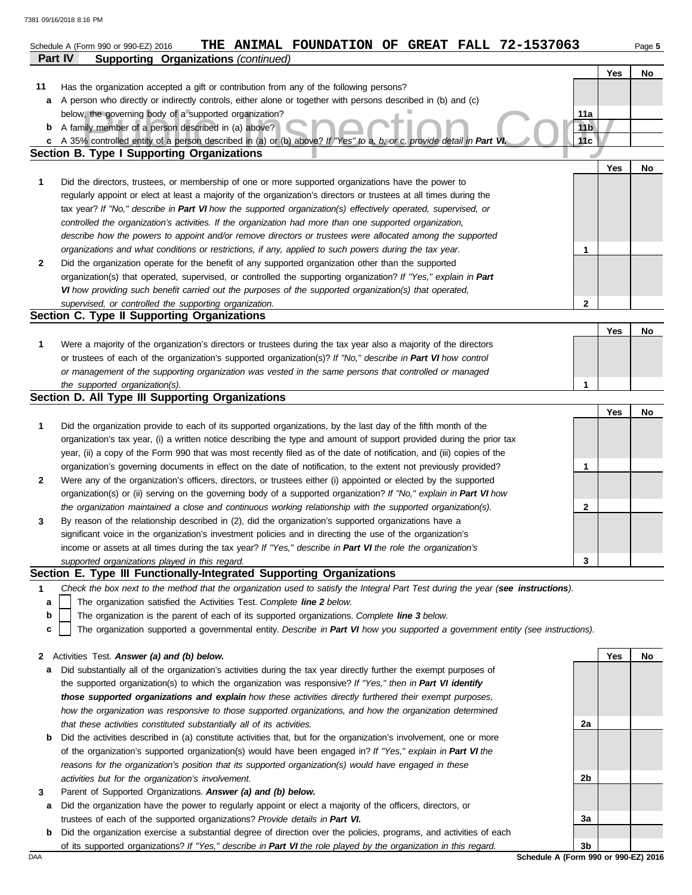Schedule A (Form 990 or 990-EZ) 2016 **THE ANIMAL FOUNDATION OF GREAT FALL 72-1537063**

**Part IV — Supporting Organizations** *(continued)*

| | | | Yes | No |
|---|---|---|---|---|
| **11** | Has the organization accepted a gift or contribution from any of the following persons? | | | |
| **a** | A person who directly or indirectly controls, either alone or together with persons described in (b) and (c) below, the governing body of a supported organization? | **11a** | | |
| **b** | A family member of a person described in (a) above? | **11b** | | |
| **c** | A 35% controlled entity of a person described in (a) or (b) above? *If "Yes" to a, b, or c, provide detail in* ***Part VI.*** | **11c** | | |

## Section B. Type I Supporting Organizations

| | | | Yes | No |
|---|---|---|---|---|
| **1** | Did the directors, trustees, or membership of one or more supported organizations have the power to regularly appoint or elect at least a majority of the organization's directors or trustees at all times during the tax year? *If "No," describe in* ***Part VI*** *how the supported organization(s) effectively operated, supervised, or controlled the organization's activities. If the organization had more than one supported organization, describe how the powers to appoint and/or remove directors or trustees were allocated among the supported organizations and what conditions or restrictions, if any, applied to such powers during the tax year.* | **1** | | |
| **2** | Did the organization operate for the benefit of any supported organization other than the supported organization(s) that operated, supervised, or controlled the supporting organization? *If "Yes," explain in* ***Part VI*** *how providing such benefit carried out the purposes of the supported organization(s) that operated, supervised, or controlled the supporting organization.* | **2** | | |

## Section C. Type II Supporting Organizations

| | | | Yes | No |
|---|---|---|---|---|
| **1** | Were a majority of the organization's directors or trustees during the tax year also a majority of the directors or trustees of each of the organization's supported organization(s)? *If "No," describe in* ***Part VI*** *how control or management of the supporting organization was vested in the same persons that controlled or managed the supported organization(s).* | **1** | | |

## Section D. All Type III Supporting Organizations

| | | | Yes | No |
|---|---|---|---|---|
| **1** | Did the organization provide to each of its supported organizations, by the last day of the fifth month of the organization's tax year, (i) a written notice describing the type and amount of support provided during the prior tax year, (ii) a copy of the Form 990 that was most recently filed as of the date of notification, and (iii) copies of the organization's governing documents in effect on the date of notification, to the extent not previously provided? | **1** | | |
| **2** | Were any of the organization's officers, directors, or trustees either (i) appointed or elected by the supported organization(s) or (ii) serving on the governing body of a supported organization? *If "No," explain in* ***Part VI*** *how the organization maintained a close and continuous working relationship with the supported organization(s).* | **2** | | |
| **3** | By reason of the relationship described in (2), did the organization's supported organizations have a significant voice in the organization's investment policies and in directing the use of the organization's income or assets at all times during the tax year? *If "Yes," describe in* ***Part VI*** *the role the organization's supported organizations played in this regard.* | **3** | | |

## Section E. Type III Functionally-Integrated Supporting Organizations

**1** *Check the box next to the method that the organization used to satisfy the Integral Part Test during the year (**see instructions**).*

- **a** ☐ The organization satisfied the Activities Test. *Complete* ***line 2*** *below.*
- **b** ☐ The organization is the parent of each of its supported organizations. *Complete* ***line 3*** *below.*
- **c** ☐ The organization supported a governmental entity. *Describe in* ***Part VI*** *how you supported a government entity (see instructions).*

| | | | Yes | No |
|---|---|---|---|---|
| **2** | Activities Test. ***Answer (a) and (b) below.*** | | | |
| **a** | Did substantially all of the organization's activities during the tax year directly further the exempt purposes of the supported organization(s) to which the organization was responsive? *If "Yes," then in* ***Part VI identify those supported organizations and explain*** *how these activities directly furthered their exempt purposes, how the organization was responsive to those supported organizations, and how the organization determined that these activities constituted substantially all of its activities.* | **2a** | | |
| **b** | Did the activities described in (a) constitute activities that, but for the organization's involvement, one or more of the organization's supported organization(s) would have been engaged in? *If "Yes," explain in* ***Part VI*** *the reasons for the organization's position that its supported organization(s) would have engaged in these activities but for the organization's involvement.* | **2b** | | |
| **3** | Parent of Supported Organizations. ***Answer (a) and (b) below.*** | | | |
| **a** | Did the organization have the power to regularly appoint or elect a majority of the officers, directors, or trustees of each of the supported organizations? *Provide details in* ***Part VI.*** | **3a** | | |
| **b** | Did the organization exercise a substantial degree of direction over the policies, programs, and activities of each of its supported organizations? *If "Yes," describe in* ***Part VI*** *the role played by the organization in this regard.* | **3b** | | |

Schedule A (Form 990 or 990-EZ) 2016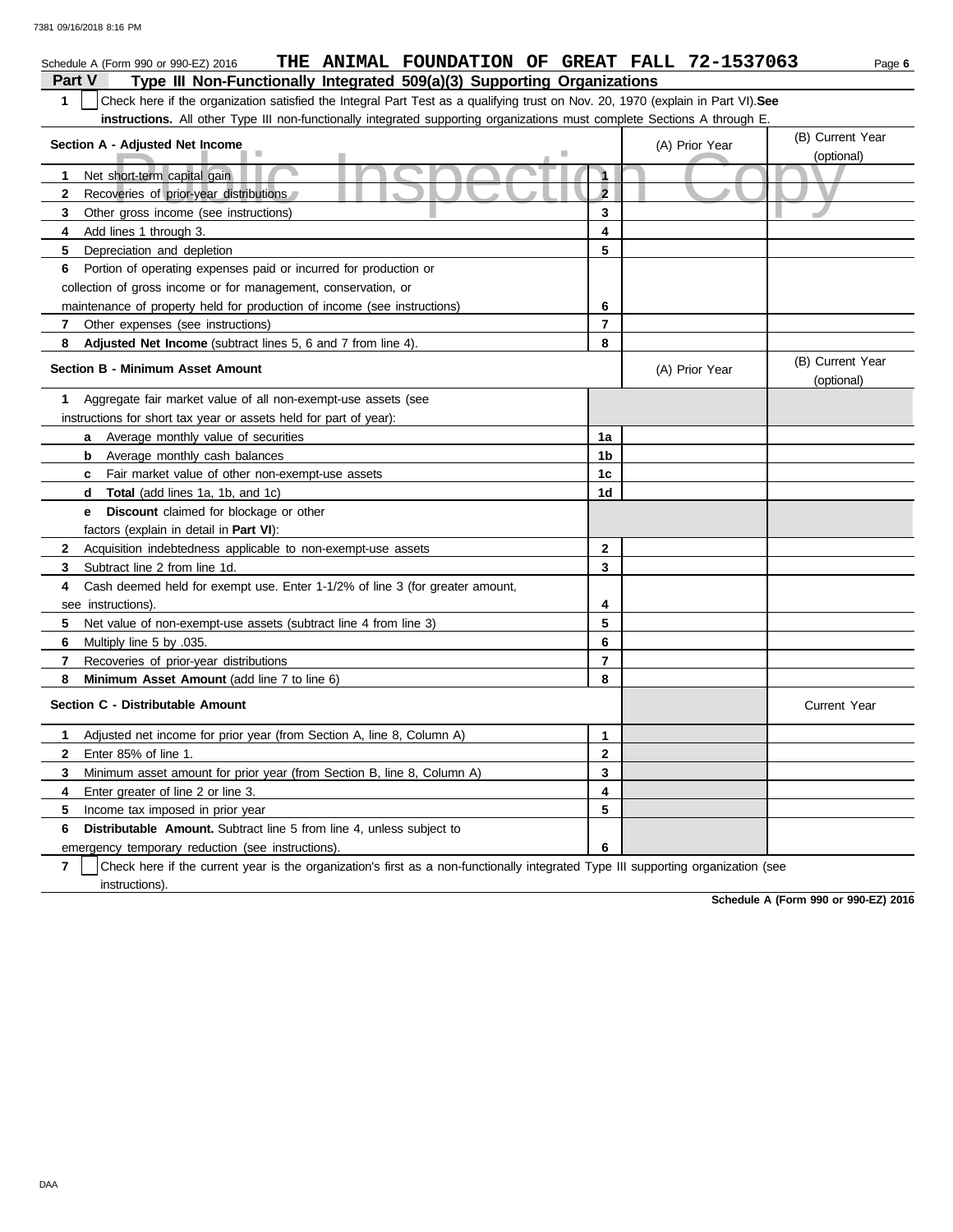Schedule A (Form 990 or 990-EZ) 2016 **THE ANIMAL FOUNDATION OF GREAT FALL 72-1537063**

## Part V Type III Non-Functionally Integrated 509(a)(3) Supporting Organizations

**1** ☐ Check here if the organization satisfied the Integral Part Test as a qualifying trust on Nov. 20, 1970 (explain in Part VI). **See instructions.** All other Type III non-functionally integrated supporting organizations must complete Sections A through E.

| Section A - Adjusted Net Income | | (A) Prior Year | (B) Current Year (optional) |
|---|---|---|---|
| **1** Net short-term capital gain | 1 | | |
| **2** Recoveries of prior-year distributions | 2 | | |
| **3** Other gross income (see instructions) | 3 | | |
| **4** Add lines 1 through 3. | 4 | | |
| **5** Depreciation and depletion | 5 | | |
| **6** Portion of operating expenses paid or incurred for production or collection of gross income or for management, conservation, or maintenance of property held for production of income (see instructions) | 6 | | |
| **7** Other expenses (see instructions) | 7 | | |
| **8** **Adjusted Net Income** (subtract lines 5, 6 and 7 from line 4). | 8 | | |

| Section B - Minimum Asset Amount | | (A) Prior Year | (B) Current Year (optional) |
|---|---|---|---|
| **1** Aggregate fair market value of all non-exempt-use assets (see instructions for short tax year or assets held for part of year): | | | |
| **a** Average monthly value of securities | 1a | | |
| **b** Average monthly cash balances | 1b | | |
| **c** Fair market value of other non-exempt-use assets | 1c | | |
| **d** **Total** (add lines 1a, 1b, and 1c) | 1d | | |
| **e** **Discount** claimed for blockage or other factors (explain in detail in **Part VI**): | | | |
| **2** Acquisition indebtedness applicable to non-exempt-use assets | 2 | | |
| **3** Subtract line 2 from line 1d. | 3 | | |
| **4** Cash deemed held for exempt use. Enter 1-1/2% of line 3 (for greater amount, see instructions). | 4 | | |
| **5** Net value of non-exempt-use assets (subtract line 4 from line 3) | 5 | | |
| **6** Multiply line 5 by .035. | 6 | | |
| **7** Recoveries of prior-year distributions | 7 | | |
| **8** **Minimum Asset Amount** (add line 7 to line 6) | 8 | | |

| Section C - Distributable Amount | | | Current Year |
|---|---|---|---|
| **1** Adjusted net income for prior year (from Section A, line 8, Column A) | 1 | | |
| **2** Enter 85% of line 1. | 2 | | |
| **3** Minimum asset amount for prior year (from Section B, line 8, Column A) | 3 | | |
| **4** Enter greater of line 2 or line 3. | 4 | | |
| **5** Income tax imposed in prior year | 5 | | |
| **6** **Distributable Amount.** Subtract line 5 from line 4, unless subject to emergency temporary reduction (see instructions). | 6 | | |

**7** ☐ Check here if the current year is the organization's first as a non-functionally integrated Type III supporting organization (see instructions).

**Schedule A (Form 990 or 990-EZ) 2016**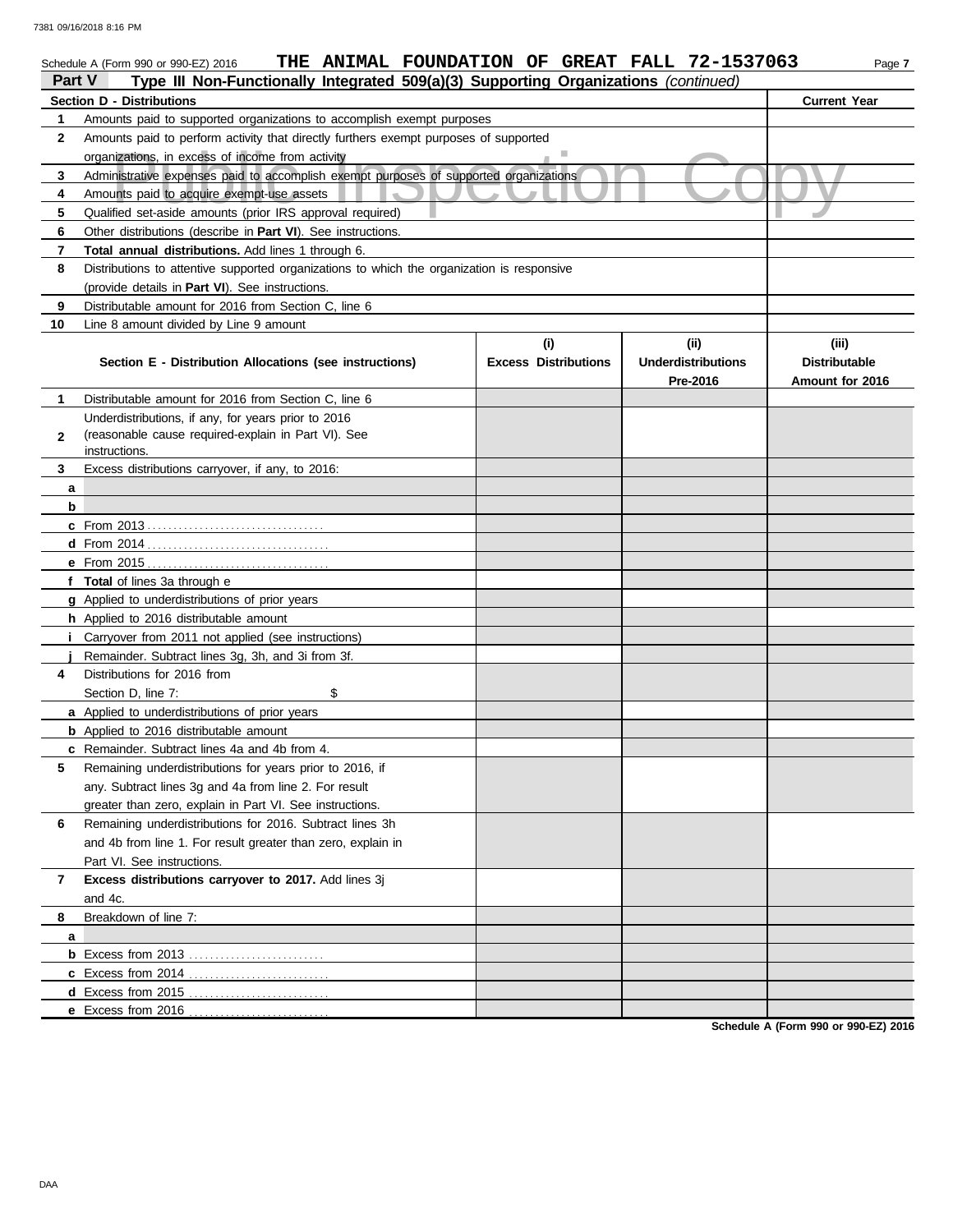7381 09/16/2018 8:16 PM

Schedule A (Form 990 or 990-EZ) 2016 **THE ANIMAL FOUNDATION OF GREAT FALL 72-1537063** Page **7**

**Part V** **Type III Non-Functionally Integrated 509(a)(3) Supporting Organizations** *(continued)*

| | **Section D - Distributions** | **Current Year** |
|---|---|---|
| **1** | Amounts paid to supported organizations to accomplish exempt purposes | |
| **2** | Amounts paid to perform activity that directly furthers exempt purposes of supported organizations, in excess of income from activity | |
| **3** | Administrative expenses paid to accomplish exempt purposes of supported organizations | |
| **4** | Amounts paid to acquire exempt-use assets | |
| **5** | Qualified set-aside amounts (prior IRS approval required) | |
| **6** | Other distributions (describe in **Part VI**). See instructions. | |
| **7** | **Total annual distributions.** Add lines 1 through 6. | |
| **8** | Distributions to attentive supported organizations to which the organization is responsive (provide details in **Part VI**). See instructions. | |
| **9** | Distributable amount for 2016 from Section C, line 6 | |
| **10** | Line 8 amount divided by Line 9 amount | |

| | **Section E - Distribution Allocations (see instructions)** | **(i) Excess Distributions** | **(ii) Underdistributions Pre-2016** | **(iii) Distributable Amount for 2016** |
|---|---|---|---|---|
| **1** | Distributable amount for 2016 from Section C, line 6 | | | |
| **2** | Underdistributions, if any, for years prior to 2016 (reasonable cause required-explain in Part VI). See instructions. | | | |
| **3** | Excess distributions carryover, if any, to 2016: | | | |
| **a** | | | | |
| **b** | | | | |
| **c** | From 2013 | | | |
| **d** | From 2014 | | | |
| **e** | From 2015 | | | |
| **f** | **Total** of lines 3a through e | | | |
| **g** | Applied to underdistributions of prior years | | | |
| **h** | Applied to 2016 distributable amount | | | |
| **i** | Carryover from 2011 not applied (see instructions) | | | |
| **j** | Remainder. Subtract lines 3g, 3h, and 3i from 3f. | | | |
| **4** | Distributions for 2016 from Section D, line 7: $ | | | |
| **a** | Applied to underdistributions of prior years | | | |
| **b** | Applied to 2016 distributable amount | | | |
| **c** | Remainder. Subtract lines 4a and 4b from 4. | | | |
| **5** | Remaining underdistributions for years prior to 2016, if any. Subtract lines 3g and 4a from line 2. For result greater than zero, explain in Part VI. See instructions. | | | |
| **6** | Remaining underdistributions for 2016. Subtract lines 3h and 4b from line 1. For result greater than zero, explain in Part VI. See instructions. | | | |
| **7** | **Excess distributions carryover to 2017.** Add lines 3j and 4c. | | | |
| **8** | Breakdown of line 7: | | | |
| **a** | | | | |
| **b** | Excess from 2013 | | | |
| **c** | Excess from 2014 | | | |
| **d** | Excess from 2015 | | | |
| **e** | Excess from 2016 | | | |

**Schedule A (Form 990 or 990-EZ) 2016**

DAA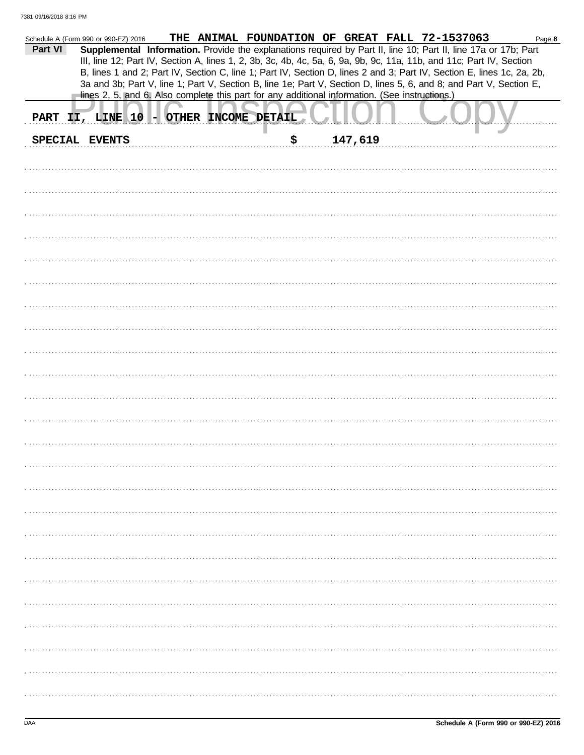Schedule A (Form 990 or 990-EZ) 2016 THE ANIMAL FOUNDATION OF GREAT FALL 72-1537063

**Part VI** **Supplemental Information.** Provide the explanations required by Part II, line 10; Part II, line 17a or 17b; Part III, line 12; Part IV, Section A, lines 1, 2, 3b, 3c, 4b, 4c, 5a, 6, 9a, 9b, 9c, 11a, 11b, and 11c; Part IV, Section B, lines 1 and 2; Part IV, Section C, line 1; Part IV, Section D, lines 2 and 3; Part IV, Section E, lines 1c, 2a, 2b, 3a and 3b; Part V, line 1; Part V, Section B, line 1e; Part V, Section D, lines 5, 6, and 8; and Part V, Section E, lines 2, 5, and 6. Also complete this part for any additional information. (See instructions.)

PART II, LINE 10 - OTHER INCOME DETAIL

SPECIAL EVENTS $ 147,619

Schedule A (Form 990 or 990-EZ) 2016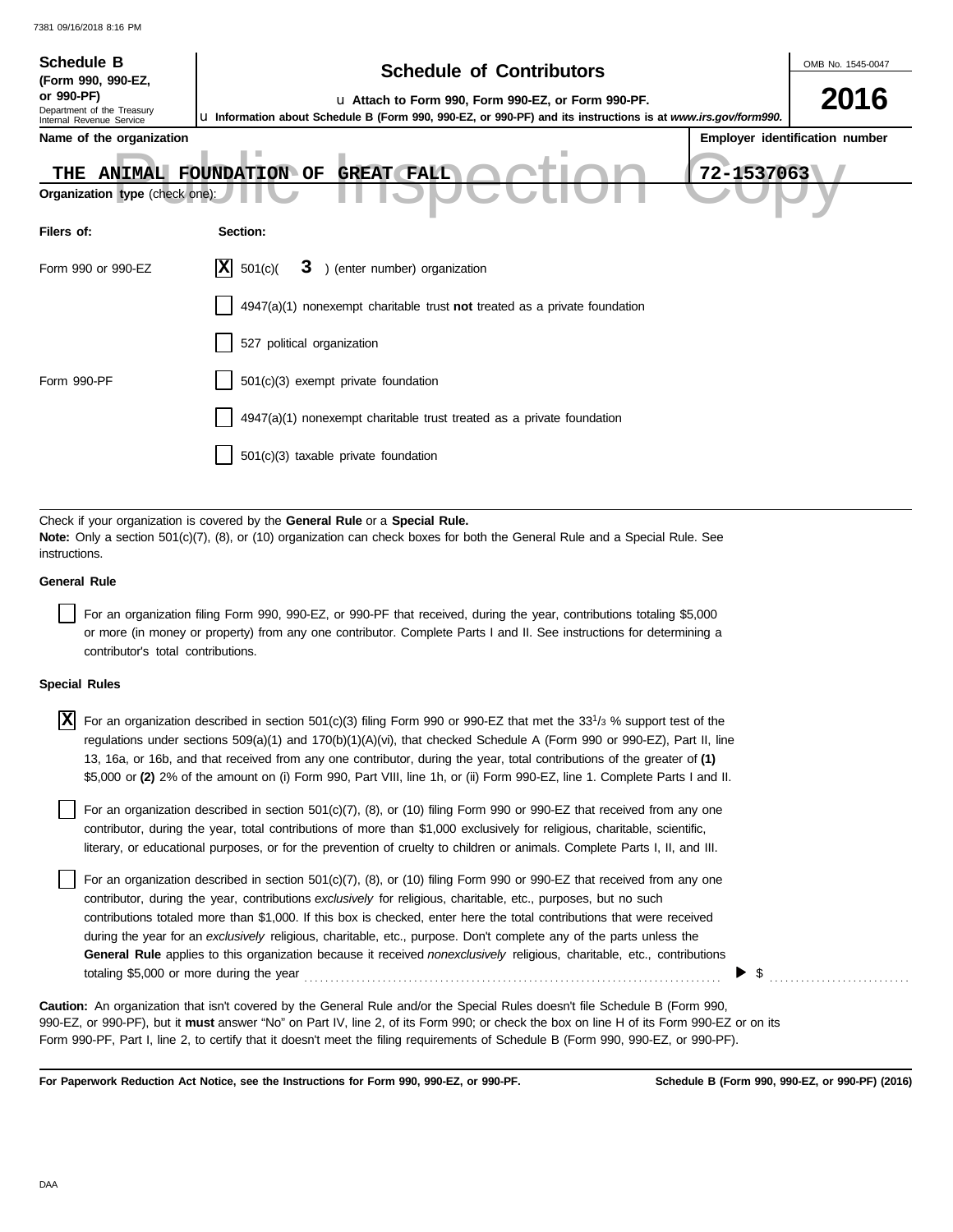**Schedule B**
**(Form 990, 990-EZ, or 990-PF)**
Department of the Treasury
Internal Revenue Service

# Schedule of Contributors

u **Attach to Form 990, Form 990-EZ, or Form 990-PF.**
u **Information about Schedule B (Form 990, 990-EZ, or 990-PF) and its instructions is at *www.irs.gov/form990*.**

OMB No. 1545-0047

**2016**

| Name of the organization | Employer identification number |
|---|---|
| THE ANIMAL FOUNDATION OF GREAT FALL | 72-1537063 |

**Organization type** (check one):

| Filers of: | Section: |
|---|---|
| Form 990 or 990-EZ | [X] 501(c)( **3** ) (enter number) organization |
| | [ ] 4947(a)(1) nonexempt charitable trust **not** treated as a private foundation |
| | [ ] 527 political organization |
| Form 990-PF | [ ] 501(c)(3) exempt private foundation |
| | [ ] 4947(a)(1) nonexempt charitable trust treated as a private foundation |
| | [ ] 501(c)(3) taxable private foundation |

Check if your organization is covered by the **General Rule** or a **Special Rule.**
**Note:** Only a section 501(c)(7), (8), or (10) organization can check boxes for both the General Rule and a Special Rule. See instructions.

**General Rule**

[ ] For an organization filing Form 990, 990-EZ, or 990-PF that received, during the year, contributions totaling $5,000 or more (in money or property) from any one contributor. Complete Parts I and II. See instructions for determining a contributor's total contributions.

**Special Rules**

[X] For an organization described in section 501(c)(3) filing Form 990 or 990-EZ that met the $33\frac{1}{3}$ % support test of the regulations under sections 509(a)(1) and 170(b)(1)(A)(vi), that checked Schedule A (Form 990 or 990-EZ), Part II, line 13, 16a, or 16b, and that received from any one contributor, during the year, total contributions of the greater of **(1)** $5,000 or **(2)** 2% of the amount on (i) Form 990, Part VIII, line 1h, or (ii) Form 990-EZ, line 1. Complete Parts I and II.

[ ] For an organization described in section 501(c)(7), (8), or (10) filing Form 990 or 990-EZ that received from any one contributor, during the year, total contributions of more than $1,000 exclusively for religious, charitable, scientific, literary, or educational purposes, or for the prevention of cruelty to children or animals. Complete Parts I, II, and III.

[ ] For an organization described in section 501(c)(7), (8), or (10) filing Form 990 or 990-EZ that received from any one contributor, during the year, contributions *exclusively* for religious, charitable, etc., purposes, but no such contributions totaled more than $1,000. If this box is checked, enter here the total contributions that were received during the year for an *exclusively* religious, charitable, etc., purpose. Don't complete any of the parts unless the **General Rule** applies to this organization because it received *nonexclusively* religious, charitable, etc., contributions totaling $5,000 or more during the year . . . . . . . . . . . . . . . . . . . . . . . . . . ▶ $ . . . . . . . . . . . .

**Caution:** An organization that isn't covered by the General Rule and/or the Special Rules doesn't file Schedule B (Form 990, 990-EZ, or 990-PF), but it **must** answer "No" on Part IV, line 2, of its Form 990; or check the box on line H of its Form 990-EZ or on its Form 990-PF, Part I, line 2, to certify that it doesn't meet the filing requirements of Schedule B (Form 990, 990-EZ, or 990-PF).

**For Paperwork Reduction Act Notice, see the Instructions for Form 990, 990-EZ, or 990-PF.** **Schedule B (Form 990, 990-EZ, or 990-PF) (2016)**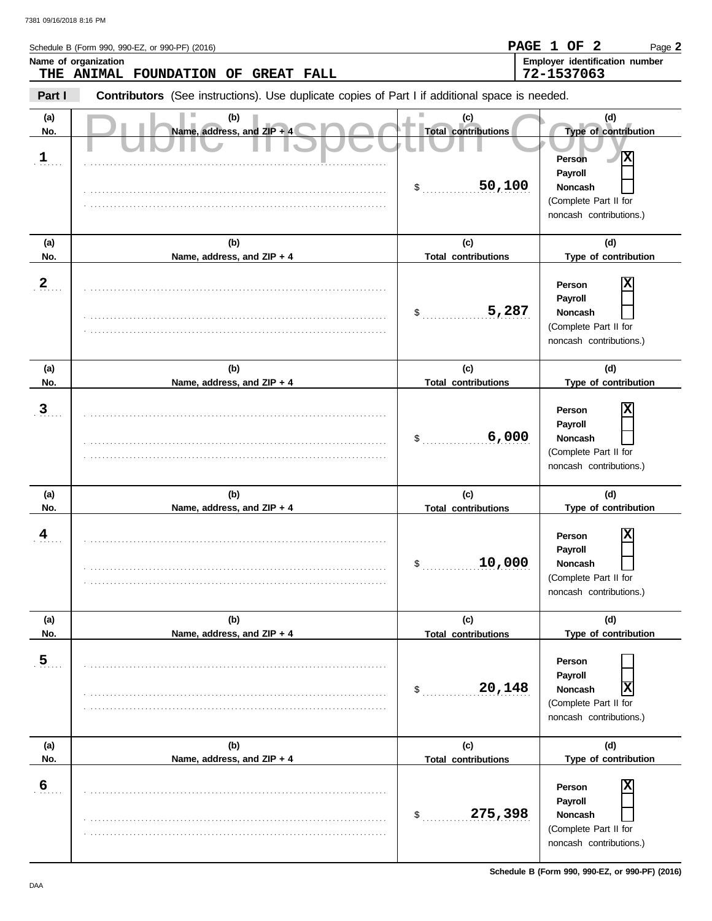Schedule B (Form 990, 990-EZ, or 990-PF) (2016)

PAGE 1 OF 2

**Name of organization**
THE ANIMAL FOUNDATION OF GREAT FALL

**Employer identification number**
72-1537063

**Part I** **Contributors** (See instructions). Use duplicate copies of Part I if additional space is needed.

Public Inspection Copy

| (a) No. | (b) Name, address, and ZIP + 4 | (c) Total contributions | (d) Type of contribution |
|---|---|---|---|
| 1 | | $ 50,100 | Person [X] Payroll [ ] Noncash [ ] (Complete Part II for noncash contributions.) |
| 2 | | $ 5,287 | Person [X] Payroll [ ] Noncash [ ] (Complete Part II for noncash contributions.) |
| 3 | | $ 6,000 | Person [X] Payroll [ ] Noncash [ ] (Complete Part II for noncash contributions.) |
| 4 | | $ 10,000 | Person [X] Payroll [ ] Noncash [ ] (Complete Part II for noncash contributions.) |
| 5 | | $ 20,148 | Person [ ] Payroll [ ] Noncash [X] (Complete Part II for noncash contributions.) |
| 6 | | $ 275,398 | Person [X] Payroll [ ] Noncash [ ] (Complete Part II for noncash contributions.) |

Schedule B (Form 990, 990-EZ, or 990-PF) (2016)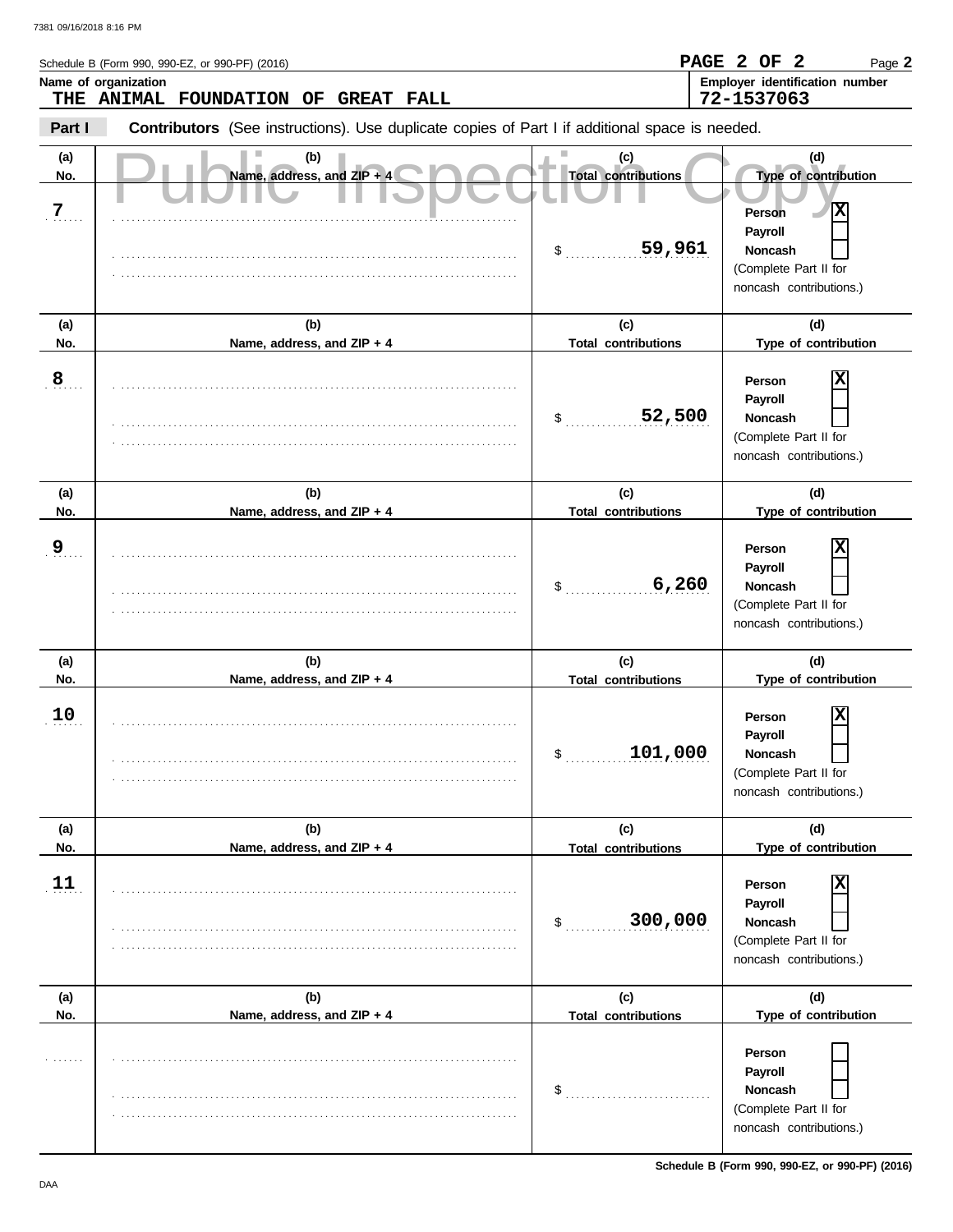Schedule B (Form 990, 990-EZ, or 990-PF) (2016)

**Name of organization**
THE ANIMAL FOUNDATION OF GREAT FALL

**Employer identification number**
72-1537063

**Part I** **Contributors** (See instructions). Use duplicate copies of Part I if additional space is needed.

Public Inspection Copy

| (a) No. | (b) Name, address, and ZIP + 4 | (c) Total contributions | (d) Type of contribution |
|---|---|---|---|
| 7 | | $ 59,961 | Person [X] Payroll [ ] Noncash [ ] (Complete Part II for noncash contributions.) |
| 8 | | $ 52,500 | Person [X] Payroll [ ] Noncash [ ] (Complete Part II for noncash contributions.) |
| 9 | | $ 6,260 | Person [X] Payroll [ ] Noncash [ ] (Complete Part II for noncash contributions.) |
| 10 | | $ 101,000 | Person [X] Payroll [ ] Noncash [ ] (Complete Part II for noncash contributions.) |
| 11 | | $ 300,000 | Person [X] Payroll [ ] Noncash [ ] (Complete Part II for noncash contributions.) |
| | | $ | Person [ ] Payroll [ ] Noncash [ ] (Complete Part II for noncash contributions.) |

**Schedule B (Form 990, 990-EZ, or 990-PF) (2016)**

DAA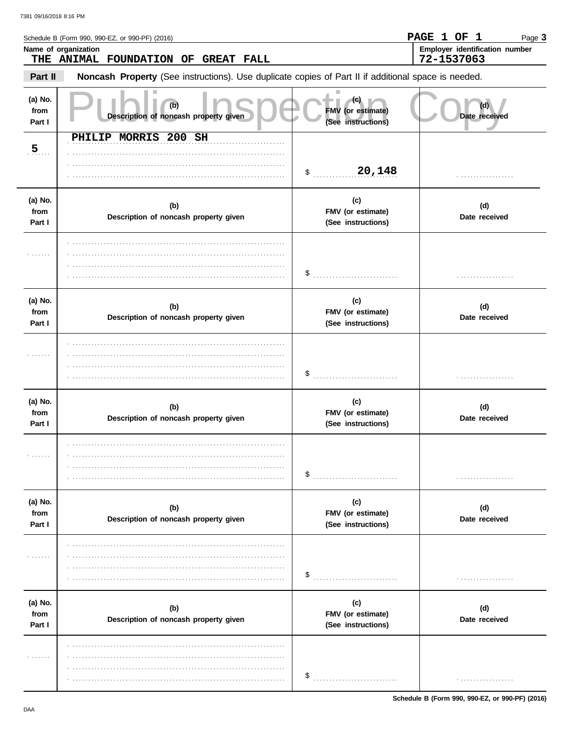Schedule B (Form 990, 990-EZ, or 990-PF) (2016)

**Name of organization**
THE ANIMAL FOUNDATION OF GREAT FALL

**Employer identification number**
72-1537063

## Part II — Noncash Property (See instructions). Use duplicate copies of Part II if additional space is needed.

Public Inspection Copy

| (a) No. from Part I | (b) Description of noncash property given | (c) FMV (or estimate) (See instructions) | (d) Date received |
|---|---|---|---|
| 5 | PHILIP MORRIS 200 SH | $ 20,148 | |
| | | $ | |
| | | $ | |
| | | $ | |
| | | $ | |
| | | $ | |

Schedule B (Form 990, 990-EZ, or 990-PF) (2016)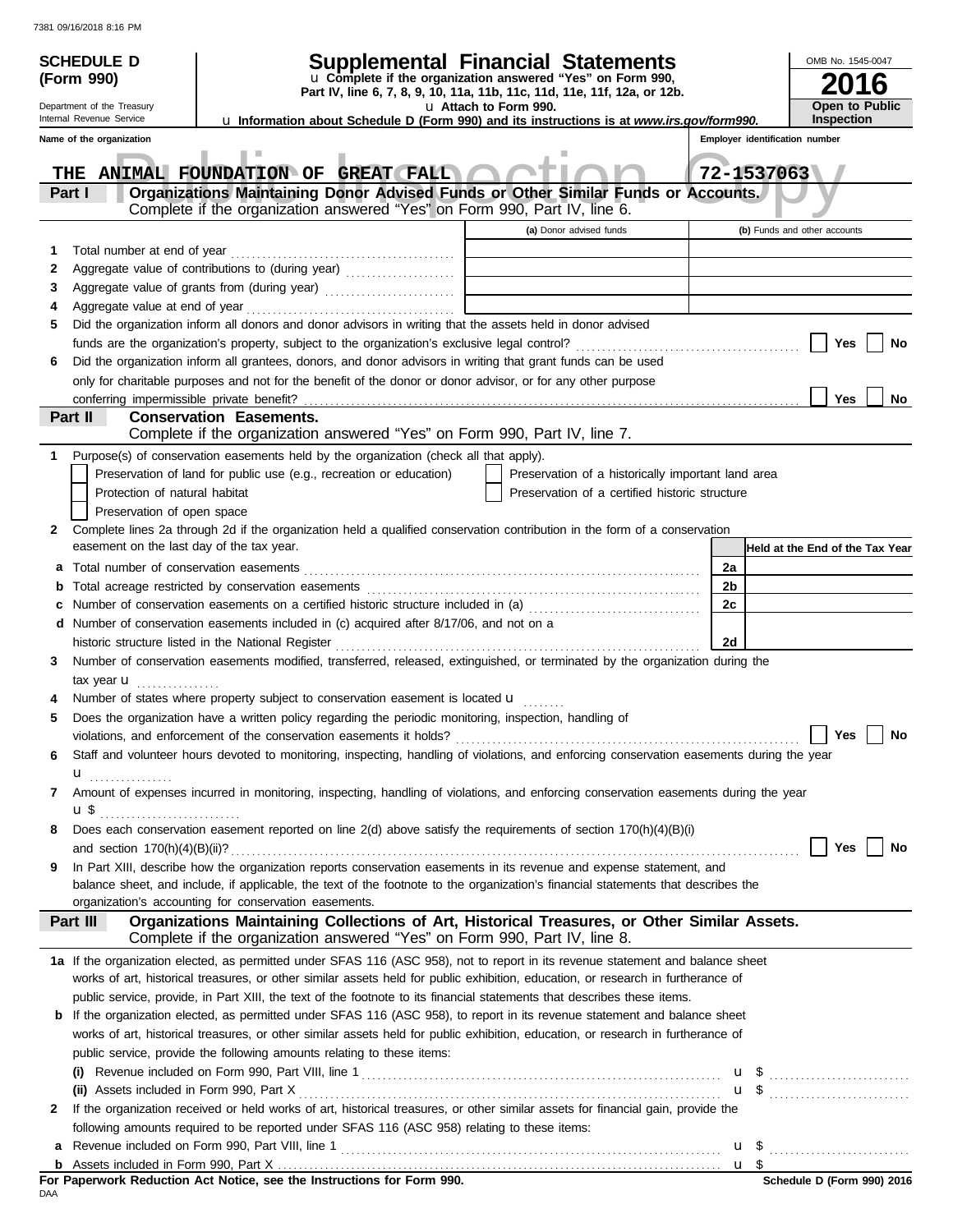7381 09/16/2018 8:16 PM

**SCHEDULE D (Form 990)**

Department of the Treasury
Internal Revenue Service

# Supplemental Financial Statements

u Complete if the organization answered "Yes" on Form 990, Part IV, line 6, 7, 8, 9, 10, 11a, 11b, 11c, 11d, 11e, 11f, 12a, or 12b.
u Attach to Form 990.
u Information about Schedule D (Form 990) and its instructions is at *www.irs.gov/form990.*

OMB No. 1545-0047

**2016**

**Open to Public Inspection**

Name of the organization: THE ANIMAL FOUNDATION OF GREAT FALL

Employer identification number: 72-1537063

Public Inspection Copy

## Part I — Organizations Maintaining Donor Advised Funds or Other Similar Funds or Accounts.

Complete if the organization answered "Yes" on Form 990, Part IV, line 6.

| | | (a) Donor advised funds | (b) Funds and other accounts |
|---|---|---|---|
| 1 | Total number at end of year | | |
| 2 | Aggregate value of contributions to (during year) | | |
| 3 | Aggregate value of grants from (during year) | | |
| 4 | Aggregate value at end of year | | |

5 Did the organization inform all donors and donor advisors in writing that the assets held in donor advised funds are the organization's property, subject to the organization's exclusive legal control? ☐ Yes ☐ No

6 Did the organization inform all grantees, donors, and donor advisors in writing that grant funds can be used only for charitable purposes and not for the benefit of the donor or donor advisor, or for any other purpose conferring impermissible private benefit? ☐ Yes ☐ No

## Part II — Conservation Easements.

Complete if the organization answered "Yes" on Form 990, Part IV, line 7.

1 Purpose(s) of conservation easements held by the organization (check all that apply).

- ☐ Preservation of land for public use (e.g., recreation or education)
- ☐ Protection of natural habitat
- ☐ Preservation of open space
- ☐ Preservation of a historically important land area
- ☐ Preservation of a certified historic structure

2 Complete lines 2a through 2d if the organization held a qualified conservation contribution in the form of a conservation easement on the last day of the tax year.

| | | | Held at the End of the Tax Year |
|---|---|---|---|
| a | Total number of conservation easements | 2a | |
| b | Total acreage restricted by conservation easements | 2b | |
| c | Number of conservation easements on a certified historic structure included in (a) | 2c | |
| d | Number of conservation easements included in (c) acquired after 8/17/06, and not on a historic structure listed in the National Register | 2d | |

3 Number of conservation easements modified, transferred, released, extinguished, or terminated by the organization during the tax year u

4 Number of states where property subject to conservation easement is located u

5 Does the organization have a written policy regarding the periodic monitoring, inspection, handling of violations, and enforcement of the conservation easements it holds? ☐ Yes ☐ No

6 Staff and volunteer hours devoted to monitoring, inspecting, handling of violations, and enforcing conservation easements during the year
u

7 Amount of expenses incurred in monitoring, inspecting, handling of violations, and enforcing conservation easements during the year
u $

8 Does each conservation easement reported on line 2(d) above satisfy the requirements of section 170(h)(4)(B)(i) and section 170(h)(4)(B)(ii)? ☐ Yes ☐ No

9 In Part XIII, describe how the organization reports conservation easements in its revenue and expense statement, and balance sheet, and include, if applicable, the text of the footnote to the organization's financial statements that describes the organization's accounting for conservation easements.

## Part III — Organizations Maintaining Collections of Art, Historical Treasures, or Other Similar Assets.

Complete if the organization answered "Yes" on Form 990, Part IV, line 8.

1a If the organization elected, as permitted under SFAS 116 (ASC 958), not to report in its revenue statement and balance sheet works of art, historical treasures, or other similar assets held for public exhibition, education, or research in furtherance of public service, provide, in Part XIII, the text of the footnote to its financial statements that describes these items.

b If the organization elected, as permitted under SFAS 116 (ASC 958), to report in its revenue statement and balance sheet works of art, historical treasures, or other similar assets held for public exhibition, education, or research in furtherance of public service, provide the following amounts relating to these items:

(i) Revenue included on Form 990, Part VIII, line 1 u $

(ii) Assets included in Form 990, Part X u $

2 If the organization received or held works of art, historical treasures, or other similar assets for financial gain, provide the following amounts required to be reported under SFAS 116 (ASC 958) relating to these items:

a Revenue included on Form 990, Part VIII, line 1 u $

b Assets included in Form 990, Part X u $

**For Paperwork Reduction Act Notice, see the Instructions for Form 990.**

DAA

**Schedule D (Form 990) 2016**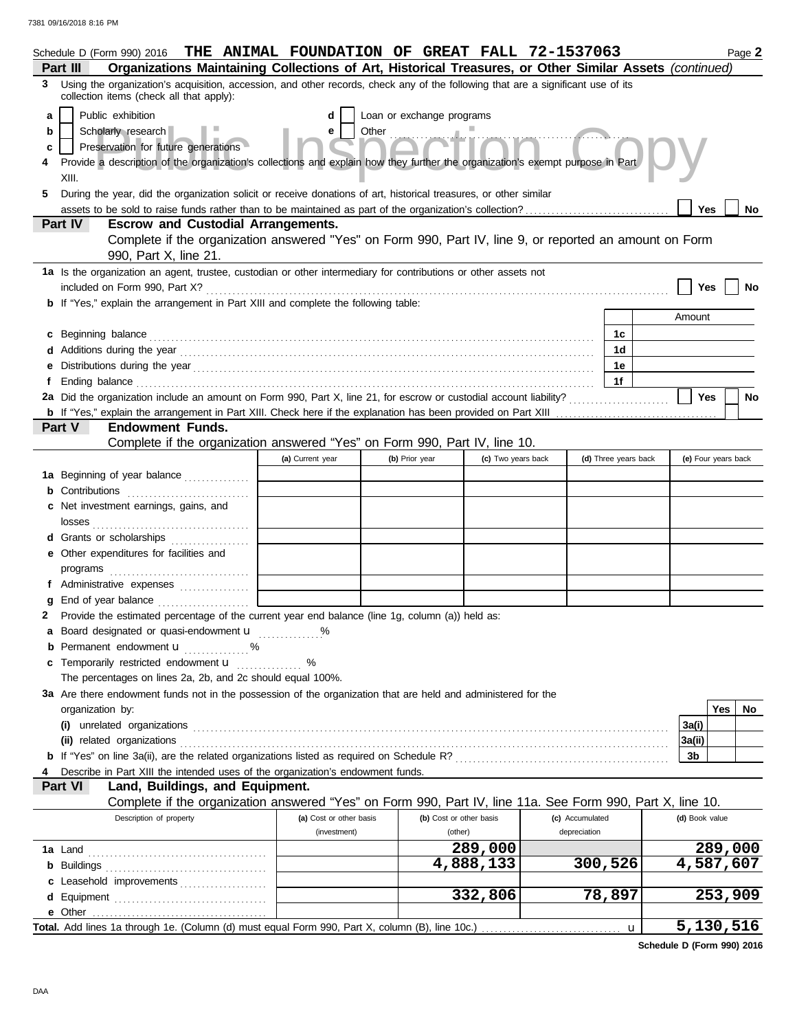Schedule D (Form 990) 2016 **THE ANIMAL FOUNDATION OF GREAT FALL 72-1537063** Page **2**

**Part III** **Organizations Maintaining Collections of Art, Historical Treasures, or Other Similar Assets** *(continued)*

**3** Using the organization's acquisition, accession, and other records, check any of the following that are a significant use of its collection items (check all that apply):

- **a** ☐ Public exhibition
- **b** ☐ Scholarly research
- **c** ☐ Preservation for future generations
- **d** ☐ Loan or exchange programs
- **e** ☐ Other

**4** Provide a description of the organization's collections and explain how they further the organization's exempt purpose in Part XIII.

**5** During the year, did the organization solicit or receive donations of art, historical treasures, or other similar assets to be sold to raise funds rather than to be maintained as part of the organization's collection? ☐ Yes ☐ No

**Part IV** **Escrow and Custodial Arrangements.**
Complete if the organization answered "Yes" on Form 990, Part IV, line 9, or reported an amount on Form 990, Part X, line 21.

**1a** Is the organization an agent, trustee, custodian or other intermediary for contributions or other assets not included on Form 990, Part X? ☐ Yes ☐ No

**b** If "Yes," explain the arrangement in Part XIII and complete the following table:

| | | Amount |
|---|---|---|
| **c** Beginning balance | 1c | |
| **d** Additions during the year | 1d | |
| **e** Distributions during the year | 1e | |
| **f** Ending balance | 1f | |

**2a** Did the organization include an amount on Form 990, Part X, line 21, for escrow or custodial account liability? ☐ Yes ☐ No

**b** If "Yes," explain the arrangement in Part XIII. Check here if the explanation has been provided on Part XIII ☐

**Part V** **Endowment Funds.**
Complete if the organization answered "Yes" on Form 990, Part IV, line 10.

| | (a) Current year | (b) Prior year | (c) Two years back | (d) Three years back | (e) Four years back |
|---|---|---|---|---|---|
| **1a** Beginning of year balance | | | | | |
| **b** Contributions | | | | | |
| **c** Net investment earnings, gains, and losses | | | | | |
| **d** Grants or scholarships | | | | | |
| **e** Other expenditures for facilities and programs | | | | | |
| **f** Administrative expenses | | | | | |
| **g** End of year balance | | | | | |

**2** Provide the estimated percentage of the current year end balance (line 1g, column (a)) held as:

- **a** Board designated or quasi-endowment u %
- **b** Permanent endowment u %
- **c** Temporarily restricted endowment u %

The percentages on lines 2a, 2b, and 2c should equal 100%.

**3a** Are there endowment funds not in the possession of the organization that are held and administered for the organization by:

| | | Yes | No |
|---|---|---|---|
| **(i)** unrelated organizations | 3a(i) | | |
| **(ii)** related organizations | 3a(ii) | | |
| **b** If "Yes" on line 3a(ii), are the related organizations listed as required on Schedule R? | 3b | | |

**4** Describe in Part XIII the intended uses of the organization's endowment funds.

**Part VI** **Land, Buildings, and Equipment.**
Complete if the organization answered "Yes" on Form 990, Part IV, line 11a. See Form 990, Part X, line 10.

| Description of property | (a) Cost or other basis (investment) | (b) Cost or other basis (other) | (c) Accumulated depreciation | (d) Book value |
|---|---|---|---|---|
| **1a** Land | | 289,000 | | 289,000 |
| **b** Buildings | | 4,888,133 | 300,526 | 4,587,607 |
| **c** Leasehold improvements | | | | |
| **d** Equipment | | 332,806 | 78,897 | 253,909 |
| **e** Other | | | | |
| **Total.** Add lines 1a through 1e. (Column (d) must equal Form 990, Part X, column (B), line 10c.) u | | | | 5,130,516 |

**Schedule D (Form 990) 2016**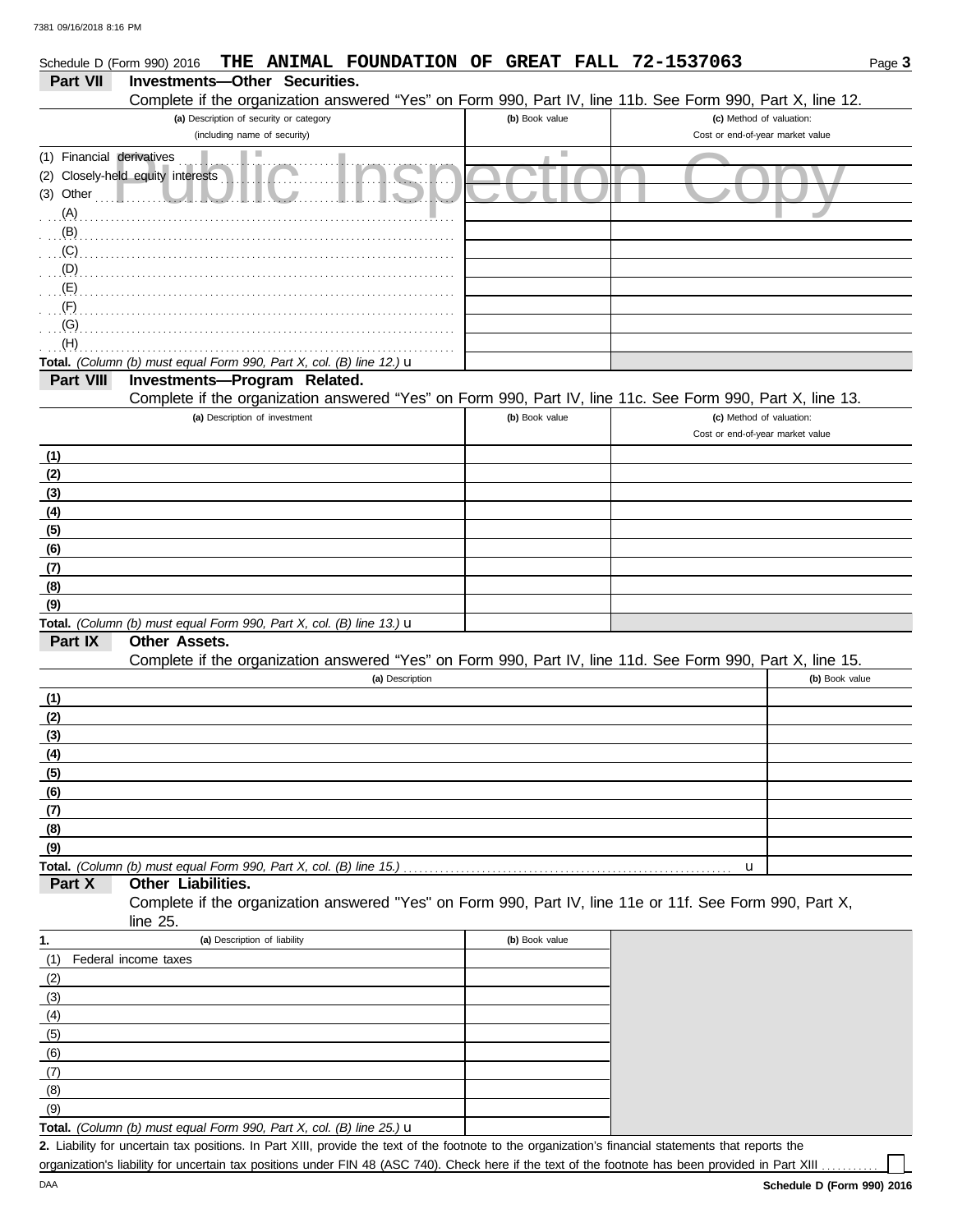Schedule D (Form 990) 2016 **THE ANIMAL FOUNDATION OF GREAT FALL 72-1537063** Page **3**

## Part VII Investments—Other Securities.

Complete if the organization answered "Yes" on Form 990, Part IV, line 11b. See Form 990, Part X, line 12.

| (a) Description of security or category (including name of security) | (b) Book value | (c) Method of valuation: Cost or end-of-year market value |
|---|---|---|
| (1) Financial derivatives | | |
| (2) Closely-held equity interests | | |
| (3) Other | | |
| (A) | | |
| (B) | | |
| (C) | | |
| (D) | | |
| (E) | | |
| (F) | | |
| (G) | | |
| (H) | | |
| **Total.** *(Column (b) must equal Form 990, Part X, col. (B) line 12.)* u | | |

## Part VIII Investments—Program Related.

Complete if the organization answered "Yes" on Form 990, Part IV, line 11c. See Form 990, Part X, line 13.

| (a) Description of investment | (b) Book value | (c) Method of valuation: Cost or end-of-year market value |
|---|---|---|
| (1) | | |
| (2) | | |
| (3) | | |
| (4) | | |
| (5) | | |
| (6) | | |
| (7) | | |
| (8) | | |
| (9) | | |
| **Total.** *(Column (b) must equal Form 990, Part X, col. (B) line 13.)* u | | |

## Part IX Other Assets.

Complete if the organization answered "Yes" on Form 990, Part IV, line 11d. See Form 990, Part X, line 15.

| (a) Description | (b) Book value |
|---|---|
| (1) | |
| (2) | |
| (3) | |
| (4) | |
| (5) | |
| (6) | |
| (7) | |
| (8) | |
| (9) | |
| **Total.** *(Column (b) must equal Form 990, Part X, col. (B) line 15.)* u | |

## Part X Other Liabilities.

Complete if the organization answered "Yes" on Form 990, Part IV, line 11e or 11f. See Form 990, Part X, line 25.

| 1. (a) Description of liability | (b) Book value |
|---|---|
| (1) Federal income taxes | |
| (2) | |
| (3) | |
| (4) | |
| (5) | |
| (6) | |
| (7) | |
| (8) | |
| (9) | |
| **Total.** *(Column (b) must equal Form 990, Part X, col. (B) line 25.)* u | |

**2.** Liability for uncertain tax positions. In Part XIII, provide the text of the footnote to the organization's financial statements that reports the organization's liability for uncertain tax positions under FIN 48 (ASC 740). Check here if the text of the footnote has been provided in Part XIII ☐

DAA **Schedule D (Form 990) 2016**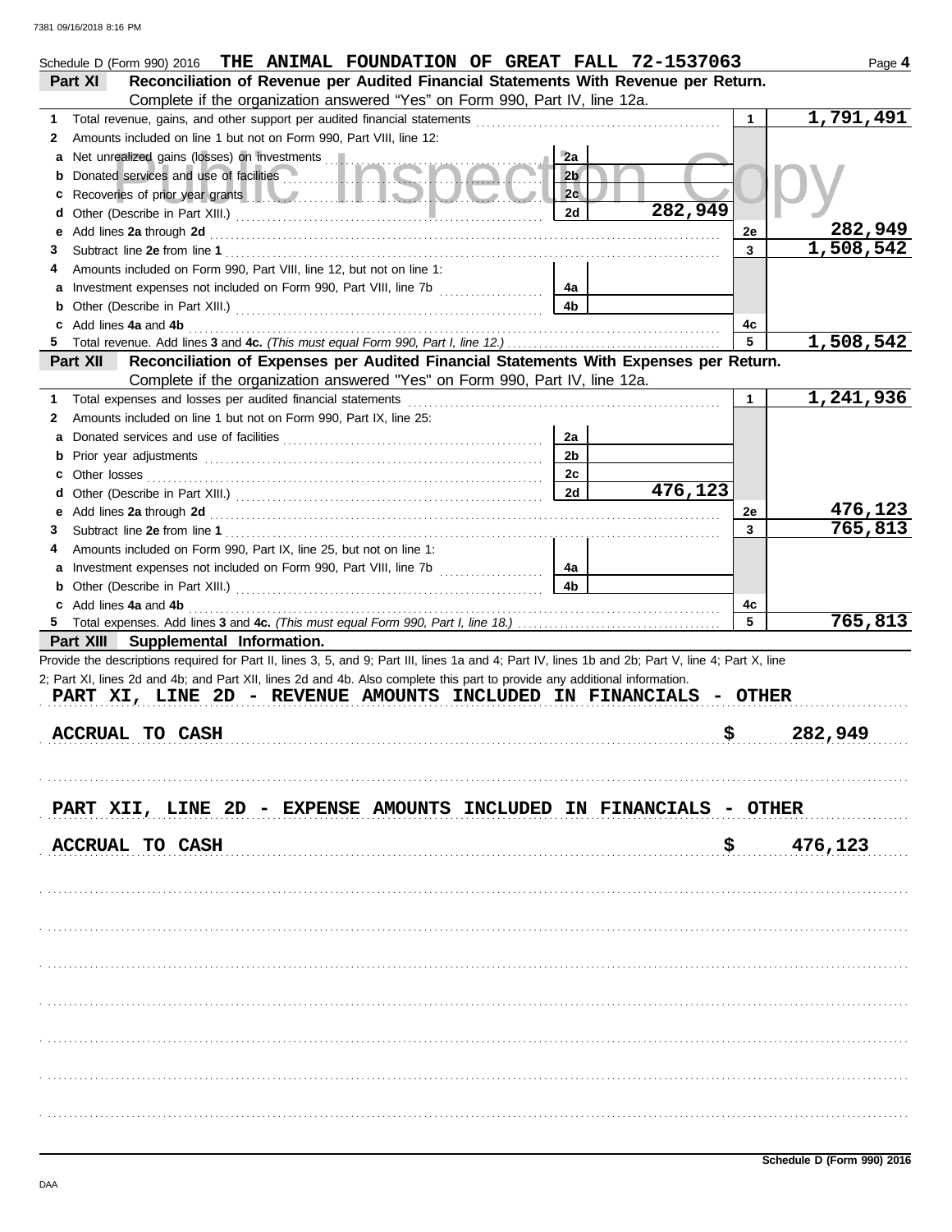Schedule D (Form 990) 2016 THE ANIMAL FOUNDATION OF GREAT FALL 72-1537063

## Part XI Reconciliation of Revenue per Audited Financial Statements With Revenue per Return.

Complete if the organization answered "Yes" on Form 990, Part IV, line 12a.

| | | | | | |
|---|---|---|---|---|---|
| 1 | Total revenue, gains, and other support per audited financial statements | | | 1 | 1,791,491 |
| 2 | Amounts included on line 1 but not on Form 990, Part VIII, line 12: | | | | |
| a | Net unrealized gains (losses) on investments | 2a | | | |
| b | Donated services and use of facilities | 2b | | | |
| c | Recoveries of prior year grants | 2c | | | |
| d | Other (Describe in Part XIII.) | 2d | 282,949 | | |
| e | Add lines 2a through 2d | | | 2e | 282,949 |
| 3 | Subtract line 2e from line 1 | | | 3 | 1,508,542 |
| 4 | Amounts included on Form 990, Part VIII, line 12, but not on line 1: | | | | |
| a | Investment expenses not included on Form 990, Part VIII, line 7b | 4a | | | |
| b | Other (Describe in Part XIII.) | 4b | | | |
| c | Add lines 4a and 4b | | | 4c | |
| 5 | Total revenue. Add lines 3 and 4c. *(This must equal Form 990, Part I, line 12.)* | | | 5 | 1,508,542 |

## Part XII Reconciliation of Expenses per Audited Financial Statements With Expenses per Return.

Complete if the organization answered "Yes" on Form 990, Part IV, line 12a.

| | | | | | |
|---|---|---|---|---|---|
| 1 | Total expenses and losses per audited financial statements | | | 1 | 1,241,936 |
| 2 | Amounts included on line 1 but not on Form 990, Part IX, line 25: | | | | |
| a | Donated services and use of facilities | 2a | | | |
| b | Prior year adjustments | 2b | | | |
| c | Other losses | 2c | | | |
| d | Other (Describe in Part XIII.) | 2d | 476,123 | | |
| e | Add lines 2a through 2d | | | 2e | 476,123 |
| 3 | Subtract line 2e from line 1 | | | 3 | 765,813 |
| 4 | Amounts included on Form 990, Part IX, line 25, but not on line 1: | | | | |
| a | Investment expenses not included on Form 990, Part VIII, line 7b | 4a | | | |
| b | Other (Describe in Part XIII.) | 4b | | | |
| c | Add lines 4a and 4b | | | 4c | |
| 5 | Total expenses. Add lines 3 and 4c. *(This must equal Form 990, Part I, line 18.)* | | | 5 | 765,813 |

## Part XIII Supplemental Information.

Provide the descriptions required for Part II, lines 3, 5, and 9; Part III, lines 1a and 4; Part IV, lines 1b and 2b; Part V, line 4; Part X, line 2; Part XI, lines 2d and 4b; and Part XII, lines 2d and 4b. Also complete this part to provide any additional information.

PART XI, LINE 2D - REVENUE AMOUNTS INCLUDED IN FINANCIALS - OTHER

ACCRUAL TO CASH $ 282,949

PART XII, LINE 2D - EXPENSE AMOUNTS INCLUDED IN FINANCIALS - OTHER

ACCRUAL TO CASH $ 476,123

Schedule D (Form 990) 2016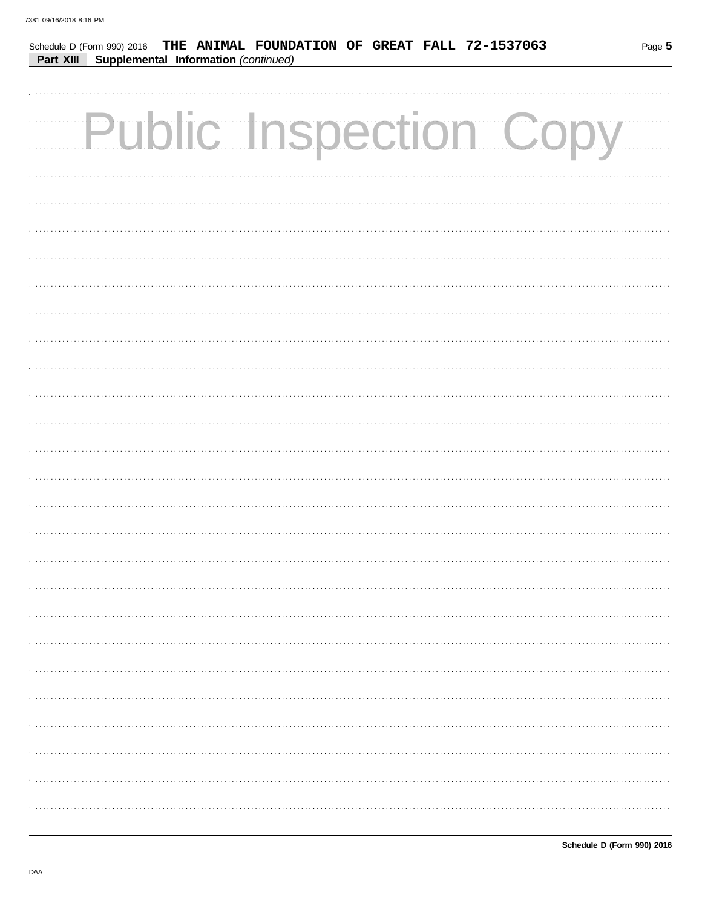Schedule D (Form 990) 2016 **THE ANIMAL FOUNDATION OF GREAT FALL 72-1537063** Page **5**

**Part XIII Supplemental Information** *(continued)*

Public Inspection Copy

**Schedule D (Form 990) 2016**

DAA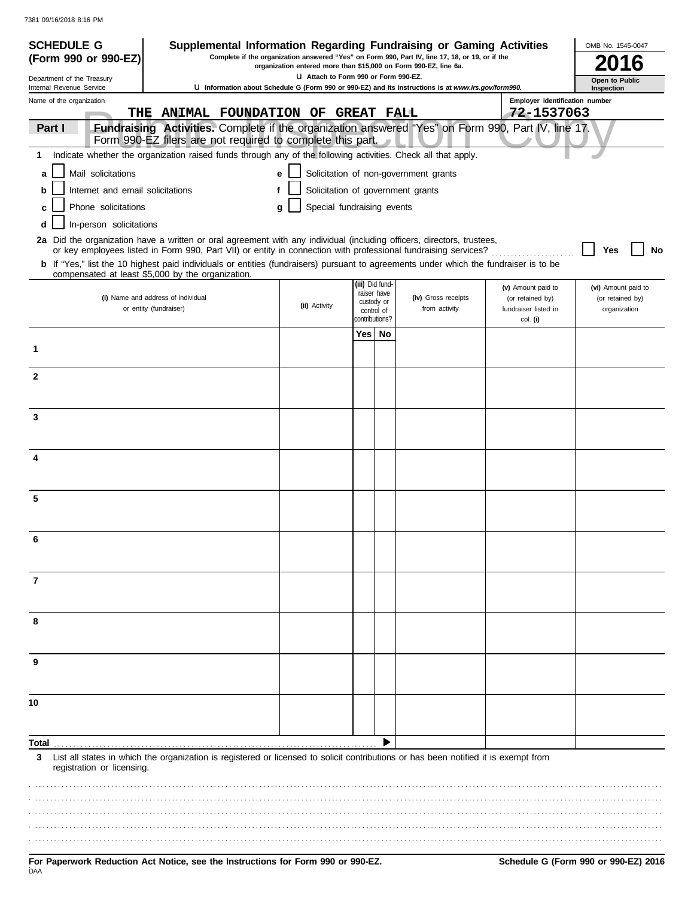7381 09/16/2018 8:16 PM

**SCHEDULE G (Form 990 or 990-EZ)**

Department of the Treasury
Internal Revenue Service

# Supplemental Information Regarding Fundraising or Gaming Activities

**Complete if the organization answered "Yes" on Form 990, Part IV, line 17, 18, or 19, or if the organization entered more than $15,000 on Form 990-EZ, line 6a.**

**u Attach to Form 990 or Form 990-EZ.**

**u Information about Schedule G (Form 990 or 990-EZ) and its instructions is at www.irs.gov/form990.**

OMB No. 1545-0047

**2016**

**Open to Public Inspection**

Name of the organization: THE ANIMAL FOUNDATION OF GREAT FALL

Employer identification number: 72-1537063

**Part I** **Fundraising Activities.** Complete if the organization answered "Yes" on Form 990, Part IV, line 17. Form 990-EZ filers are not required to complete this part.

**1** Indicate whether the organization raised funds through any of the following activities. Check all that apply.

- **a** ☐ Mail solicitations
- **b** ☐ Internet and email solicitations
- **c** ☐ Phone solicitations
- **d** ☐ In-person solicitations
- **e** ☐ Solicitation of non-government grants
- **f** ☐ Solicitation of government grants
- **g** ☐ Special fundraising events

**2a** Did the organization have a written or oral agreement with any individual (including officers, directors, trustees, or key employees listed in Form 990, Part VII) or entity in connection with professional fundraising services? ☐ **Yes** ☐ **No**

**b** If "Yes," list the 10 highest paid individuals or entities (fundraisers) pursuant to agreements under which the fundraiser is to be compensated at least $5,000 by the organization.

| | (i) Name and address of individual or entity (fundraiser) | (ii) Activity | (iii) Did fund-raiser have custody or control of contributions? Yes | No | (iv) Gross receipts from activity | (v) Amount paid to (or retained by) fundraiser listed in col. (i) | (vi) Amount paid to (or retained by) organization |
|---|---|---|---|---|---|---|---|
| 1 | | | | | | | |
| 2 | | | | | | | |
| 3 | | | | | | | |
| 4 | | | | | | | |
| 5 | | | | | | | |
| 6 | | | | | | | |
| 7 | | | | | | | |
| 8 | | | | | | | |
| 9 | | | | | | | |
| 10 | | | | | | | |
| **Total** | | | | ▶ | | | |

**3** List all states in which the organization is registered or licensed to solicit contributions or has been notified it is exempt from registration or licensing.

**For Paperwork Reduction Act Notice, see the Instructions for Form 990 or 990-EZ.**

**Schedule G (Form 990 or 990-EZ) 2016**

DAA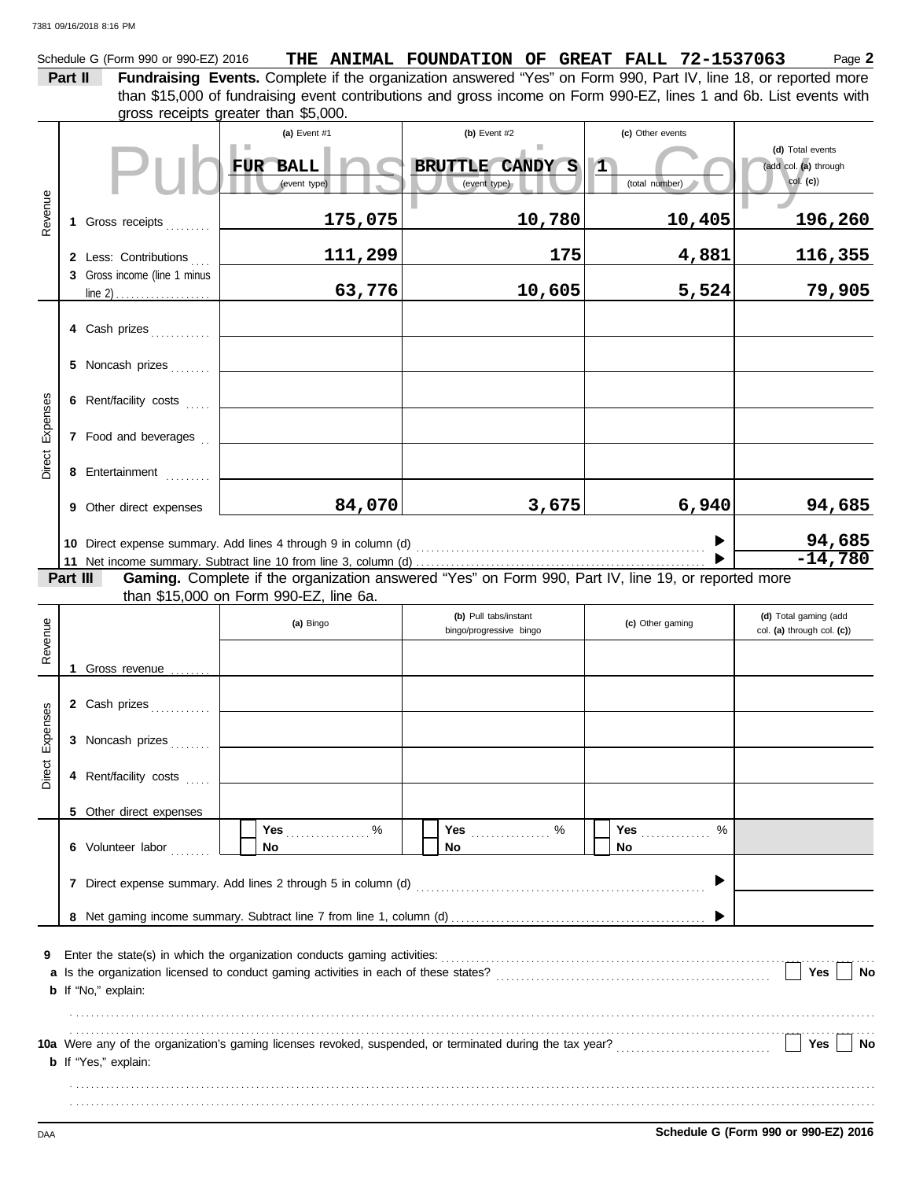Schedule G (Form 990 or 990-EZ) 2016 **THE ANIMAL FOUNDATION OF GREAT FALL 72-1537063** Page **2**

**Part II** **Fundraising Events.** Complete if the organization answered "Yes" on Form 990, Part IV, line 18, or reported more than $15,000 of fundraising event contributions and gross income on Form 990-EZ, lines 1 and 6b. List events with gross receipts greater than $5,000.

Public Inspection Copy

| | | (a) Event #1 | (b) Event #2 | (c) Other events | (d) Total events (add col. (a) through col. (c)) |
|---|---|---|---|---|---|
| | | FUR BALL (event type) | BRUTTLE CANDY S (event type) | 1 (total number) | |
| Revenue | 1 Gross receipts | 175,075 | 10,780 | 10,405 | 196,260 |
| | 2 Less: Contributions | 111,299 | 175 | 4,881 | 116,355 |
| | 3 Gross income (line 1 minus line 2) | 63,776 | 10,605 | 5,524 | 79,905 |
| Direct Expenses | 4 Cash prizes | | | | |
| | 5 Noncash prizes | | | | |
| | 6 Rent/facility costs | | | | |
| | 7 Food and beverages | | | | |
| | 8 Entertainment | | | | |
| | 9 Other direct expenses | 84,070 | 3,675 | 6,940 | 94,685 |
| | 10 Direct expense summary. Add lines 4 through 9 in column (d) | | | | 94,685 |
| | 11 Net income summary. Subtract line 10 from line 3, column (d) | | | | -14,780 |

**Part III** **Gaming.** Complete if the organization answered "Yes" on Form 990, Part IV, line 19, or reported more than $15,000 on Form 990-EZ, line 6a.

| | | (a) Bingo | (b) Pull tabs/instant bingo/progressive bingo | (c) Other gaming | (d) Total gaming (add col. (a) through col. (c)) |
|---|---|---|---|---|---|
| Revenue | 1 Gross revenue | | | | |
| Direct Expenses | 2 Cash prizes | | | | |
| | 3 Noncash prizes | | | | |
| | 4 Rent/facility costs | | | | |
| | 5 Other direct expenses | | | | |
| | 6 Volunteer labor | Yes ____ % / No | Yes ____ % / No | Yes ____ % / No | |
| | 7 Direct expense summary. Add lines 2 through 5 in column (d) | | | | |
| | 8 Net gaming income summary. Subtract line 7 from line 1, column (d) | | | | |

**9** Enter the state(s) in which the organization conducts gaming activities: ..........

**a** Is the organization licensed to conduct gaming activities in each of these states? ☐ Yes ☐ No

**b** If "No," explain:

**10a** Were any of the organization's gaming licenses revoked, suspended, or terminated during the tax year? ☐ Yes ☐ No

**b** If "Yes," explain:

DAA **Schedule G (Form 990 or 990-EZ) 2016**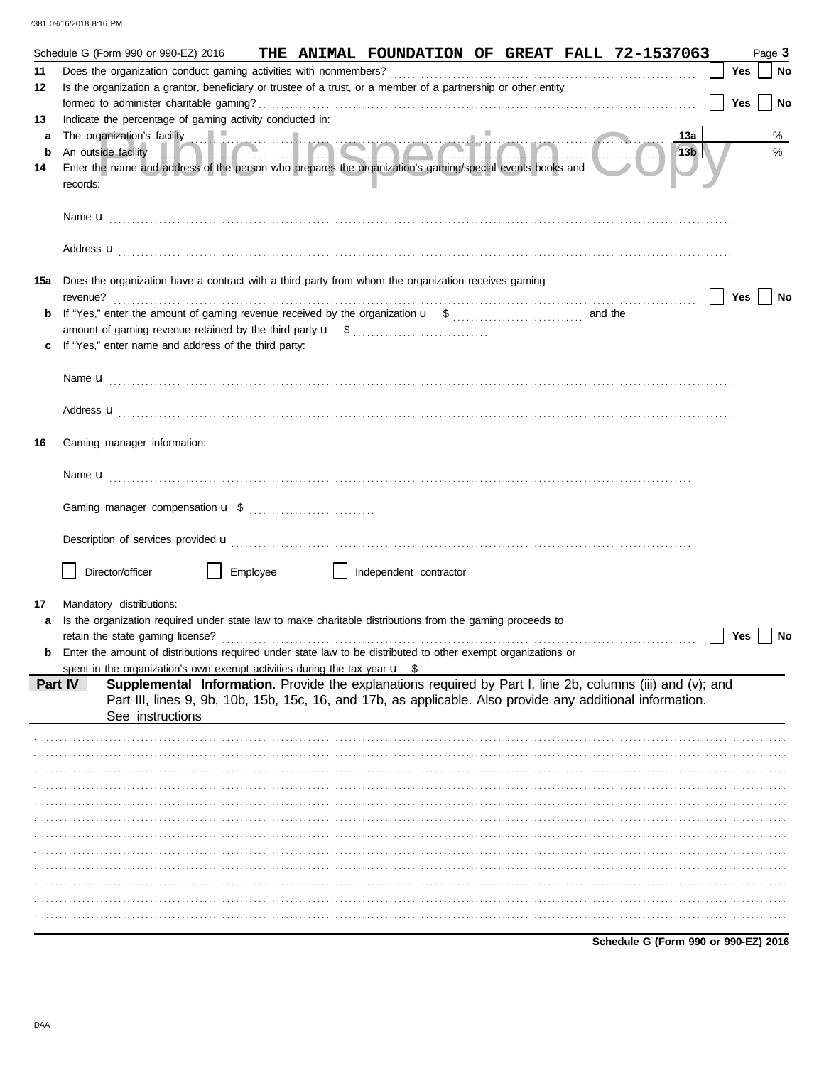Schedule G (Form 990 or 990-EZ) 2016 **THE ANIMAL FOUNDATION OF GREAT FALL 72-1537063** Page **3**

**11** Does the organization conduct gaming activities with nonmembers? ☐ Yes ☐ No

**12** Is the organization a grantor, beneficiary or trustee of a trust, or a member of a partnership or other entity formed to administer charitable gaming? ☐ Yes ☐ No

**13** Indicate the percentage of gaming activity conducted in:

**a** The organization's facility **13a** %

**b** An outside facility **13b** %

**14** Enter the name and address of the person who prepares the organization's gaming/special events books and records:

Name u

Address u

**15a** Does the organization have a contract with a third party from whom the organization receives gaming revenue? ☐ Yes ☐ No

**b** If "Yes," enter the amount of gaming revenue received by the organization u $ and the amount of gaming revenue retained by the third party u $

**c** If "Yes," enter name and address of the third party:

Name u

Address u

**16** Gaming manager information:

Name u

Gaming manager compensation u $

Description of services provided u

☐ Director/officer ☐ Employee ☐ Independent contractor

**17** Mandatory distributions:

**a** Is the organization required under state law to make charitable distributions from the gaming proceeds to retain the state gaming license? ☐ Yes ☐ No

**b** Enter the amount of distributions required under state law to be distributed to other exempt organizations or spent in the organization's own exempt activities during the tax year u $

**Part IV** **Supplemental Information.** Provide the explanations required by Part I, line 2b, columns (iii) and (v); and Part III, lines 9, 9b, 10b, 15b, 15c, 16, and 17b, as applicable. Also provide any additional information. See instructions

**Schedule G (Form 990 or 990-EZ) 2016**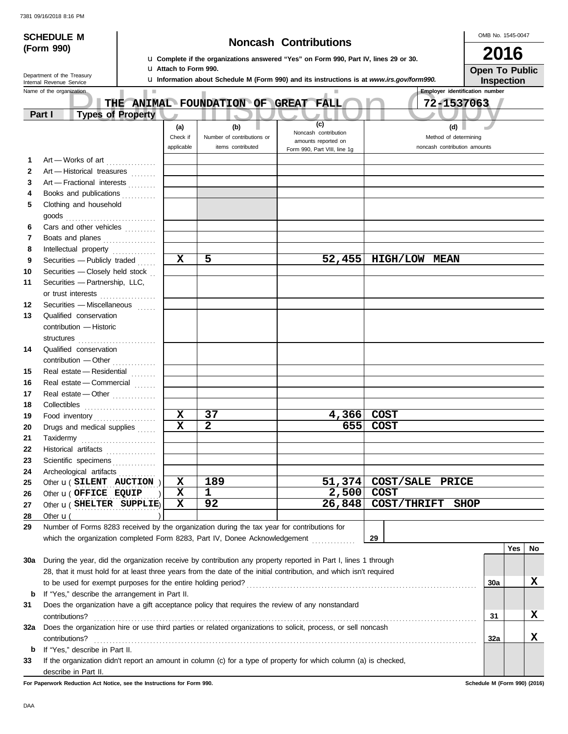7381 09/16/2018 8:16 PM

# SCHEDULE M (Form 990)

## Noncash Contributions

OMB No. 1545-0047

**2016**

**Open To Public Inspection**

u **Complete if the organizations answered "Yes" on Form 990, Part IV, lines 29 or 30.**
u **Attach to Form 990.**
u **Information about Schedule M (Form 990) and its instructions is at** ***www.irs.gov/form990.***

Department of the Treasury
Internal Revenue Service

Name of the organization: **THE ANIMAL FOUNDATION OF GREAT FALL**

Employer identification number: **72-1537063**

**Part I — Types of Property**

| | | (a) Check if applicable | (b) Number of contributions or items contributed | (c) Noncash contribution amounts reported on Form 990, Part VIII, line 1g | (d) Method of determining noncash contribution amounts |
|---|---|---|---|---|---|
| 1 | Art — Works of art | | | | |
| 2 | Art — Historical treasures | | | | |
| 3 | Art — Fractional interests | | | | |
| 4 | Books and publications | | | | |
| 5 | Clothing and household goods | | | | |
| 6 | Cars and other vehicles | | | | |
| 7 | Boats and planes | | | | |
| 8 | Intellectual property | | | | |
| 9 | Securities — Publicly traded | X | 5 | 52,455 | HIGH/LOW MEAN |
| 10 | Securities — Closely held stock | | | | |
| 11 | Securities — Partnership, LLC, or trust interests | | | | |
| 12 | Securities — Miscellaneous | | | | |
| 13 | Qualified conservation contribution — Historic structures | | | | |
| 14 | Qualified conservation contribution — Other | | | | |
| 15 | Real estate — Residential | | | | |
| 16 | Real estate — Commercial | | | | |
| 17 | Real estate — Other | | | | |
| 18 | Collectibles | | | | |
| 19 | Food inventory | X | 37 | 4,366 | COST |
| 20 | Drugs and medical supplies | X | 2 | 655 | COST |
| 21 | Taxidermy | | | | |
| 22 | Historical artifacts | | | | |
| 23 | Scientific specimens | | | | |
| 24 | Archeological artifacts | | | | |
| 25 | Other u ( SILENT AUCTION ) | X | 189 | 51,374 | COST/SALE PRICE |
| 26 | Other u ( OFFICE EQUIP ) | X | 1 | 2,500 | COST |
| 27 | Other u ( SHELTER SUPPLIE ) | X | 92 | 26,848 | COST/THRIFT SHOP |
| 28 | Other u ( ) | | | | |

**29** Number of Forms 8283 received by the organization during the tax year for contributions for which the organization completed Form 8283, Part IV, Donee Acknowledgement ............ **29**

| | | | Yes | No |
|---|---|---|---|---|
| 30a | During the year, did the organization receive by contribution any property reported in Part I, lines 1 through 28, that it must hold for at least three years from the date of the initial contribution, and which isn't required to be used for exempt purposes for the entire holding period? | 30a | | X |
| b | If "Yes," describe the arrangement in Part II. | | | |
| 31 | Does the organization have a gift acceptance policy that requires the review of any nonstandard contributions? | 31 | | X |
| 32a | Does the organization hire or use third parties or related organizations to solicit, process, or sell noncash contributions? | 32a | | X |
| b | If "Yes," describe in Part II. | | | |
| 33 | If the organization didn't report an amount in column (c) for a type of property for which column (a) is checked, describe in Part II. | | | |

**For Paperwork Reduction Act Notice, see the Instructions for Form 990.** **Schedule M (Form 990) (2016)**

DAA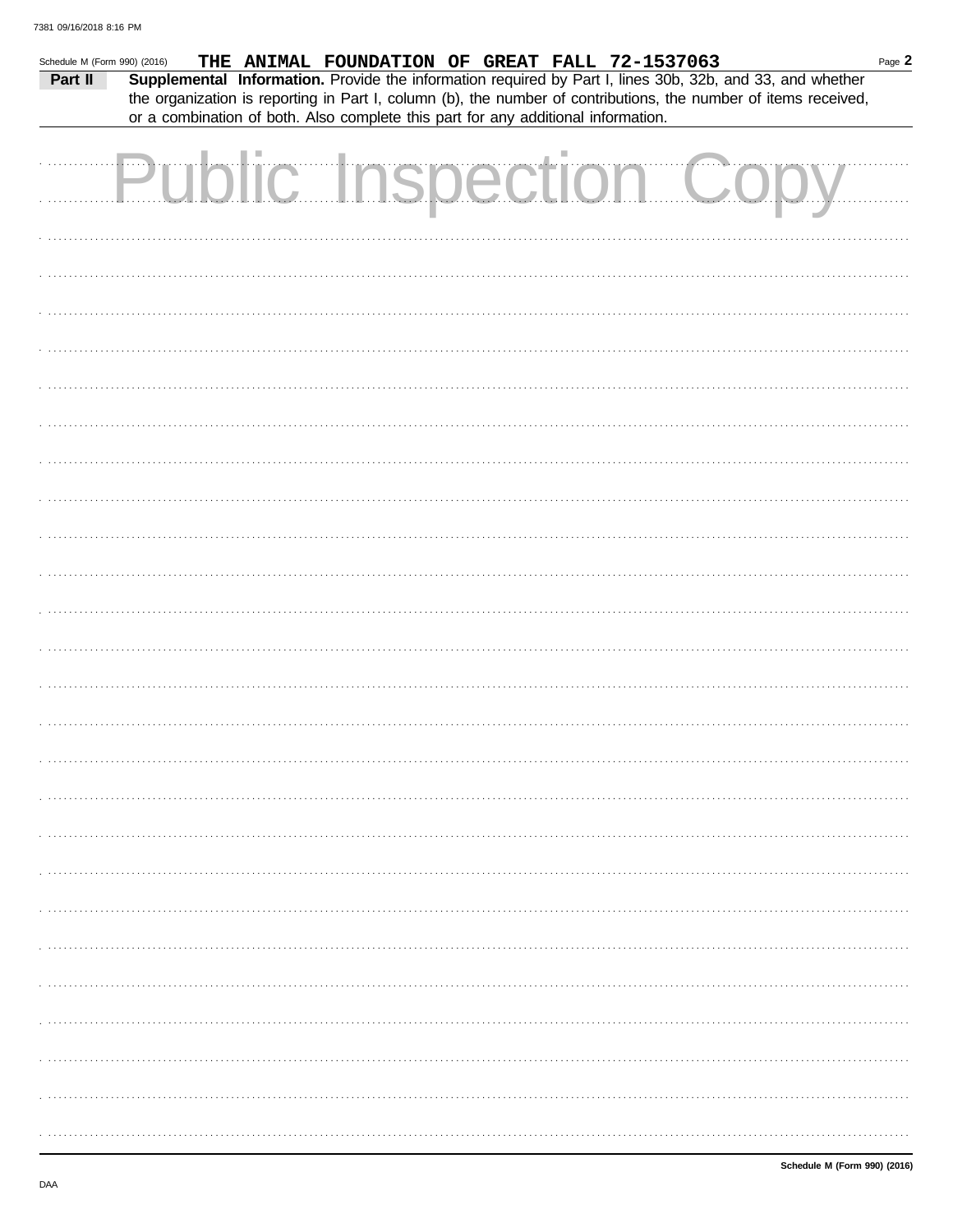Schedule M (Form 990) (2016) **THE ANIMAL FOUNDATION OF GREAT FALL 72-1537063**

**Part II** **Supplemental Information.** Provide the information required by Part I, lines 30b, 32b, and 33, and whether the organization is reporting in Part I, column (b), the number of contributions, the number of items received, or a combination of both. Also complete this part for any additional information.

Public Inspection Copy

**Schedule M (Form 990) (2016)**

DAA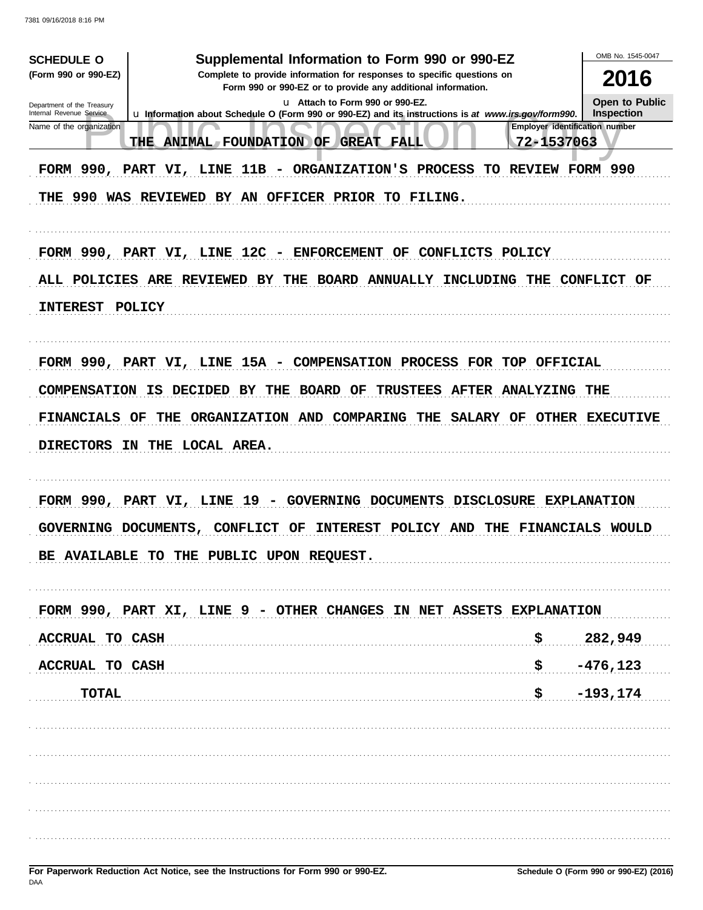**SCHEDULE O**
**(Form 990 or 990-EZ)**

Department of the Treasury
Internal Revenue Service

# Supplemental Information to Form 990 or 990-EZ

**Complete to provide information for responses to specific questions on Form 990 or 990-EZ or to provide any additional information.**

u Attach to Form 990 or 990-EZ.

u Information about Schedule O (Form 990 or 990-EZ) and its instructions is at *www.irs.gov/form990.*

OMB No. 1545-0047

**2016**

**Open to Public Inspection**

| Name of the organization | Employer identification number |
|---|---|
| THE ANIMAL FOUNDATION OF GREAT FALL | 72-1537063 |

FORM 990, PART VI, LINE 11B - ORGANIZATION'S PROCESS TO REVIEW FORM 990

THE 990 WAS REVIEWED BY AN OFFICER PRIOR TO FILING.

FORM 990, PART VI, LINE 12C - ENFORCEMENT OF CONFLICTS POLICY

ALL POLICIES ARE REVIEWED BY THE BOARD ANNUALLY INCLUDING THE CONFLICT OF INTEREST POLICY

FORM 990, PART VI, LINE 15A - COMPENSATION PROCESS FOR TOP OFFICIAL

COMPENSATION IS DECIDED BY THE BOARD OF TRUSTEES AFTER ANALYZING THE FINANCIALS OF THE ORGANIZATION AND COMPARING THE SALARY OF OTHER EXECUTIVE DIRECTORS IN THE LOCAL AREA.

FORM 990, PART VI, LINE 19 - GOVERNING DOCUMENTS DISCLOSURE EXPLANATION

GOVERNING DOCUMENTS, CONFLICT OF INTEREST POLICY AND THE FINANCIALS WOULD BE AVAILABLE TO THE PUBLIC UPON REQUEST.

FORM 990, PART XI, LINE 9 - OTHER CHANGES IN NET ASSETS EXPLANATION

| | |
|---|---|
| ACCRUAL TO CASH | $ 282,949 |
| ACCRUAL TO CASH | $ -476,123 |
| TOTAL | $ -193,174 |

For Paperwork Reduction Act Notice, see the Instructions for Form 990 or 990-EZ.

Schedule O (Form 990 or 990-EZ) (2016)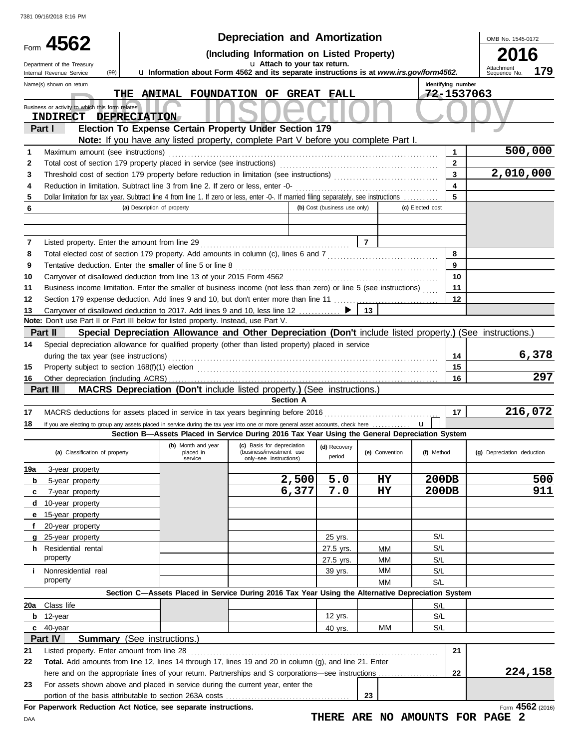7381 09/16/2018 8:16 PM

# Form 4562 — Depreciation and Amortization

**(Including Information on Listed Property)**

Department of the Treasury
Internal Revenue Service (99)

u Attach to your tax return.
u Information about Form 4562 and its separate instructions is at *www.irs.gov/form4562*.

OMB No. 1545-0172
**2016**
Attachment Sequence No. **179**

Public Inspection Copy

Name(s) shown on return: THE ANIMAL FOUNDATION OF GREAT FALL
Identifying number: 72-1537063

Business or activity to which this form relates: INDIRECT DEPRECIATION

## Part I — Election To Expense Certain Property Under Section 179

**Note:** If you have any listed property, complete Part V before you complete Part I.

| Line | Description | Box | Amount |
|---|---|---|---|
| 1 | Maximum amount (see instructions) | 1 | 500,000 |
| 2 | Total cost of section 179 property placed in service (see instructions) | 2 | |
| 3 | Threshold cost of section 179 property before reduction in limitation (see instructions) | 3 | 2,010,000 |
| 4 | Reduction in limitation. Subtract line 3 from line 2. If zero or less, enter -0- | 4 | |
| 5 | Dollar limitation for tax year. Subtract line 4 from line 1. If zero or less, enter -0-. If married filing separately, see instructions | 5 | |

| 6 (a) Description of property | (b) Cost (business use only) | (c) Elected cost |
|---|---|---|
| | | |
| | | |

| Line | Description | Box | Amount |
|---|---|---|---|
| 7 | Listed property. Enter the amount from line 29 | 7 | |
| 8 | Total elected cost of section 179 property. Add amounts in column (c), lines 6 and 7 | 8 | |
| 9 | Tentative deduction. Enter the **smaller** of line 5 or line 8 | 9 | |
| 10 | Carryover of disallowed deduction from line 13 of your 2015 Form 4562 | 10 | |
| 11 | Business income limitation. Enter the smaller of business income (not less than zero) or line 5 (see instructions) | 11 | |
| 12 | Section 179 expense deduction. Add lines 9 and 10, but don't enter more than line 11 | 12 | |
| 13 | Carryover of disallowed deduction to 2017. Add lines 9 and 10, less line 12 ▶ | 13 | |

**Note:** Don't use Part II or Part III below for listed property. Instead, use Part V.

## Part II — Special Depreciation Allowance and Other Depreciation (Don't include listed property.) (See instructions.)

| Line | Description | Box | Amount |
|---|---|---|---|
| 14 | Special depreciation allowance for qualified property (other than listed property) placed in service during the tax year (see instructions) | 14 | 6,378 |
| 15 | Property subject to section 168(f)(1) election | 15 | |
| 16 | Other depreciation (including ACRS) | 16 | 297 |

## Part III — MACRS Depreciation (Don't include listed property.) (See instructions.)

### Section A

| Line | Description | Box | Amount |
|---|---|---|---|
| 17 | MACRS deductions for assets placed in service in tax years beginning before 2016 | 17 | 216,072 |
| 18 | If you are electing to group any assets placed in service during the tax year into one or more general asset accounts, check here u | | |

### Section B—Assets Placed in Service During 2016 Tax Year Using the General Depreciation System

| (a) Classification of property | (b) Month and year placed in service | (c) Basis for depreciation (business/investment use only–see instructions) | (d) Recovery period | (e) Convention | (f) Method | (g) Depreciation deduction |
|---|---|---|---|---|---|---|
| 19a 3-year property | | | | | | |
| b 5-year property | | 2,500 | 5.0 | HY | 200DB | 500 |
| c 7-year property | | 6,377 | 7.0 | HY | 200DB | 911 |
| d 10-year property | | | | | | |
| e 15-year property | | | | | | |
| f 20-year property | | | | | | |
| g 25-year property | | | 25 yrs. | | S/L | |
| h Residential rental property | | | 27.5 yrs. | MM | S/L | |
| | | | 27.5 yrs. | MM | S/L | |
| i Nonresidential real property | | | 39 yrs. | MM | S/L | |
| | | | | MM | S/L | |

### Section C—Assets Placed in Service During 2016 Tax Year Using the Alternative Depreciation System

| (a) Classification of property | (b) Month and year placed in service | (c) Basis for depreciation | (d) Recovery period | (e) Convention | (f) Method | (g) Depreciation deduction |
|---|---|---|---|---|---|---|
| 20a Class life | | | | | S/L | |
| b 12-year | | | 12 yrs. | | S/L | |
| c 40-year | | | 40 yrs. | MM | S/L | |

## Part IV — Summary (See instructions.)

| Line | Description | Box | Amount |
|---|---|---|---|
| 21 | Listed property. Enter amount from line 28 | 21 | |
| 22 | **Total.** Add amounts from line 12, lines 14 through 17, lines 19 and 20 in column (g), and line 21. Enter here and on the appropriate lines of your return. Partnerships and S corporations—see instructions | 22 | 224,158 |
| 23 | For assets shown above and placed in service during the current year, enter the portion of the basis attributable to section 263A costs | 23 | |

**For Paperwork Reduction Act Notice, see separate instructions.**

DAA

Form **4562** (2016)

THERE ARE NO AMOUNTS FOR PAGE 2